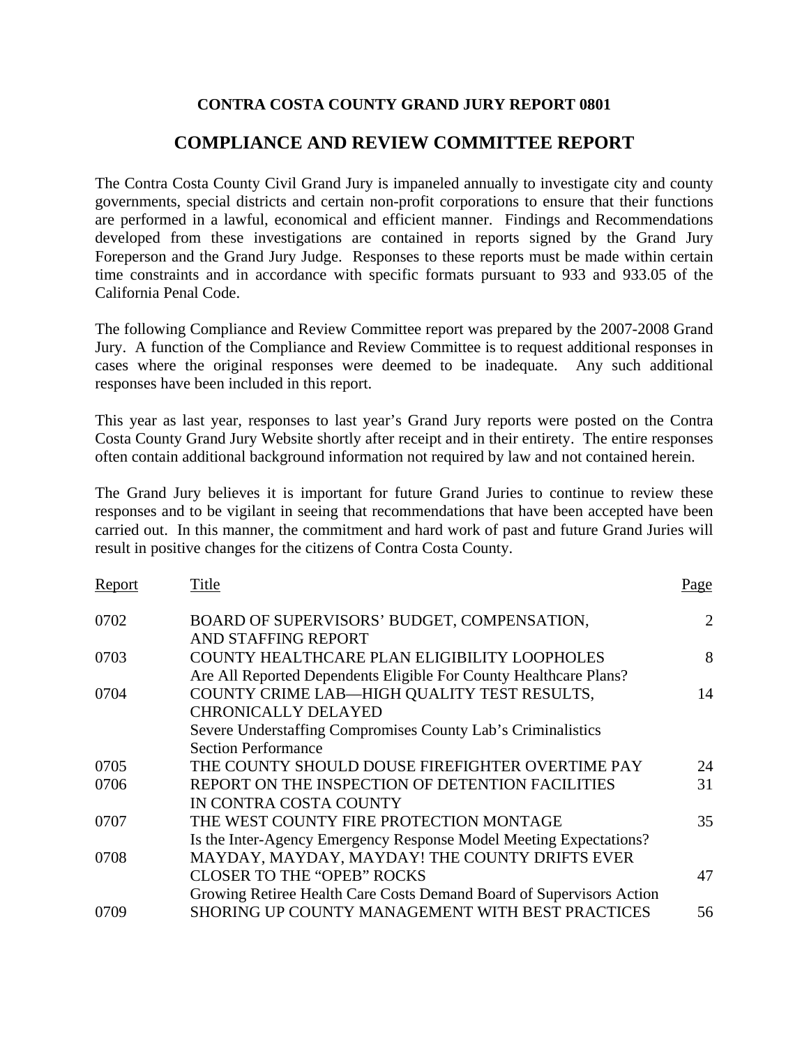**CONTRA COSTA COUNTY GRAND JURY REPORT 0801**

# COMPLIANCE AND REVIEW COMMITTEE REPORT

The Contra Costa County Civil Grand Jury is impaneled annually to investigate city and county governments, special districts and certain non-profit corporations to ensure that their functions are performed in a lawful, economical and efficient manner. Findings and Recommendations developed from these investigations are contained in reports signed by the Grand Jury Foreperson and the Grand Jury Judge. Responses to these reports must be made within certain time constraints and in accordance with specific formats pursuant to 933 and 933.05 of the California Penal Code.

The following Compliance and Review Committee report was prepared by the 2007-2008 Grand Jury. A function of the Compliance and Review Committee is to request additional responses in cases where the original responses were deemed to be inadequate. Any such additional responses have been included in this report.

This year as last year, responses to last year's Grand Jury reports were posted on the Contra Costa County Grand Jury Website shortly after receipt and in their entirety. The entire responses often contain additional background information not required by law and not contained herein.

The Grand Jury believes it is important for future Grand Juries to continue to review these responses and to be vigilant in seeing that recommendations that have been accepted have been carried out. In this manner, the commitment and hard work of past and future Grand Juries will result in positive changes for the citizens of Contra Costa County.

| Report | Title | Page |
|---|---|---|
| 0702 | BOARD OF SUPERVISORS' BUDGET, COMPENSATION, AND STAFFING REPORT | 2 |
| 0703 | COUNTY HEALTHCARE PLAN ELIGIBILITY LOOPHOLES<br>Are All Reported Dependents Eligible For County Healthcare Plans? | 8 |
| 0704 | COUNTY CRIME LAB—HIGH QUALITY TEST RESULTS, CHRONICALLY DELAYED<br>Severe Understaffing Compromises County Lab's Criminalistics Section Performance | 14 |
| 0705 | THE COUNTY SHOULD DOUSE FIREFIGHTER OVERTIME PAY | 24 |
| 0706 | REPORT ON THE INSPECTION OF DETENTION FACILITIES IN CONTRA COSTA COUNTY | 31 |
| 0707 | THE WEST COUNTY FIRE PROTECTION MONTAGE<br>Is the Inter-Agency Emergency Response Model Meeting Expectations? | 35 |
| 0708 | MAYDAY, MAYDAY, MAYDAY! THE COUNTY DRIFTS EVER CLOSER TO THE "OPEB" ROCKS<br>Growing Retiree Health Care Costs Demand Board of Supervisors Action | 47 |
| 0709 | SHORING UP COUNTY MANAGEMENT WITH BEST PRACTICES | 56 |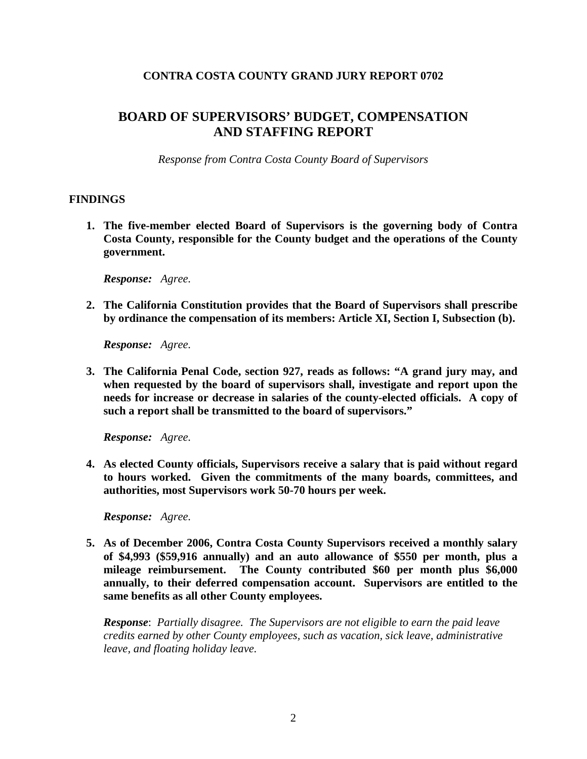**CONTRA COSTA COUNTY GRAND JURY REPORT 0702**

# BOARD OF SUPERVISORS' BUDGET, COMPENSATION AND STAFFING REPORT

*Response from Contra Costa County Board of Supervisors*

## FINDINGS

1. **The five-member elected Board of Supervisors is the governing body of Contra Costa County, responsible for the County budget and the operations of the County government.**

   ***Response:*** *Agree.*

2. **The California Constitution provides that the Board of Supervisors shall prescribe by ordinance the compensation of its members: Article XI, Section I, Subsection (b).**

   ***Response:*** *Agree.*

3. **The California Penal Code, section 927, reads as follows: "A grand jury may, and when requested by the board of supervisors shall, investigate and report upon the needs for increase or decrease in salaries of the county-elected officials. A copy of such a report shall be transmitted to the board of supervisors."**

   ***Response:*** *Agree.*

4. **As elected County officials, Supervisors receive a salary that is paid without regard to hours worked. Given the commitments of the many boards, committees, and authorities, most Supervisors work 50-70 hours per week.**

   ***Response:*** *Agree.*

5. **As of December 2006, Contra Costa County Supervisors received a monthly salary of $4,993 ($59,916 annually) and an auto allowance of $550 per month, plus a mileage reimbursement. The County contributed $60 per month plus $6,000 annually, to their deferred compensation account. Supervisors are entitled to the same benefits as all other County employees.**

   ***Response***: *Partially disagree. The Supervisors are not eligible to earn the paid leave credits earned by other County employees, such as vacation, sick leave, administrative leave, and floating holiday leave.*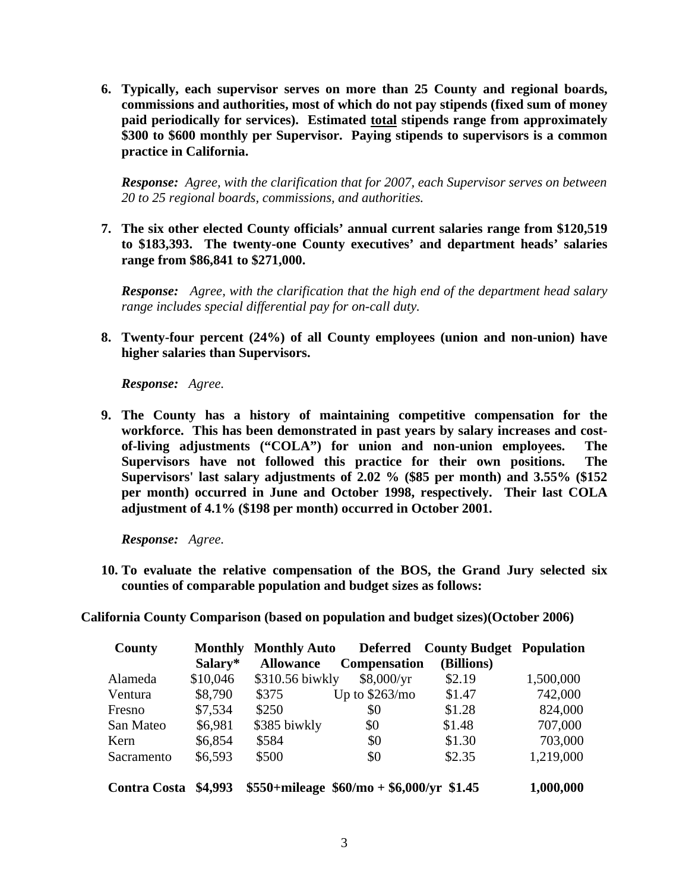6. **Typically, each supervisor serves on more than 25 County and regional boards, commissions and authorities, most of which do not pay stipends (fixed sum of money paid periodically for services). Estimated <u>total</u> stipends range from approximately $300 to $600 monthly per Supervisor. Paying stipends to supervisors is a common practice in California.**

   ***Response:*** *Agree, with the clarification that for 2007, each Supervisor serves on between 20 to 25 regional boards, commissions, and authorities.*

7. **The six other elected County officials' annual current salaries range from $120,519 to $183,393. The twenty-one County executives' and department heads' salaries range from $86,841 to $271,000.**

   ***Response:*** *Agree, with the clarification that the high end of the department head salary range includes special differential pay for on-call duty.*

8. **Twenty-four percent (24%) of all County employees (union and non-union) have higher salaries than Supervisors.**

   ***Response:*** *Agree.*

9. **The County has a history of maintaining competitive compensation for the workforce. This has been demonstrated in past years by salary increases and cost-of-living adjustments ("COLA") for union and non-union employees. The Supervisors have not followed this practice for their own positions. The Supervisors' last salary adjustments of 2.02 % ($85 per month) and 3.55% ($152 per month) occurred in June and October 1998, respectively. Their last COLA adjustment of 4.1% ($198 per month) occurred in October 2001.**

   ***Response:*** *Agree.*

10. **To evaluate the relative compensation of the BOS, the Grand Jury selected six counties of comparable population and budget sizes as follows:**

**California County Comparison (based on population and budget sizes)(October 2006)**

| County | Monthly Salary* | Monthly Auto Allowance | Deferred Compensation | County Budget (Billions) | Population |
|---|---|---|---|---|---|
| Alameda | $10,046 | $310.56 biwkly | $8,000/yr | $2.19 | 1,500,000 |
| Ventura | $8,790 | $375 | Up to $263/mo | $1.47 | 742,000 |
| Fresno | $7,534 | $250 | $0 | $1.28 | 824,000 |
| San Mateo | $6,981 | $385 biwkly | $0 | $1.48 | 707,000 |
| Kern | $6,854 | $584 | $0 | $1.30 | 703,000 |
| Sacramento | $6,593 | $500 | $0 | $2.35 | 1,219,000 |
| **Contra Costa** | **$4,993** | **$550+mileage** | **$60/mo + $6,000/yr** | **$1.45** | **1,000,000** |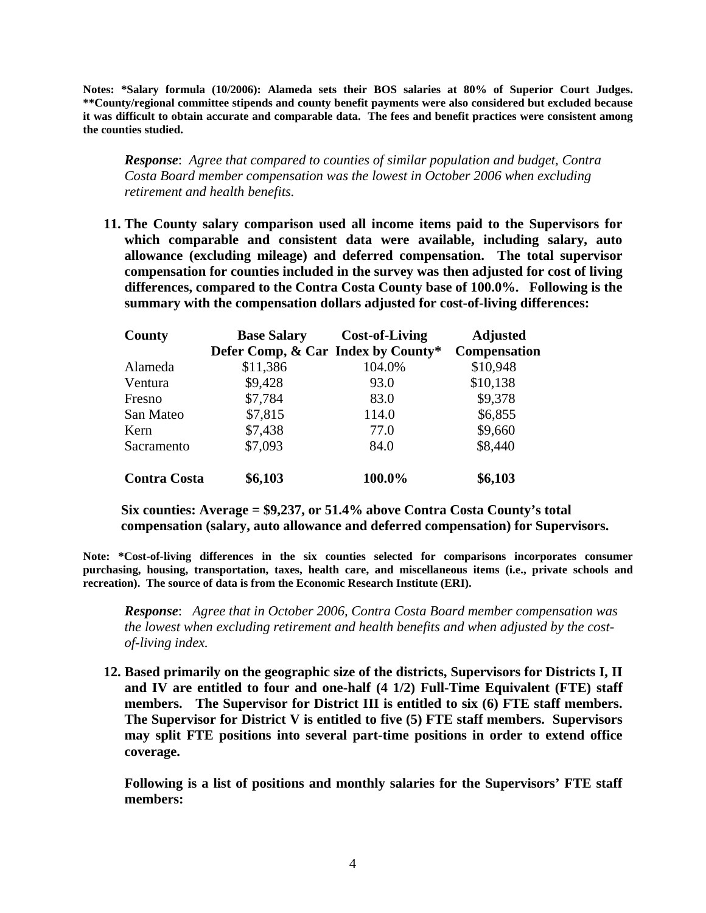**Notes: *Salary formula (10/2006): Alameda sets their BOS salaries at 80% of Superior Court Judges. **County/regional committee stipends and county benefit payments were also considered but excluded because it was difficult to obtain accurate and comparable data. The fees and benefit practices were consistent among the counties studied.**

***Response***: *Agree that compared to counties of similar population and budget, Contra Costa Board member compensation was the lowest in October 2006 when excluding retirement and health benefits.*

**11. The County salary comparison used all income items paid to the Supervisors for which comparable and consistent data were available, including salary, auto allowance (excluding mileage) and deferred compensation. The total supervisor compensation for counties included in the survey was then adjusted for cost of living differences, compared to the Contra Costa County base of 100.0%. Following is the summary with the compensation dollars adjusted for cost-of-living differences:**

| County | Base Salary Defer Comp, & Car | Cost-of-Living Index by County* | Adjusted Compensation |
|---|---|---|---|
| Alameda | $11,386 | 104.0% | $10,948 |
| Ventura | $9,428 | 93.0 | $10,138 |
| Fresno | $7,784 | 83.0 | $9,378 |
| San Mateo | $7,815 | 114.0 | $6,855 |
| Kern | $7,438 | 77.0 | $9,660 |
| Sacramento | $7,093 | 84.0 | $8,440 |
| **Contra Costa** | **$6,103** | **100.0%** | **$6,103** |

**Six counties: Average = $9,237, or 51.4% above Contra Costa County's total compensation (salary, auto allowance and deferred compensation) for Supervisors.**

**Note: *Cost-of-living differences in the six counties selected for comparisons incorporates consumer purchasing, housing, transportation, taxes, health care, and miscellaneous items (i.e., private schools and recreation). The source of data is from the Economic Research Institute (ERI).**

***Response***: *Agree that in October 2006, Contra Costa Board member compensation was the lowest when excluding retirement and health benefits and when adjusted by the cost-of-living index.*

**12. Based primarily on the geographic size of the districts, Supervisors for Districts I, II and IV are entitled to four and one-half (4 1/2) Full-Time Equivalent (FTE) staff members. The Supervisor for District III is entitled to six (6) FTE staff members. The Supervisor for District V is entitled to five (5) FTE staff members. Supervisors may split FTE positions into several part-time positions in order to extend office coverage.**

**Following is a list of positions and monthly salaries for the Supervisors' FTE staff members:**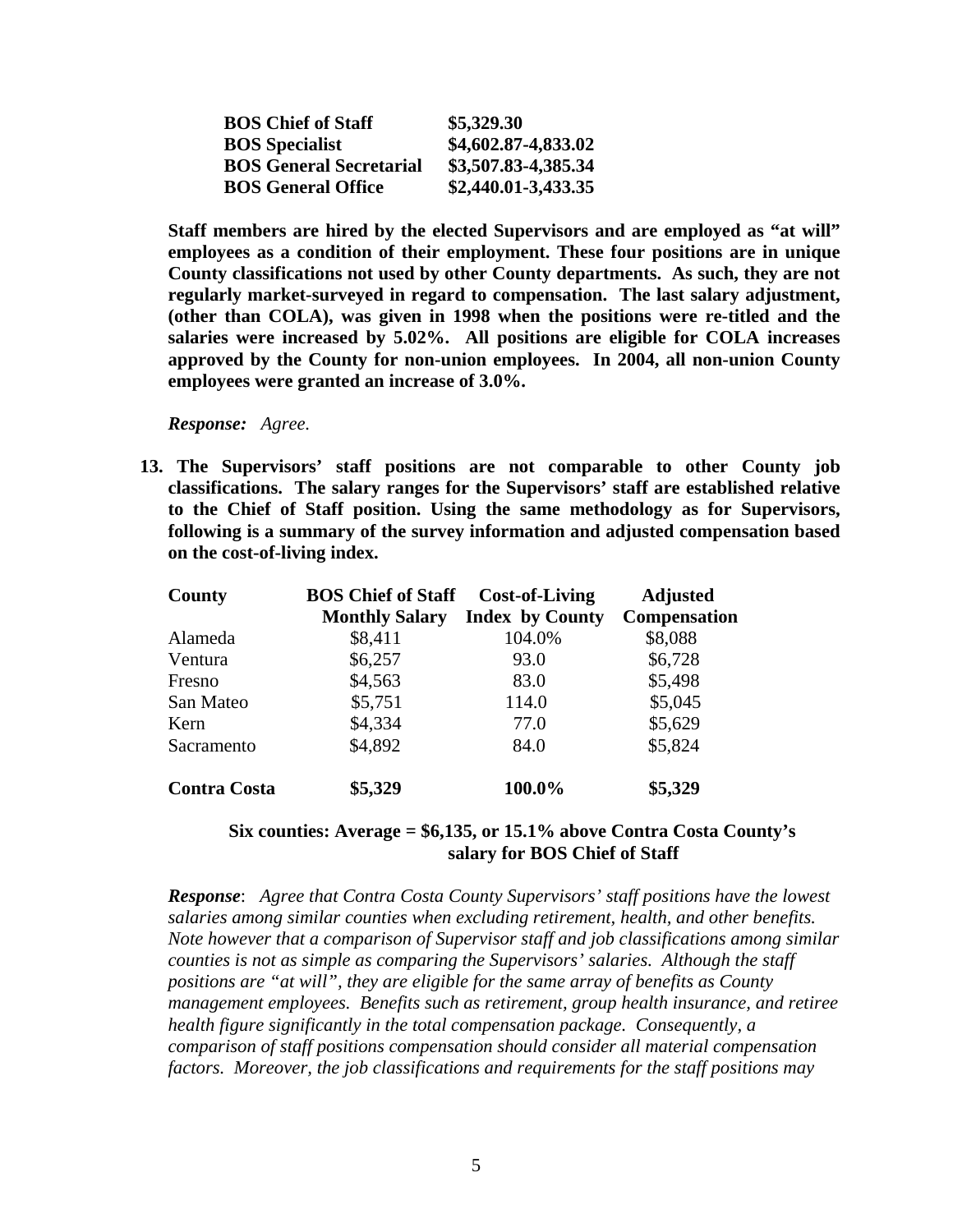| **BOS Chief of Staff** | **$5,329.30** |
|---|---|
| **BOS Specialist** | **$4,602.87-4,833.02** |
| **BOS General Secretarial** | **$3,507.83-4,385.34** |
| **BOS General Office** | **$2,440.01-3,433.35** |

**Staff members are hired by the elected Supervisors and are employed as "at will" employees as a condition of their employment. These four positions are in unique County classifications not used by other County departments. As such, they are not regularly market-surveyed in regard to compensation. The last salary adjustment, (other than COLA), was given in 1998 when the positions were re-titled and the salaries were increased by 5.02%. All positions are eligible for COLA increases approved by the County for non-union employees. In 2004, all non-union County employees were granted an increase of 3.0%.**

***Response:*** *Agree.*

**13. The Supervisors' staff positions are not comparable to other County job classifications. The salary ranges for the Supervisors' staff are established relative to the Chief of Staff position. Using the same methodology as for Supervisors, following is a summary of the survey information and adjusted compensation based on the cost-of-living index.**

| **County** | **BOS Chief of Staff Monthly Salary** | **Cost-of-Living Index by County** | **Adjusted Compensation** |
|---|---|---|---|
| Alameda | $8,411 | 104.0% | $8,088 |
| Ventura | $6,257 | 93.0 | $6,728 |
| Fresno | $4,563 | 83.0 | $5,498 |
| San Mateo | $5,751 | 114.0 | $5,045 |
| Kern | $4,334 | 77.0 | $5,629 |
| Sacramento | $4,892 | 84.0 | $5,824 |
| **Contra Costa** | **$5,329** | **100.0%** | **$5,329** |

**Six counties: Average = $6,135, or 15.1% above Contra Costa County's salary for BOS Chief of Staff**

***Response***: *Agree that Contra Costa County Supervisors' staff positions have the lowest salaries among similar counties when excluding retirement, health, and other benefits. Note however that a comparison of Supervisor staff and job classifications among similar counties is not as simple as comparing the Supervisors' salaries. Although the staff positions are "at will", they are eligible for the same array of benefits as County management employees. Benefits such as retirement, group health insurance, and retiree health figure significantly in the total compensation package. Consequently, a comparison of staff positions compensation should consider all material compensation factors. Moreover, the job classifications and requirements for the staff positions may*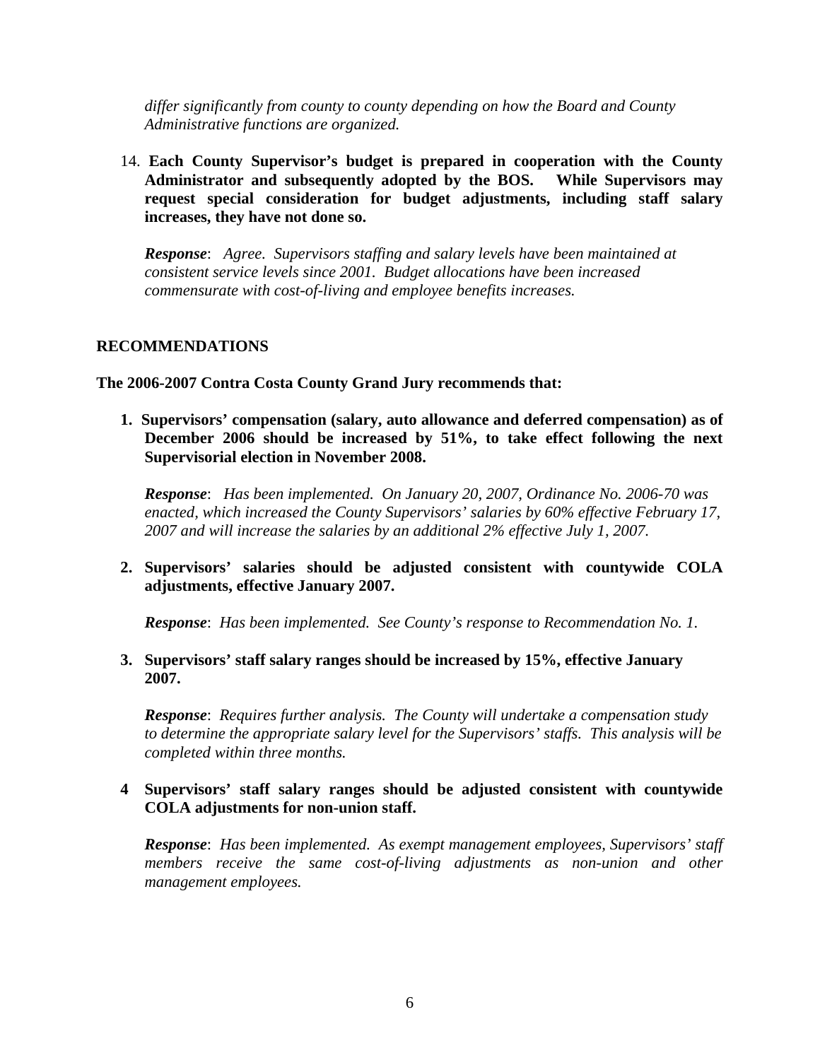*differ significantly from county to county depending on how the Board and County Administrative functions are organized.*

14. **Each County Supervisor's budget is prepared in cooperation with the County Administrator and subsequently adopted by the BOS. While Supervisors may request special consideration for budget adjustments, including staff salary increases, they have not done so.**

    ***Response***: *Agree. Supervisors staffing and salary levels have been maintained at consistent service levels since 2001. Budget allocations have been increased commensurate with cost-of-living and employee benefits increases.*

## RECOMMENDATIONS

**The 2006-2007 Contra Costa County Grand Jury recommends that:**

1. **Supervisors' compensation (salary, auto allowance and deferred compensation) as of December 2006 should be increased by 51%, to take effect following the next Supervisorial election in November 2008.**

   ***Response***: *Has been implemented. On January 20, 2007, Ordinance No. 2006-70 was enacted, which increased the County Supervisors' salaries by 60% effective February 17, 2007 and will increase the salaries by an additional 2% effective July 1, 2007.*

2. **Supervisors' salaries should be adjusted consistent with countywide COLA adjustments, effective January 2007.**

   ***Response***: *Has been implemented. See County's response to Recommendation No. 1.*

3. **Supervisors' staff salary ranges should be increased by 15%, effective January 2007.**

   ***Response***: *Requires further analysis. The County will undertake a compensation study to determine the appropriate salary level for the Supervisors' staffs. This analysis will be completed within three months.*

4. **Supervisors' staff salary ranges should be adjusted consistent with countywide COLA adjustments for non-union staff.**

   ***Response***: *Has been implemented. As exempt management employees, Supervisors' staff members receive the same cost-of-living adjustments as non-union and other management employees.*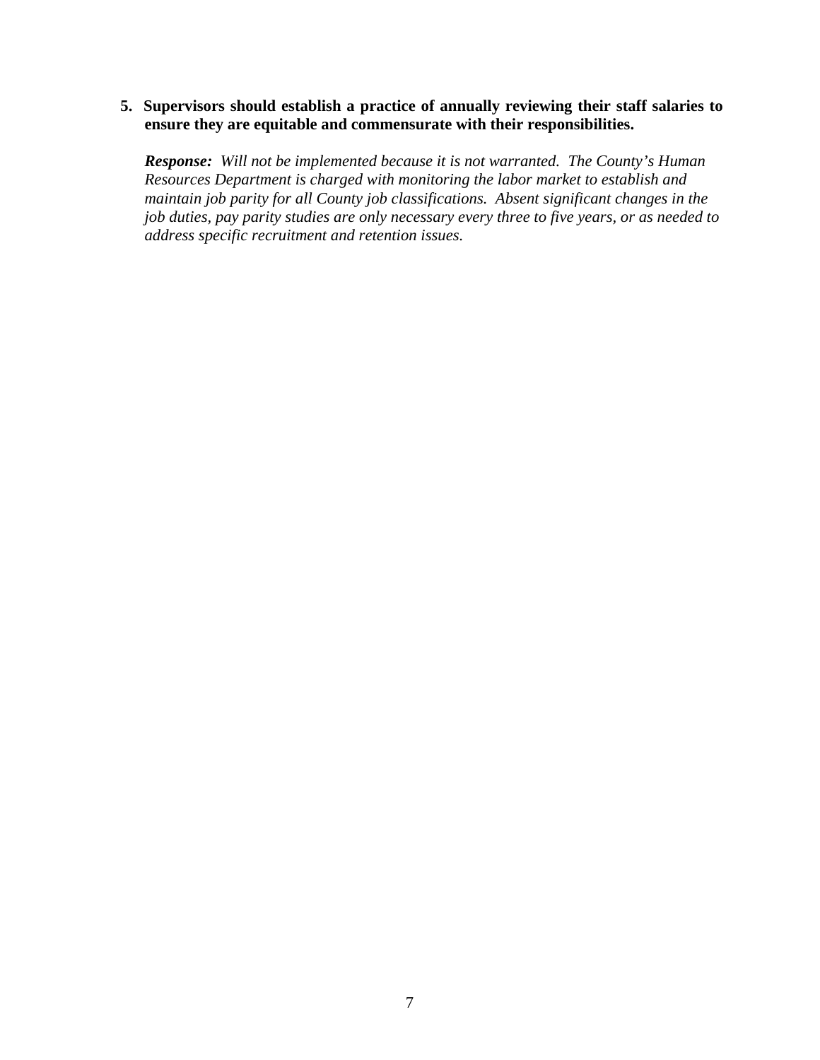5. **Supervisors should establish a practice of annually reviewing their staff salaries to ensure they are equitable and commensurate with their responsibilities.**

   ***Response:*** *Will not be implemented because it is not warranted. The County's Human Resources Department is charged with monitoring the labor market to establish and maintain job parity for all County job classifications. Absent significant changes in the job duties, pay parity studies are only necessary every three to five years, or as needed to address specific recruitment and retention issues.*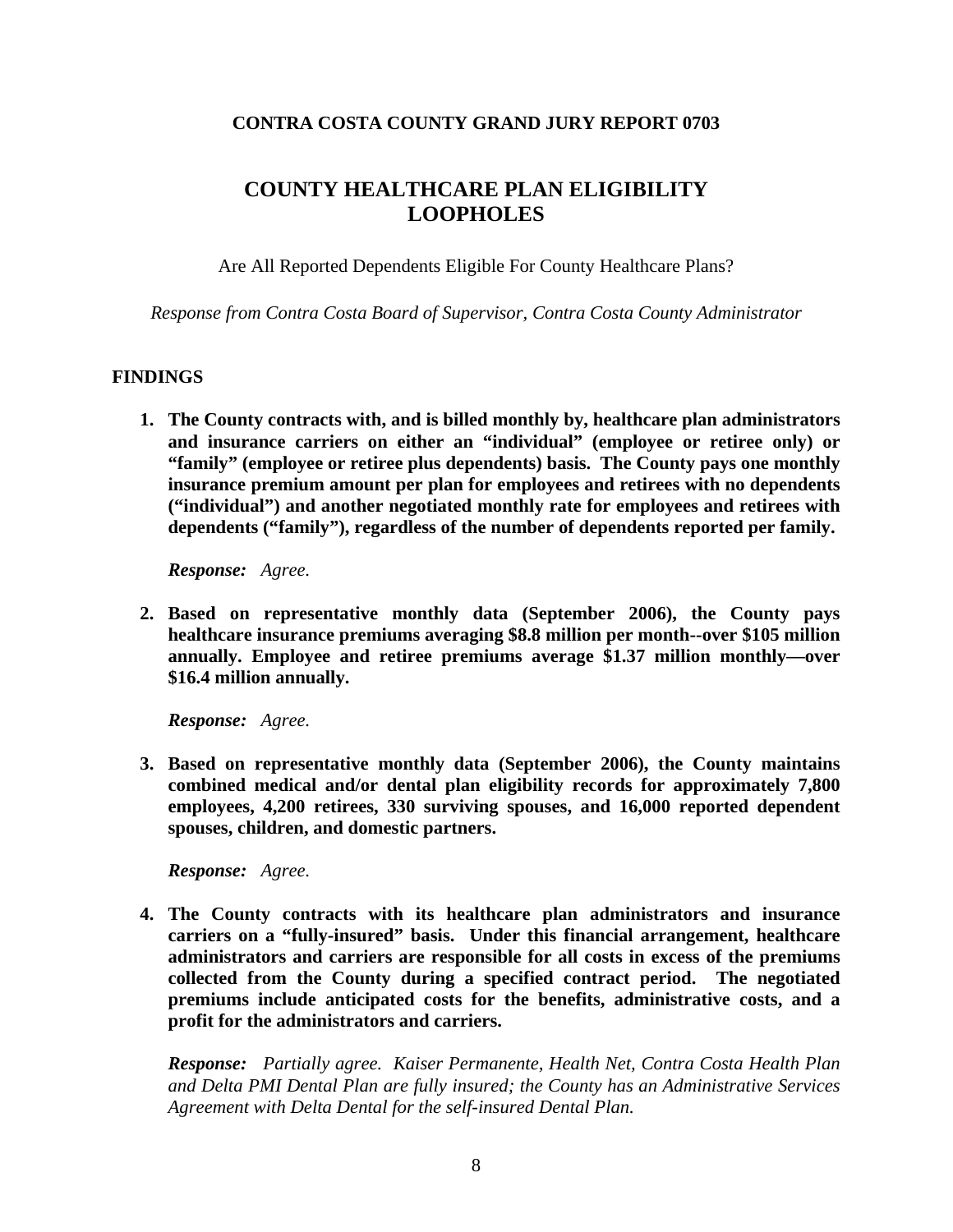**CONTRA COSTA COUNTY GRAND JURY REPORT 0703**

# COUNTY HEALTHCARE PLAN ELIGIBILITY LOOPHOLES

Are All Reported Dependents Eligible For County Healthcare Plans?

*Response from Contra Costa Board of Supervisor, Contra Costa County Administrator*

## FINDINGS

1. **The County contracts with, and is billed monthly by, healthcare plan administrators and insurance carriers on either an "individual" (employee or retiree only) or "family" (employee or retiree plus dependents) basis. The County pays one monthly insurance premium amount per plan for employees and retirees with no dependents ("individual") and another negotiated monthly rate for employees and retirees with dependents ("family"), regardless of the number of dependents reported per family.**

   ***Response:*** *Agree.*

2. **Based on representative monthly data (September 2006), the County pays healthcare insurance premiums averaging $8.8 million per month--over $105 million annually. Employee and retiree premiums average $1.37 million monthly—over $16.4 million annually.**

   ***Response:*** *Agree.*

3. **Based on representative monthly data (September 2006), the County maintains combined medical and/or dental plan eligibility records for approximately 7,800 employees, 4,200 retirees, 330 surviving spouses, and 16,000 reported dependent spouses, children, and domestic partners.**

   ***Response:*** *Agree.*

4. **The County contracts with its healthcare plan administrators and insurance carriers on a "fully-insured" basis. Under this financial arrangement, healthcare administrators and carriers are responsible for all costs in excess of the premiums collected from the County during a specified contract period. The negotiated premiums include anticipated costs for the benefits, administrative costs, and a profit for the administrators and carriers.**

   ***Response:*** *Partially agree. Kaiser Permanente, Health Net, Contra Costa Health Plan and Delta PMI Dental Plan are fully insured; the County has an Administrative Services Agreement with Delta Dental for the self-insured Dental Plan.*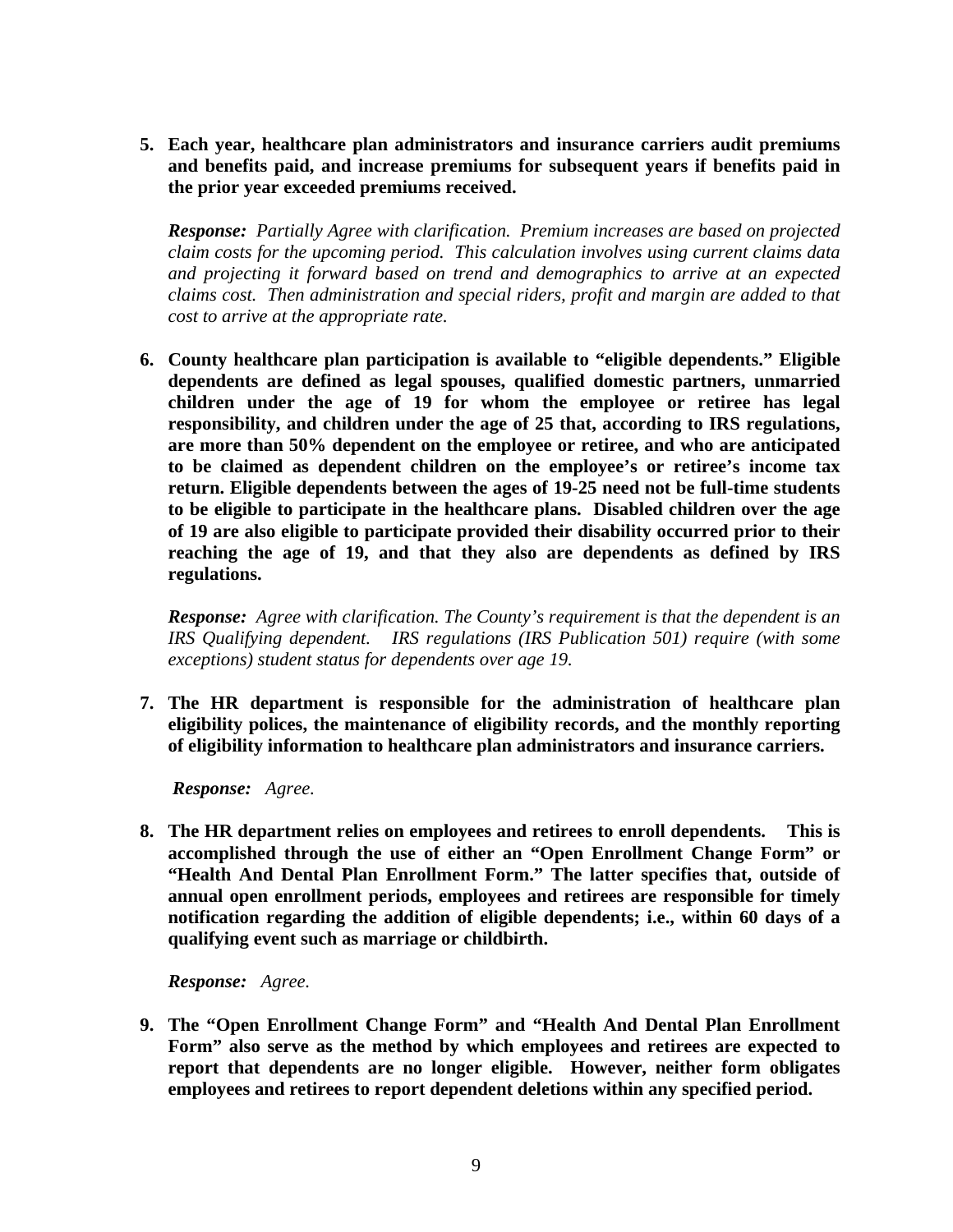5. **Each year, healthcare plan administrators and insurance carriers audit premiums and benefits paid, and increase premiums for subsequent years if benefits paid in the prior year exceeded premiums received.**

   ***Response:*** *Partially Agree with clarification. Premium increases are based on projected claim costs for the upcoming period. This calculation involves using current claims data and projecting it forward based on trend and demographics to arrive at an expected claims cost. Then administration and special riders, profit and margin are added to that cost to arrive at the appropriate rate.*

6. **County healthcare plan participation is available to "eligible dependents." Eligible dependents are defined as legal spouses, qualified domestic partners, unmarried children under the age of 19 for whom the employee or retiree has legal responsibility, and children under the age of 25 that, according to IRS regulations, are more than 50% dependent on the employee or retiree, and who are anticipated to be claimed as dependent children on the employee's or retiree's income tax return. Eligible dependents between the ages of 19-25 need not be full-time students to be eligible to participate in the healthcare plans. Disabled children over the age of 19 are also eligible to participate provided their disability occurred prior to their reaching the age of 19, and that they also are dependents as defined by IRS regulations.**

   ***Response:*** *Agree with clarification. The County's requirement is that the dependent is an IRS Qualifying dependent. IRS regulations (IRS Publication 501) require (with some exceptions) student status for dependents over age 19.*

7. **The HR department is responsible for the administration of healthcare plan eligibility polices, the maintenance of eligibility records, and the monthly reporting of eligibility information to healthcare plan administrators and insurance carriers.**

   ***Response:*** *Agree.*

8. **The HR department relies on employees and retirees to enroll dependents. This is accomplished through the use of either an "Open Enrollment Change Form" or "Health And Dental Plan Enrollment Form." The latter specifies that, outside of annual open enrollment periods, employees and retirees are responsible for timely notification regarding the addition of eligible dependents; i.e., within 60 days of a qualifying event such as marriage or childbirth.**

   ***Response:*** *Agree.*

9. **The "Open Enrollment Change Form" and "Health And Dental Plan Enrollment Form" also serve as the method by which employees and retirees are expected to report that dependents are no longer eligible. However, neither form obligates employees and retirees to report dependent deletions within any specified period.**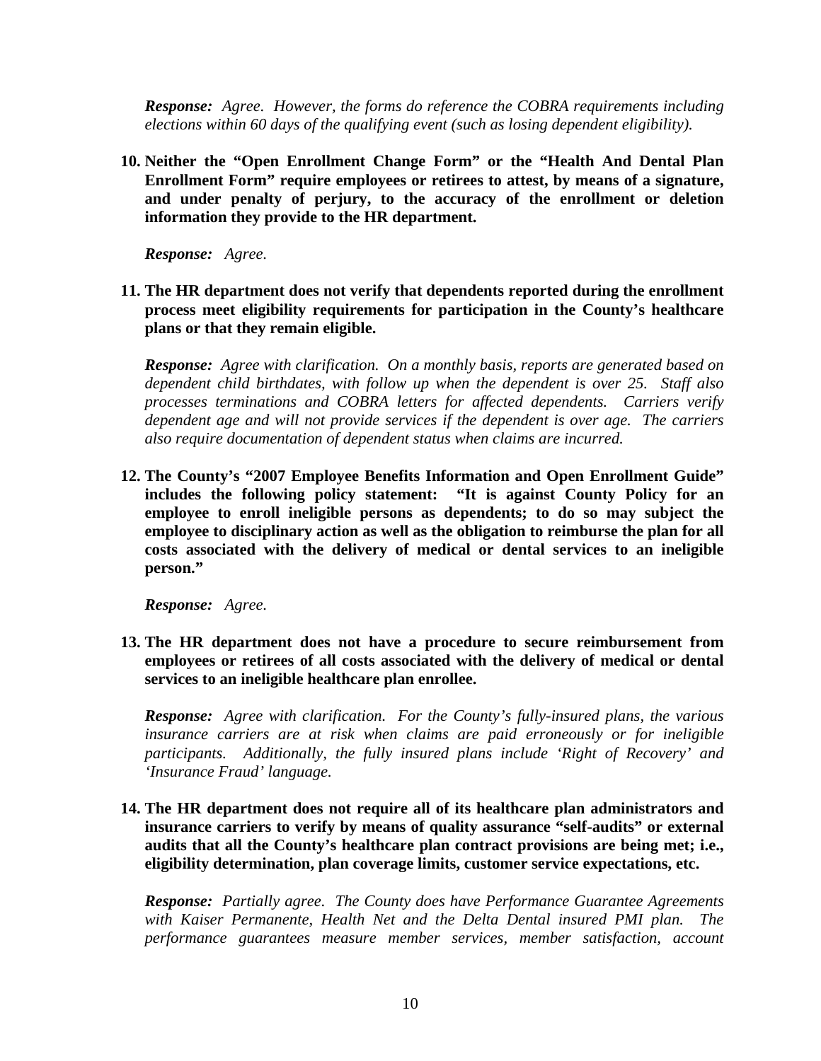*Response: Agree. However, the forms do reference the COBRA requirements including elections within 60 days of the qualifying event (such as losing dependent eligibility).*

10. **Neither the "Open Enrollment Change Form" or the "Health And Dental Plan Enrollment Form" require employees or retirees to attest, by means of a signature, and under penalty of perjury, to the accuracy of the enrollment or deletion information they provide to the HR department.**

    ***Response:*** *Agree.*

11. **The HR department does not verify that dependents reported during the enrollment process meet eligibility requirements for participation in the County's healthcare plans or that they remain eligible.**

    ***Response:*** *Agree with clarification. On a monthly basis, reports are generated based on dependent child birthdates, with follow up when the dependent is over 25. Staff also processes terminations and COBRA letters for affected dependents. Carriers verify dependent age and will not provide services if the dependent is over age. The carriers also require documentation of dependent status when claims are incurred.*

12. **The County's "2007 Employee Benefits Information and Open Enrollment Guide" includes the following policy statement: "It is against County Policy for an employee to enroll ineligible persons as dependents; to do so may subject the employee to disciplinary action as well as the obligation to reimburse the plan for all costs associated with the delivery of medical or dental services to an ineligible person."**

    ***Response:*** *Agree.*

13. **The HR department does not have a procedure to secure reimbursement from employees or retirees of all costs associated with the delivery of medical or dental services to an ineligible healthcare plan enrollee.**

    ***Response:*** *Agree with clarification. For the County's fully-insured plans, the various insurance carriers are at risk when claims are paid erroneously or for ineligible participants. Additionally, the fully insured plans include 'Right of Recovery' and 'Insurance Fraud' language.*

14. **The HR department does not require all of its healthcare plan administrators and insurance carriers to verify by means of quality assurance "self-audits" or external audits that all the County's healthcare plan contract provisions are being met; i.e., eligibility determination, plan coverage limits, customer service expectations, etc.**

    ***Response:*** *Partially agree. The County does have Performance Guarantee Agreements with Kaiser Permanente, Health Net and the Delta Dental insured PMI plan. The performance guarantees measure member services, member satisfaction, account*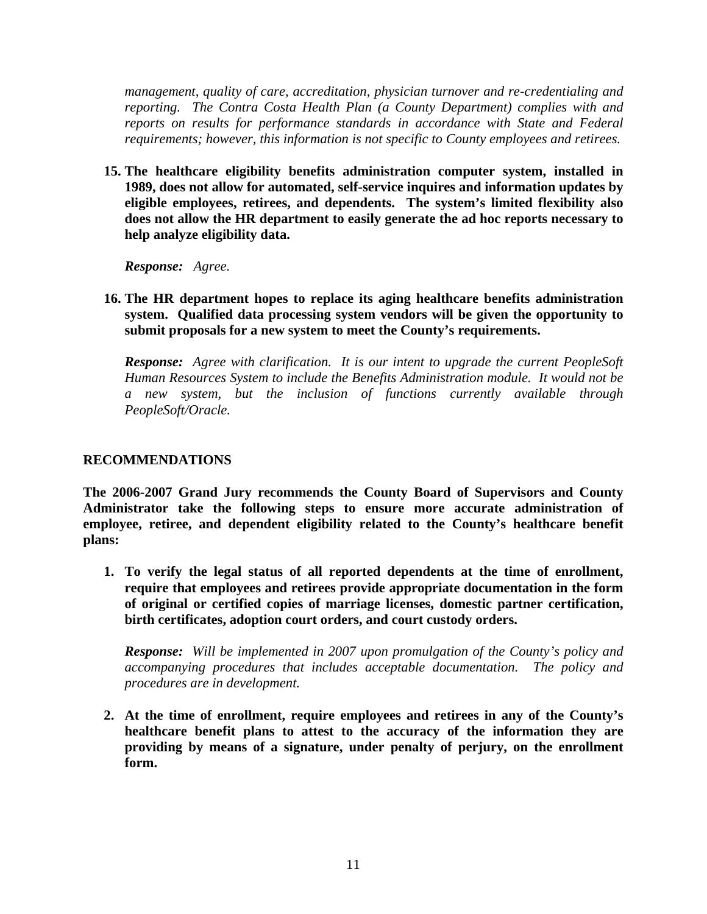*management, quality of care, accreditation, physician turnover and re-credentialing and reporting. The Contra Costa Health Plan (a County Department) complies with and reports on results for performance standards in accordance with State and Federal requirements; however, this information is not specific to County employees and retirees.*

15. **The healthcare eligibility benefits administration computer system, installed in 1989, does not allow for automated, self-service inquires and information updates by eligible employees, retirees, and dependents. The system's limited flexibility also does not allow the HR department to easily generate the ad hoc reports necessary to help analyze eligibility data.**

    ***Response:*** *Agree.*

16. **The HR department hopes to replace its aging healthcare benefits administration system. Qualified data processing system vendors will be given the opportunity to submit proposals for a new system to meet the County's requirements.**

    ***Response:*** *Agree with clarification. It is our intent to upgrade the current PeopleSoft Human Resources System to include the Benefits Administration module. It would not be a new system, but the inclusion of functions currently available through PeopleSoft/Oracle.*

## RECOMMENDATIONS

**The 2006-2007 Grand Jury recommends the County Board of Supervisors and County Administrator take the following steps to ensure more accurate administration of employee, retiree, and dependent eligibility related to the County's healthcare benefit plans:**

1. **To verify the legal status of all reported dependents at the time of enrollment, require that employees and retirees provide appropriate documentation in the form of original or certified copies of marriage licenses, domestic partner certification, birth certificates, adoption court orders, and court custody orders.**

   ***Response:*** *Will be implemented in 2007 upon promulgation of the County's policy and accompanying procedures that includes acceptable documentation. The policy and procedures are in development.*

2. **At the time of enrollment, require employees and retirees in any of the County's healthcare benefit plans to attest to the accuracy of the information they are providing by means of a signature, under penalty of perjury, on the enrollment form.**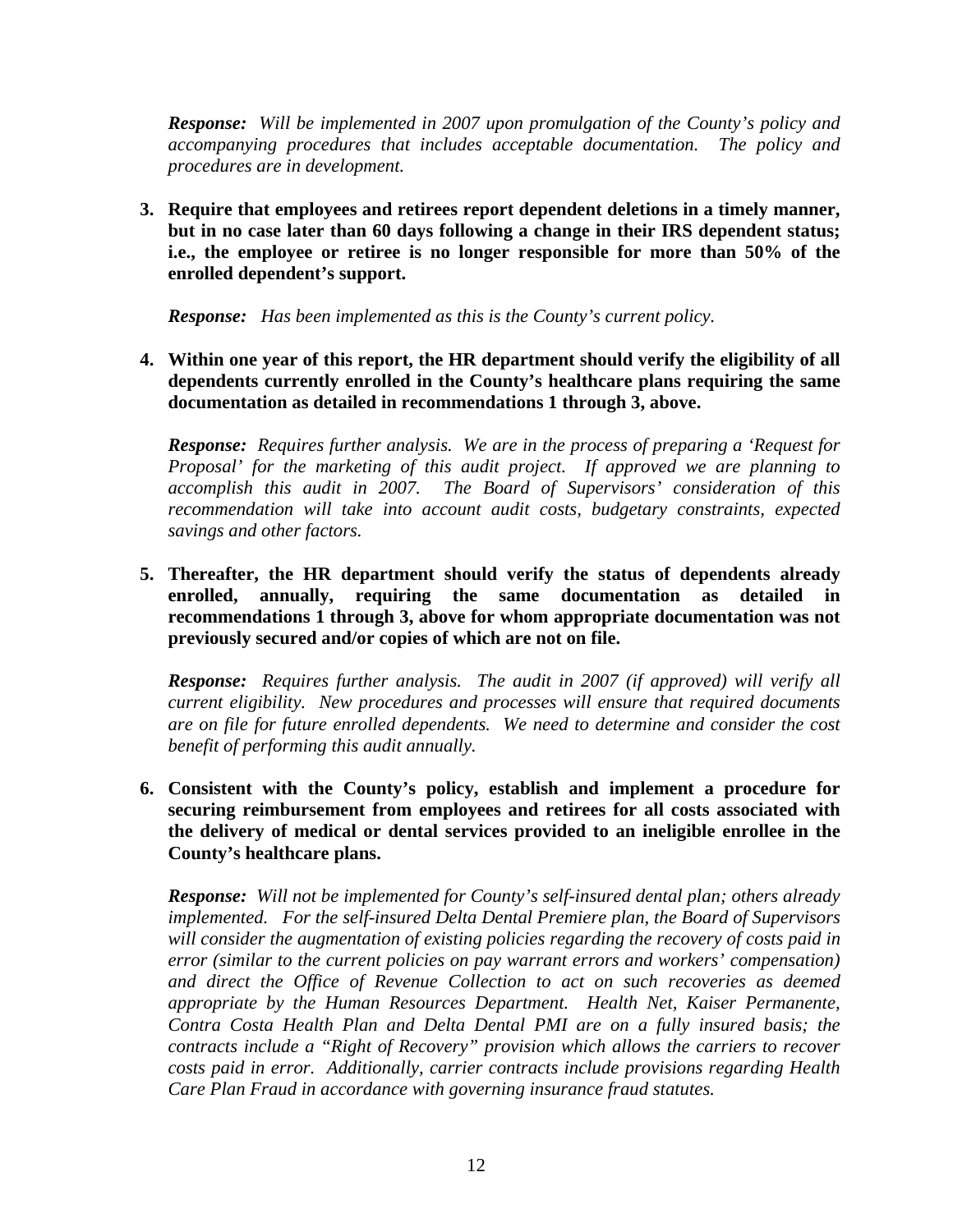***Response:*** *Will be implemented in 2007 upon promulgation of the County's policy and accompanying procedures that includes acceptable documentation. The policy and procedures are in development.*

3. **Require that employees and retirees report dependent deletions in a timely manner, but in no case later than 60 days following a change in their IRS dependent status; i.e., the employee or retiree is no longer responsible for more than 50% of the enrolled dependent's support.**

   ***Response:*** *Has been implemented as this is the County's current policy.*

4. **Within one year of this report, the HR department should verify the eligibility of all dependents currently enrolled in the County's healthcare plans requiring the same documentation as detailed in recommendations 1 through 3, above.**

   ***Response:*** *Requires further analysis. We are in the process of preparing a 'Request for Proposal' for the marketing of this audit project. If approved we are planning to accomplish this audit in 2007. The Board of Supervisors' consideration of this recommendation will take into account audit costs, budgetary constraints, expected savings and other factors.*

5. **Thereafter, the HR department should verify the status of dependents already enrolled, annually, requiring the same documentation as detailed in recommendations 1 through 3, above for whom appropriate documentation was not previously secured and/or copies of which are not on file.**

   ***Response:*** *Requires further analysis. The audit in 2007 (if approved) will verify all current eligibility. New procedures and processes will ensure that required documents are on file for future enrolled dependents. We need to determine and consider the cost benefit of performing this audit annually.*

6. **Consistent with the County's policy, establish and implement a procedure for securing reimbursement from employees and retirees for all costs associated with the delivery of medical or dental services provided to an ineligible enrollee in the County's healthcare plans.**

   ***Response:*** *Will not be implemented for County's self-insured dental plan; others already implemented. For the self-insured Delta Dental Premiere plan, the Board of Supervisors will consider the augmentation of existing policies regarding the recovery of costs paid in error (similar to the current policies on pay warrant errors and workers' compensation) and direct the Office of Revenue Collection to act on such recoveries as deemed appropriate by the Human Resources Department. Health Net, Kaiser Permanente, Contra Costa Health Plan and Delta Dental PMI are on a fully insured basis; the contracts include a "Right of Recovery" provision which allows the carriers to recover costs paid in error. Additionally, carrier contracts include provisions regarding Health Care Plan Fraud in accordance with governing insurance fraud statutes.*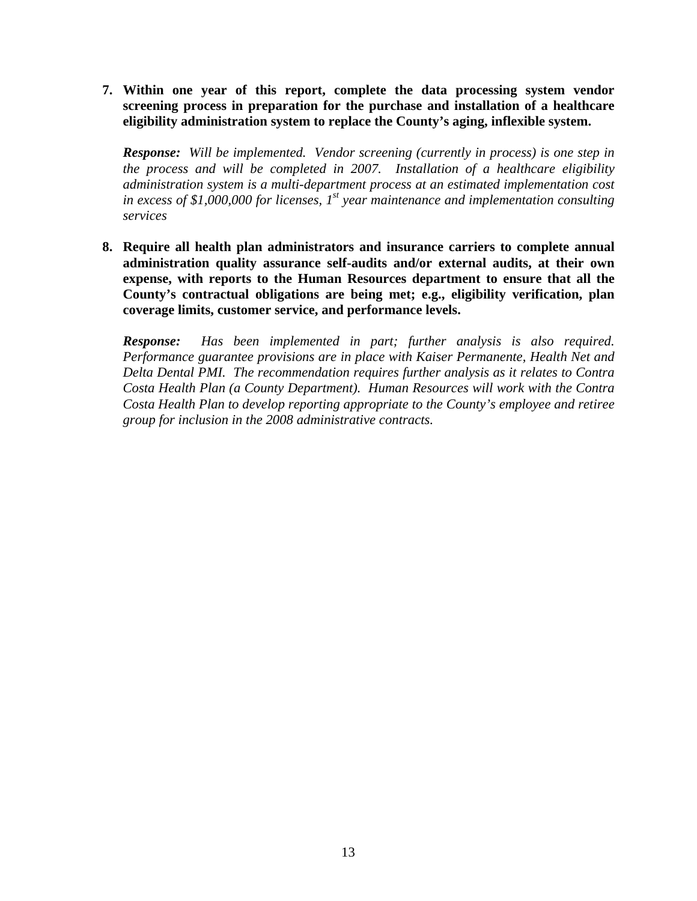7. **Within one year of this report, complete the data processing system vendor screening process in preparation for the purchase and installation of a healthcare eligibility administration system to replace the County's aging, inflexible system.**

   ***Response:*** *Will be implemented. Vendor screening (currently in process) is one step in the process and will be completed in 2007. Installation of a healthcare eligibility administration system is a multi-department process at an estimated implementation cost in excess of $1,000,000 for licenses, 1st year maintenance and implementation consulting services*

8. **Require all health plan administrators and insurance carriers to complete annual administration quality assurance self-audits and/or external audits, at their own expense, with reports to the Human Resources department to ensure that all the County's contractual obligations are being met; e.g., eligibility verification, plan coverage limits, customer service, and performance levels.**

   ***Response:*** *Has been implemented in part; further analysis is also required. Performance guarantee provisions are in place with Kaiser Permanente, Health Net and Delta Dental PMI. The recommendation requires further analysis as it relates to Contra Costa Health Plan (a County Department). Human Resources will work with the Contra Costa Health Plan to develop reporting appropriate to the County's employee and retiree group for inclusion in the 2008 administrative contracts.*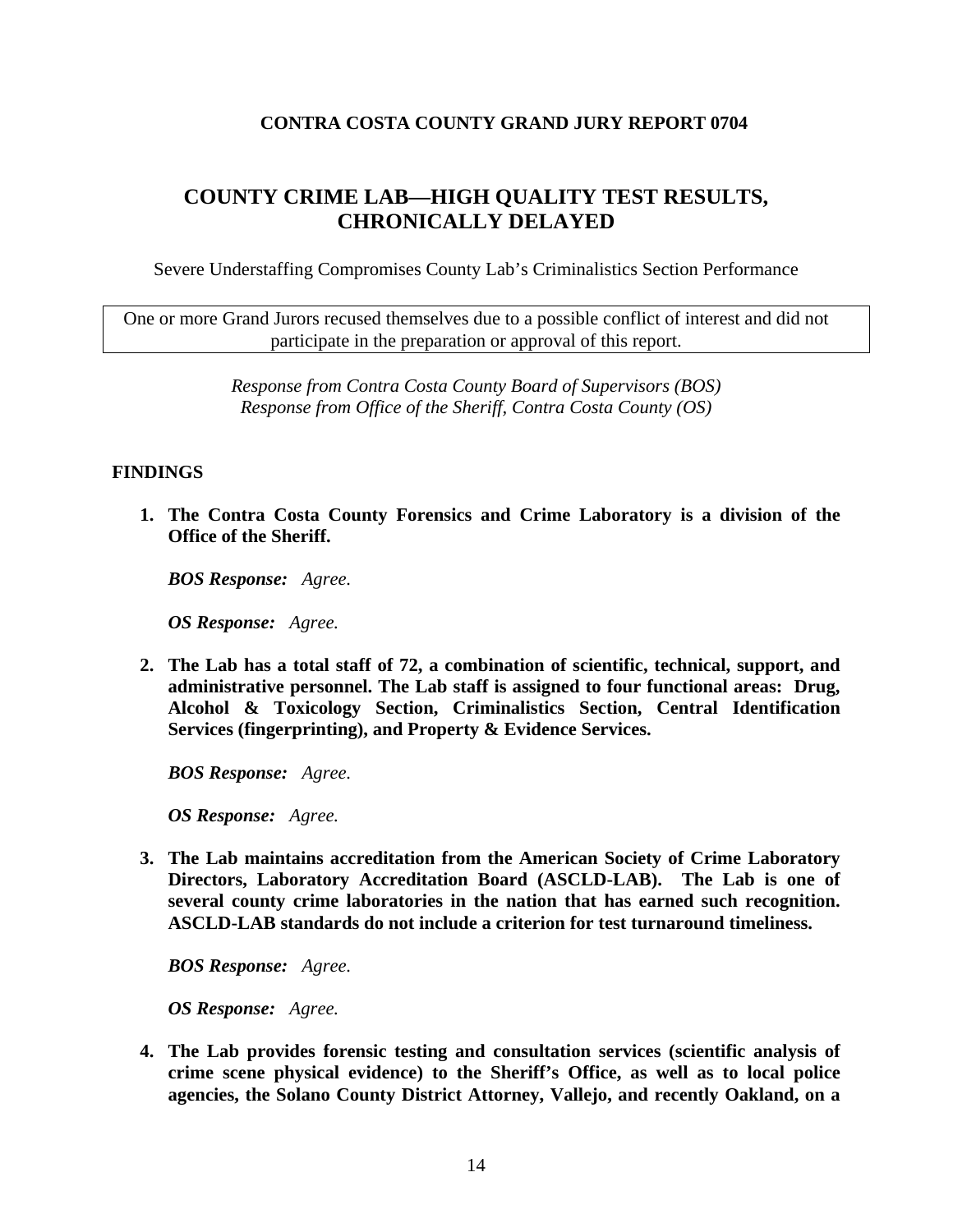**CONTRA COSTA COUNTY GRAND JURY REPORT 0704**

# COUNTY CRIME LAB—HIGH QUALITY TEST RESULTS, CHRONICALLY DELAYED

Severe Understaffing Compromises County Lab's Criminalistics Section Performance

One or more Grand Jurors recused themselves due to a possible conflict of interest and did not participate in the preparation or approval of this report.

*Response from Contra Costa County Board of Supervisors (BOS)*
*Response from Office of the Sheriff, Contra Costa County (OS)*

## FINDINGS

1. **The Contra Costa County Forensics and Crime Laboratory is a division of the Office of the Sheriff.**

   ***BOS Response:*** *Agree.*

   ***OS Response:*** *Agree.*

2. **The Lab has a total staff of 72, a combination of scientific, technical, support, and administrative personnel. The Lab staff is assigned to four functional areas: Drug, Alcohol & Toxicology Section, Criminalistics Section, Central Identification Services (fingerprinting), and Property & Evidence Services.**

   ***BOS Response:*** *Agree.*

   ***OS Response:*** *Agree.*

3. **The Lab maintains accreditation from the American Society of Crime Laboratory Directors, Laboratory Accreditation Board (ASCLD-LAB). The Lab is one of several county crime laboratories in the nation that has earned such recognition. ASCLD-LAB standards do not include a criterion for test turnaround timeliness.**

   ***BOS Response:*** *Agree.*

   ***OS Response:*** *Agree.*

4. **The Lab provides forensic testing and consultation services (scientific analysis of crime scene physical evidence) to the Sheriff's Office, as well as to local police agencies, the Solano County District Attorney, Vallejo, and recently Oakland, on a**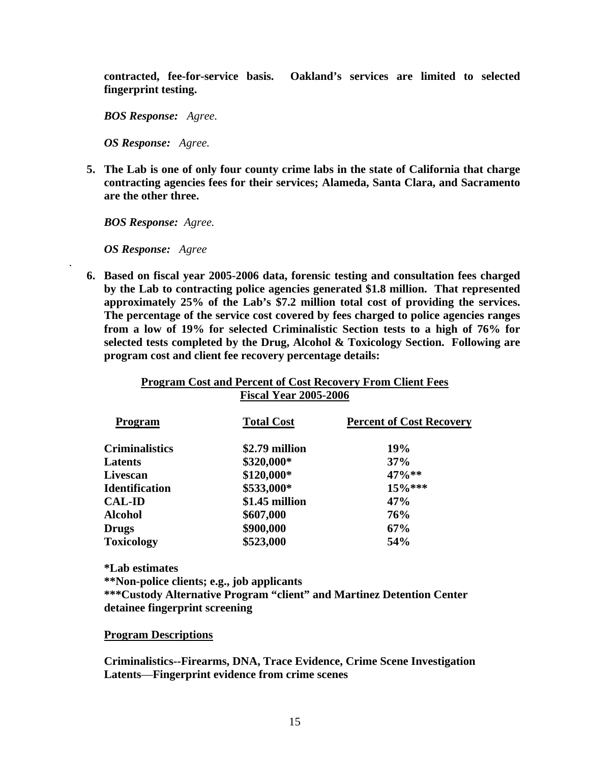**contracted, fee-for-service basis. Oakland's services are limited to selected fingerprint testing.**

***BOS Response:*** *Agree.*

***OS Response:*** *Agree.*

5. **The Lab is one of only four county crime labs in the state of California that charge contracting agencies fees for their services; Alameda, Santa Clara, and Sacramento are the other three.**

   ***BOS Response:*** *Agree.*

   ***OS Response:*** *Agree*

.

6. **Based on fiscal year 2005-2006 data, forensic testing and consultation fees charged by the Lab to contracting police agencies generated $1.8 million. That represented approximately 25% of the Lab's $7.2 million total cost of providing the services. The percentage of the service cost covered by fees charged to police agencies ranges from a low of 19% for selected Criminalistic Section tests to a high of 76% for selected tests completed by the Drug, Alcohol & Toxicology Section. Following are program cost and client fee recovery percentage details:**

**Program Cost and Percent of Cost Recovery From Client Fees**
**Fiscal Year 2005-2006**

| Program | Total Cost | Percent of Cost Recovery |
|---|---|---|
| **Criminalistics** | **$2.79 million** | **19%** |
| **Latents** | **$320,000*** | **37%** |
| **Livescan** | **$120,000*** | **47%**** |
| **Identification** | **$533,000*** | **15%***** |
| **CAL-ID** | **$1.45 million** | **47%** |
| **Alcohol** | **$607,000** | **76%** |
| **Drugs** | **$900,000** | **67%** |
| **Toxicology** | **$523,000** | **54%** |

**\*Lab estimates**
**\*\*Non-police clients; e.g., job applicants**
**\*\*\*Custody Alternative Program "client" and Martinez Detention Center detainee fingerprint screening**

**Program Descriptions**

**Criminalistics--Firearms, DNA, Trace Evidence, Crime Scene Investigation**
**Latents—Fingerprint evidence from crime scenes**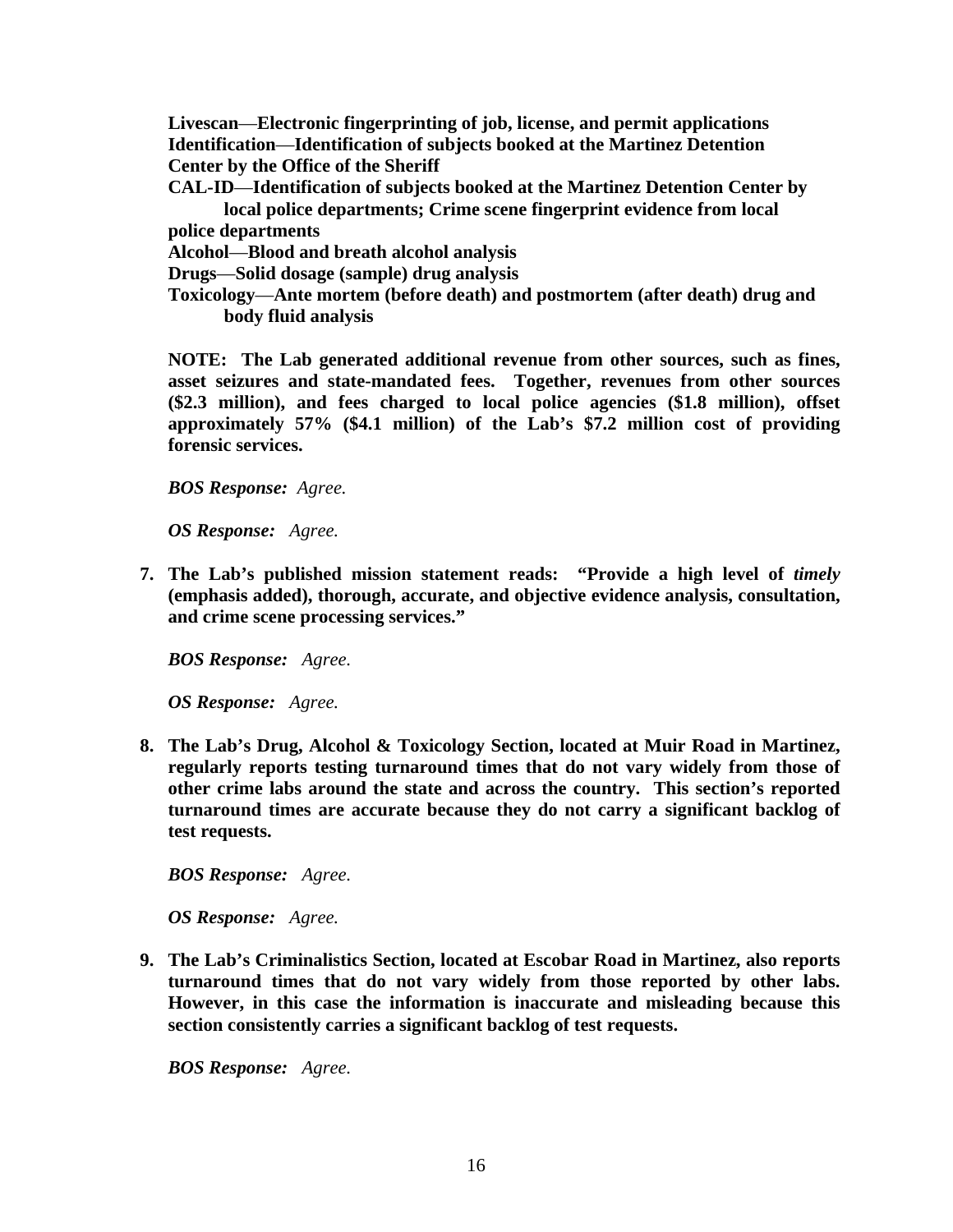**Livescan**—**Electronic fingerprinting of job, license, and permit applications**
**Identification**—**Identification of subjects booked at the Martinez Detention Center by the Office of the Sheriff**
**CAL-ID**—**Identification of subjects booked at the Martinez Detention Center by local police departments; Crime scene fingerprint evidence from local police departments**
**Alcohol**—**Blood and breath alcohol analysis**
**Drugs**—**Solid dosage (sample) drug analysis**
**Toxicology**—**Ante mortem (before death) and postmortem (after death) drug and body fluid analysis**

**NOTE: The Lab generated additional revenue from other sources, such as fines, asset seizures and state-mandated fees. Together, revenues from other sources ($2.3 million), and fees charged to local police agencies ($1.8 million), offset approximately 57% ($4.1 million) of the Lab's $7.2 million cost of providing forensic services.**

***BOS Response:*** *Agree.*

***OS Response:*** *Agree.*

7. **The Lab's published mission statement reads: "Provide a high level of *timely* (emphasis added), thorough, accurate, and objective evidence analysis, consultation, and crime scene processing services."**

   ***BOS Response:*** *Agree.*

   ***OS Response:*** *Agree.*

8. **The Lab's Drug, Alcohol & Toxicology Section, located at Muir Road in Martinez, regularly reports testing turnaround times that do not vary widely from those of other crime labs around the state and across the country. This section's reported turnaround times are accurate because they do not carry a significant backlog of test requests.**

   ***BOS Response:*** *Agree.*

   ***OS Response:*** *Agree.*

9. **The Lab's Criminalistics Section, located at Escobar Road in Martinez, also reports turnaround times that do not vary widely from those reported by other labs. However, in this case the information is inaccurate and misleading because this section consistently carries a significant backlog of test requests.**

   ***BOS Response:*** *Agree.*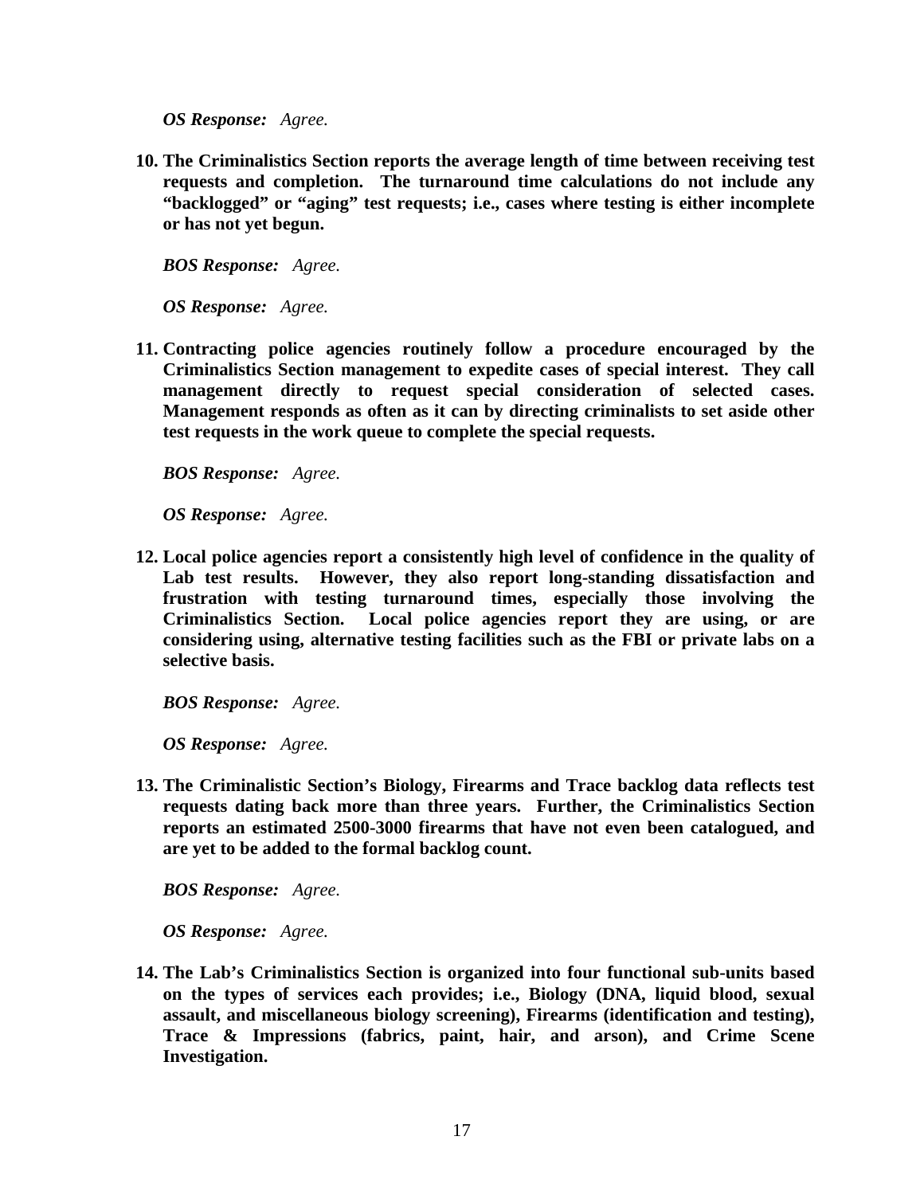*__OS Response:__ Agree.*

10. **The Criminalistics Section reports the average length of time between receiving test requests and completion. The turnaround time calculations do not include any "backlogged" or "aging" test requests; i.e., cases where testing is either incomplete or has not yet begun.**

    *__BOS Response:__ Agree.*

    *__OS Response:__ Agree.*

11. **Contracting police agencies routinely follow a procedure encouraged by the Criminalistics Section management to expedite cases of special interest. They call management directly to request special consideration of selected cases. Management responds as often as it can by directing criminalists to set aside other test requests in the work queue to complete the special requests.**

    *__BOS Response:__ Agree.*

    *__OS Response:__ Agree.*

12. **Local police agencies report a consistently high level of confidence in the quality of Lab test results. However, they also report long-standing dissatisfaction and frustration with testing turnaround times, especially those involving the Criminalistics Section. Local police agencies report they are using, or are considering using, alternative testing facilities such as the FBI or private labs on a selective basis.**

    *__BOS Response:__ Agree.*

    *__OS Response:__ Agree.*

13. **The Criminalistic Section's Biology, Firearms and Trace backlog data reflects test requests dating back more than three years. Further, the Criminalistics Section reports an estimated 2500-3000 firearms that have not even been catalogued, and are yet to be added to the formal backlog count.**

    *__BOS Response:__ Agree.*

    *__OS Response:__ Agree.*

14. **The Lab's Criminalistics Section is organized into four functional sub-units based on the types of services each provides; i.e., Biology (DNA, liquid blood, sexual assault, and miscellaneous biology screening), Firearms (identification and testing), Trace & Impressions (fabrics, paint, hair, and arson), and Crime Scene Investigation.**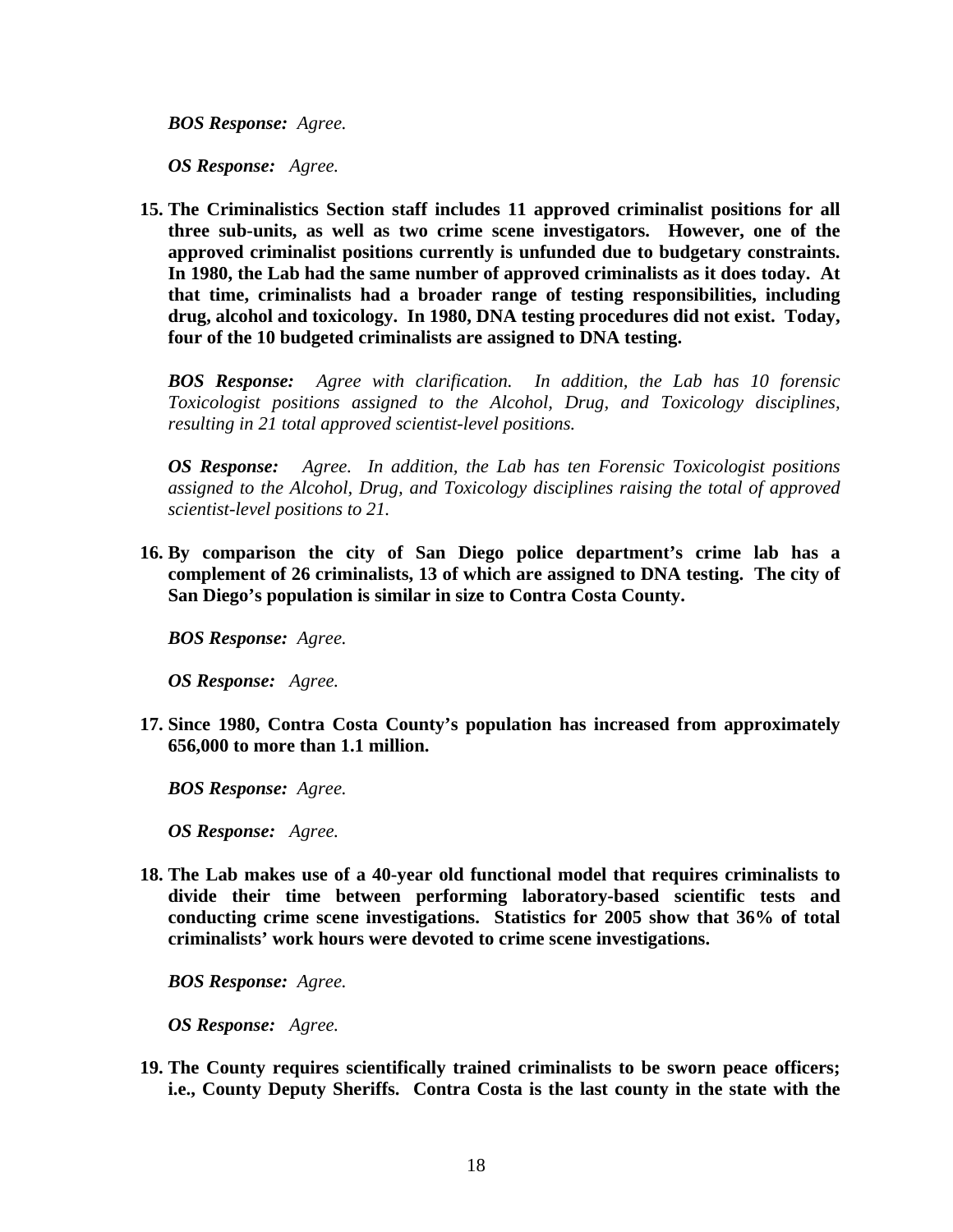*BOS Response: Agree.*

*OS Response: Agree.*

15. **The Criminalistics Section staff includes 11 approved criminalist positions for all three sub-units, as well as two crime scene investigators. However, one of the approved criminalist positions currently is unfunded due to budgetary constraints. In 1980, the Lab had the same number of approved criminalists as it does today. At that time, criminalists had a broader range of testing responsibilities, including drug, alcohol and toxicology. In 1980, DNA testing procedures did not exist. Today, four of the 10 budgeted criminalists are assigned to DNA testing.**

    ***BOS Response:*** *Agree with clarification. In addition, the Lab has 10 forensic Toxicologist positions assigned to the Alcohol, Drug, and Toxicology disciplines, resulting in 21 total approved scientist-level positions.*

    ***OS Response:*** *Agree. In addition, the Lab has ten Forensic Toxicologist positions assigned to the Alcohol, Drug, and Toxicology disciplines raising the total of approved scientist-level positions to 21.*

16. **By comparison the city of San Diego police department's crime lab has a complement of 26 criminalists, 13 of which are assigned to DNA testing. The city of San Diego's population is similar in size to Contra Costa County.**

    ***BOS Response:*** *Agree.*

    ***OS Response:*** *Agree.*

17. **Since 1980, Contra Costa County's population has increased from approximately 656,000 to more than 1.1 million.**

    ***BOS Response:*** *Agree.*

    ***OS Response:*** *Agree.*

18. **The Lab makes use of a 40-year old functional model that requires criminalists to divide their time between performing laboratory-based scientific tests and conducting crime scene investigations. Statistics for 2005 show that 36% of total criminalists' work hours were devoted to crime scene investigations.**

    ***BOS Response:*** *Agree.*

    ***OS Response:*** *Agree.*

19. **The County requires scientifically trained criminalists to be sworn peace officers; i.e., County Deputy Sheriffs. Contra Costa is the last county in the state with the**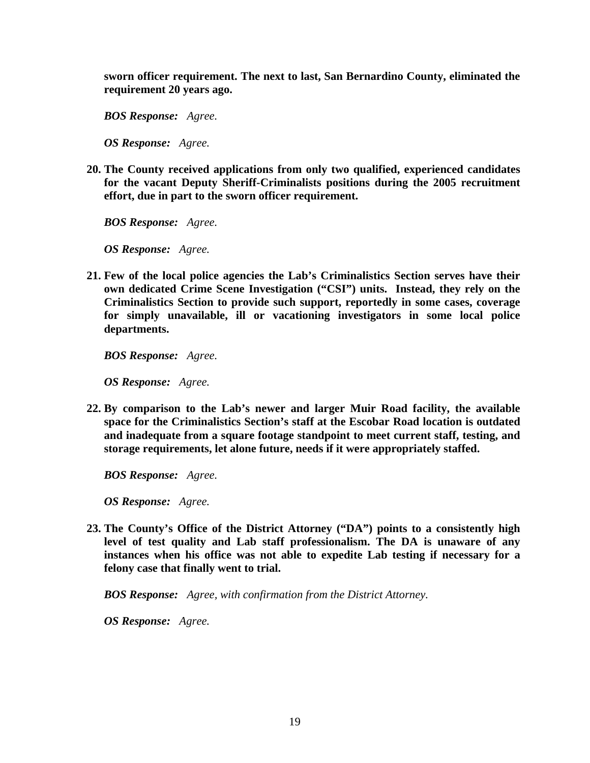**sworn officer requirement. The next to last, San Bernardino County, eliminated the requirement 20 years ago.**

***BOS Response:*** *Agree.*

***OS Response:*** *Agree.*

20. **The County received applications from only two qualified, experienced candidates for the vacant Deputy Sheriff-Criminalists positions during the 2005 recruitment effort, due in part to the sworn officer requirement.**

    ***BOS Response:*** *Agree.*

    ***OS Response:*** *Agree.*

21. **Few of the local police agencies the Lab's Criminalistics Section serves have their own dedicated Crime Scene Investigation ("CSI") units. Instead, they rely on the Criminalistics Section to provide such support, reportedly in some cases, coverage for simply unavailable, ill or vacationing investigators in some local police departments.**

    ***BOS Response:*** *Agree.*

    ***OS Response:*** *Agree.*

22. **By comparison to the Lab's newer and larger Muir Road facility, the available space for the Criminalistics Section's staff at the Escobar Road location is outdated and inadequate from a square footage standpoint to meet current staff, testing, and storage requirements, let alone future, needs if it were appropriately staffed.**

    ***BOS Response:*** *Agree.*

    ***OS Response:*** *Agree.*

23. **The County's Office of the District Attorney ("DA") points to a consistently high level of test quality and Lab staff professionalism. The DA is unaware of any instances when his office was not able to expedite Lab testing if necessary for a felony case that finally went to trial.**

    ***BOS Response:*** *Agree, with confirmation from the District Attorney.*

    ***OS Response:*** *Agree.*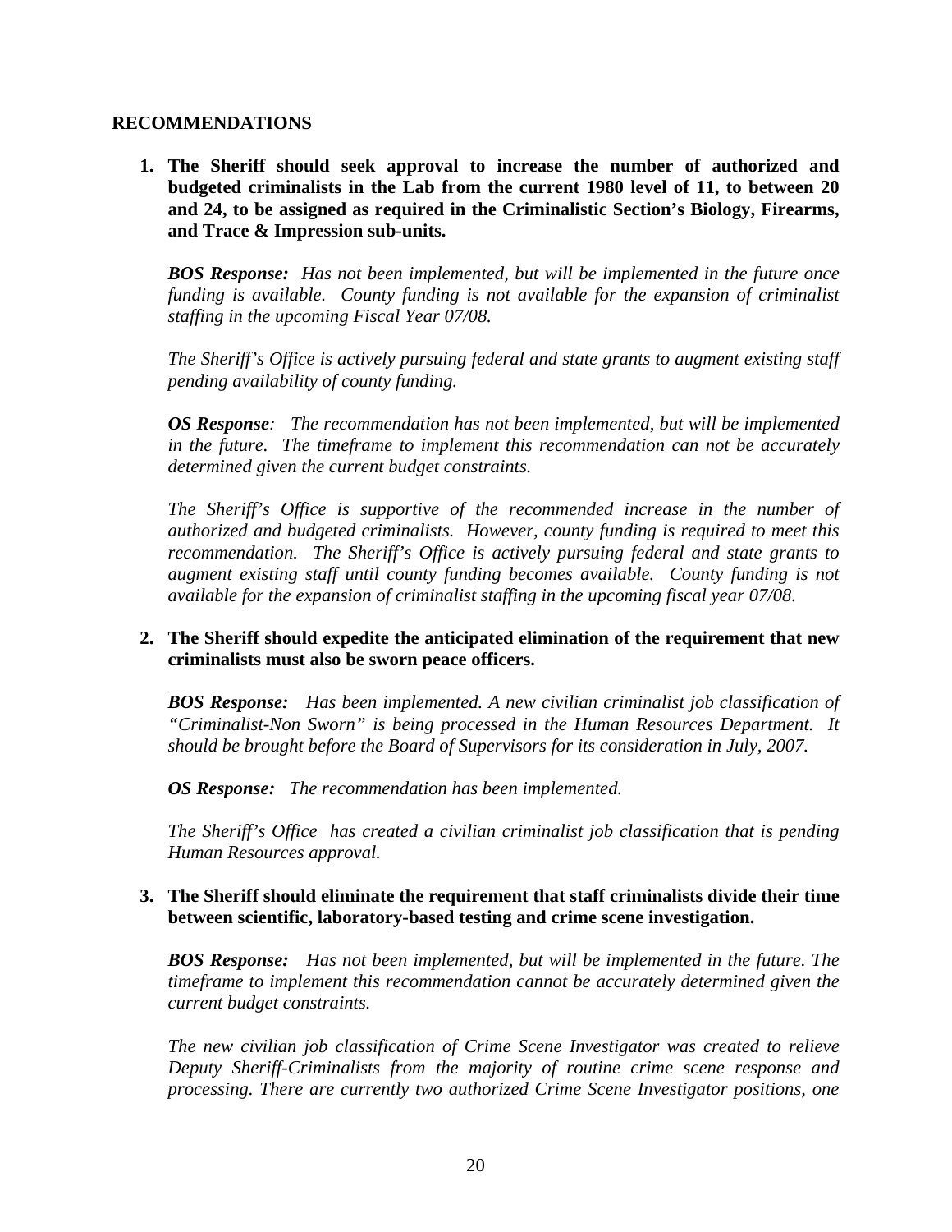## RECOMMENDATIONS

1. **The Sheriff should seek approval to increase the number of authorized and budgeted criminalists in the Lab from the current 1980 level of 11, to between 20 and 24, to be assigned as required in the Criminalistic Section's Biology, Firearms, and Trace & Impression sub-units.**

   ***BOS Response:*** *Has not been implemented, but will be implemented in the future once funding is available. County funding is not available for the expansion of criminalist staffing in the upcoming Fiscal Year 07/08.*

   *The Sheriff's Office is actively pursuing federal and state grants to augment existing staff pending availability of county funding.*

   ***OS Response****: The recommendation has not been implemented, but will be implemented in the future. The timeframe to implement this recommendation can not be accurately determined given the current budget constraints.*

   *The Sheriff's Office is supportive of the recommended increase in the number of authorized and budgeted criminalists. However, county funding is required to meet this recommendation. The Sheriff's Office is actively pursuing federal and state grants to augment existing staff until county funding becomes available. County funding is not available for the expansion of criminalist staffing in the upcoming fiscal year 07/08.*

2. **The Sheriff should expedite the anticipated elimination of the requirement that new criminalists must also be sworn peace officers.**

   ***BOS Response:*** *Has been implemented. A new civilian criminalist job classification of "Criminalist-Non Sworn" is being processed in the Human Resources Department. It should be brought before the Board of Supervisors for its consideration in July, 2007.*

   ***OS Response:*** *The recommendation has been implemented.*

   *The Sheriff's Office has created a civilian criminalist job classification that is pending Human Resources approval.*

3. **The Sheriff should eliminate the requirement that staff criminalists divide their time between scientific, laboratory-based testing and crime scene investigation.**

   ***BOS Response:*** *Has not been implemented, but will be implemented in the future. The timeframe to implement this recommendation cannot be accurately determined given the current budget constraints.*

   *The new civilian job classification of Crime Scene Investigator was created to relieve Deputy Sheriff-Criminalists from the majority of routine crime scene response and processing. There are currently two authorized Crime Scene Investigator positions, one*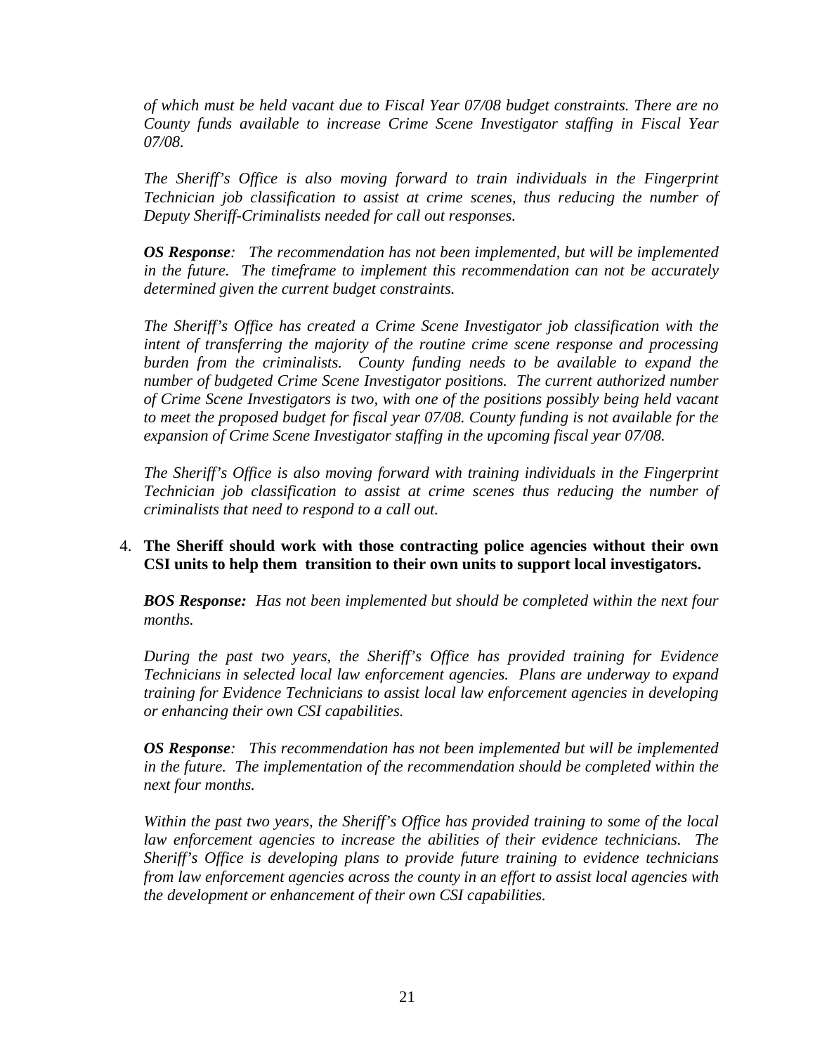*of which must be held vacant due to Fiscal Year 07/08 budget constraints. There are no County funds available to increase Crime Scene Investigator staffing in Fiscal Year 07/08.*

*The Sheriff's Office is also moving forward to train individuals in the Fingerprint Technician job classification to assist at crime scenes, thus reducing the number of Deputy Sheriff-Criminalists needed for call out responses.*

***OS Response**: The recommendation has not been implemented, but will be implemented in the future. The timeframe to implement this recommendation can not be accurately determined given the current budget constraints.*

*The Sheriff's Office has created a Crime Scene Investigator job classification with the intent of transferring the majority of the routine crime scene response and processing burden from the criminalists. County funding needs to be available to expand the number of budgeted Crime Scene Investigator positions. The current authorized number of Crime Scene Investigators is two, with one of the positions possibly being held vacant to meet the proposed budget for fiscal year 07/08. County funding is not available for the expansion of Crime Scene Investigator staffing in the upcoming fiscal year 07/08.*

*The Sheriff's Office is also moving forward with training individuals in the Fingerprint Technician job classification to assist at crime scenes thus reducing the number of criminalists that need to respond to a call out.*

4. **The Sheriff should work with those contracting police agencies without their own CSI units to help them transition to their own units to support local investigators.**

   ***BOS Response:** Has not been implemented but should be completed within the next four months.*

   *During the past two years, the Sheriff's Office has provided training for Evidence Technicians in selected local law enforcement agencies. Plans are underway to expand training for Evidence Technicians to assist local law enforcement agencies in developing or enhancing their own CSI capabilities.*

   ***OS Response**: This recommendation has not been implemented but will be implemented in the future. The implementation of the recommendation should be completed within the next four months.*

   *Within the past two years, the Sheriff's Office has provided training to some of the local law enforcement agencies to increase the abilities of their evidence technicians. The Sheriff's Office is developing plans to provide future training to evidence technicians from law enforcement agencies across the county in an effort to assist local agencies with the development or enhancement of their own CSI capabilities.*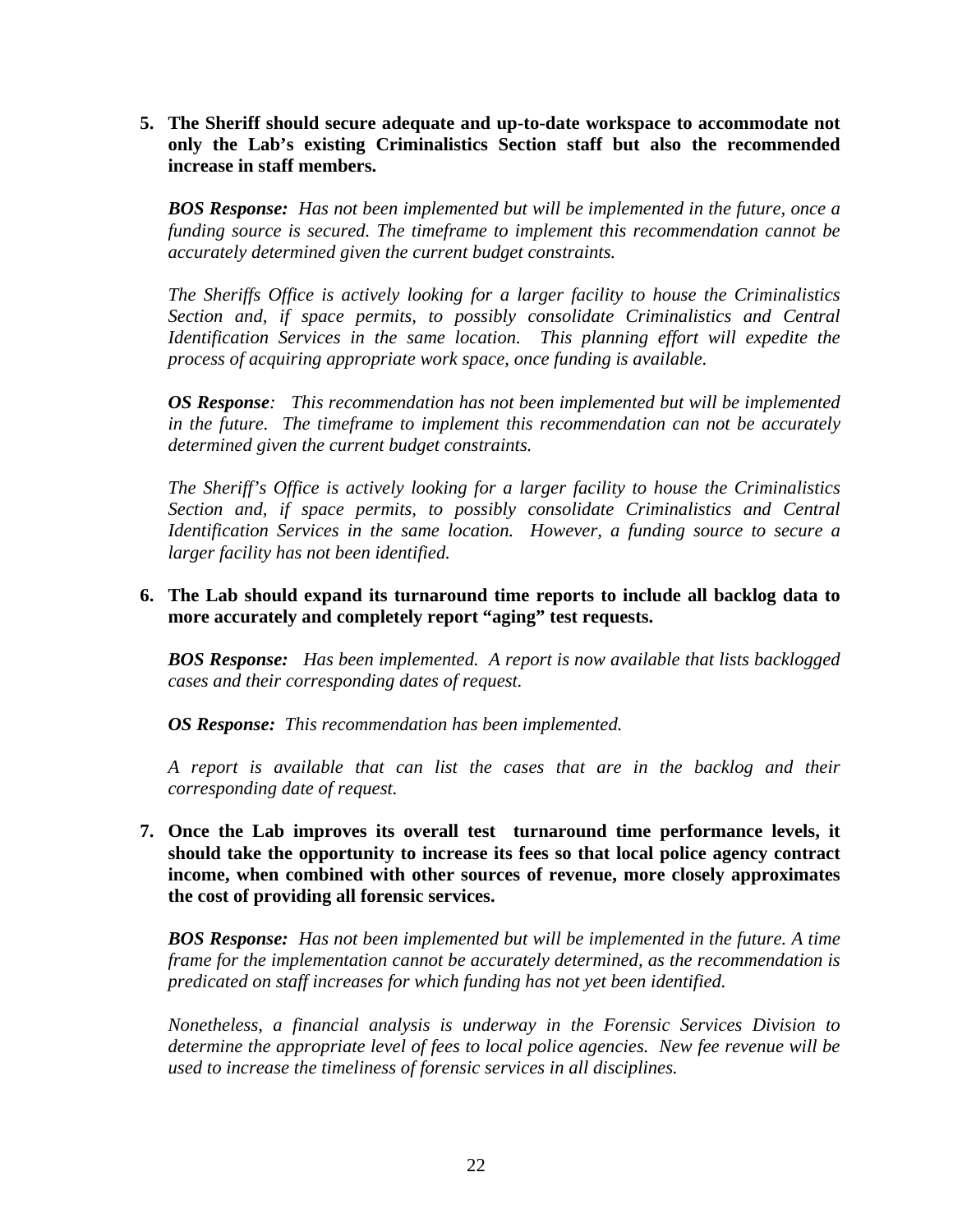5. **The Sheriff should secure adequate and up-to-date workspace to accommodate not only the Lab's existing Criminalistics Section staff but also the recommended increase in staff members.**

   ***BOS Response:*** *Has not been implemented but will be implemented in the future, once a funding source is secured. The timeframe to implement this recommendation cannot be accurately determined given the current budget constraints.*

   *The Sheriffs Office is actively looking for a larger facility to house the Criminalistics Section and, if space permits, to possibly consolidate Criminalistics and Central Identification Services in the same location. This planning effort will expedite the process of acquiring appropriate work space, once funding is available.*

   ***OS Response****: This recommendation has not been implemented but will be implemented in the future. The timeframe to implement this recommendation can not be accurately determined given the current budget constraints.*

   *The Sheriff's Office is actively looking for a larger facility to house the Criminalistics Section and, if space permits, to possibly consolidate Criminalistics and Central Identification Services in the same location. However, a funding source to secure a larger facility has not been identified.*

6. **The Lab should expand its turnaround time reports to include all backlog data to more accurately and completely report "aging" test requests.**

   ***BOS Response:*** *Has been implemented. A report is now available that lists backlogged cases and their corresponding dates of request.*

   ***OS Response:*** *This recommendation has been implemented.*

   *A report is available that can list the cases that are in the backlog and their corresponding date of request.*

7. **Once the Lab improves its overall test turnaround time performance levels, it should take the opportunity to increase its fees so that local police agency contract income, when combined with other sources of revenue, more closely approximates the cost of providing all forensic services.**

   ***BOS Response:*** *Has not been implemented but will be implemented in the future. A time frame for the implementation cannot be accurately determined, as the recommendation is predicated on staff increases for which funding has not yet been identified.*

   *Nonetheless, a financial analysis is underway in the Forensic Services Division to determine the appropriate level of fees to local police agencies. New fee revenue will be used to increase the timeliness of forensic services in all disciplines.*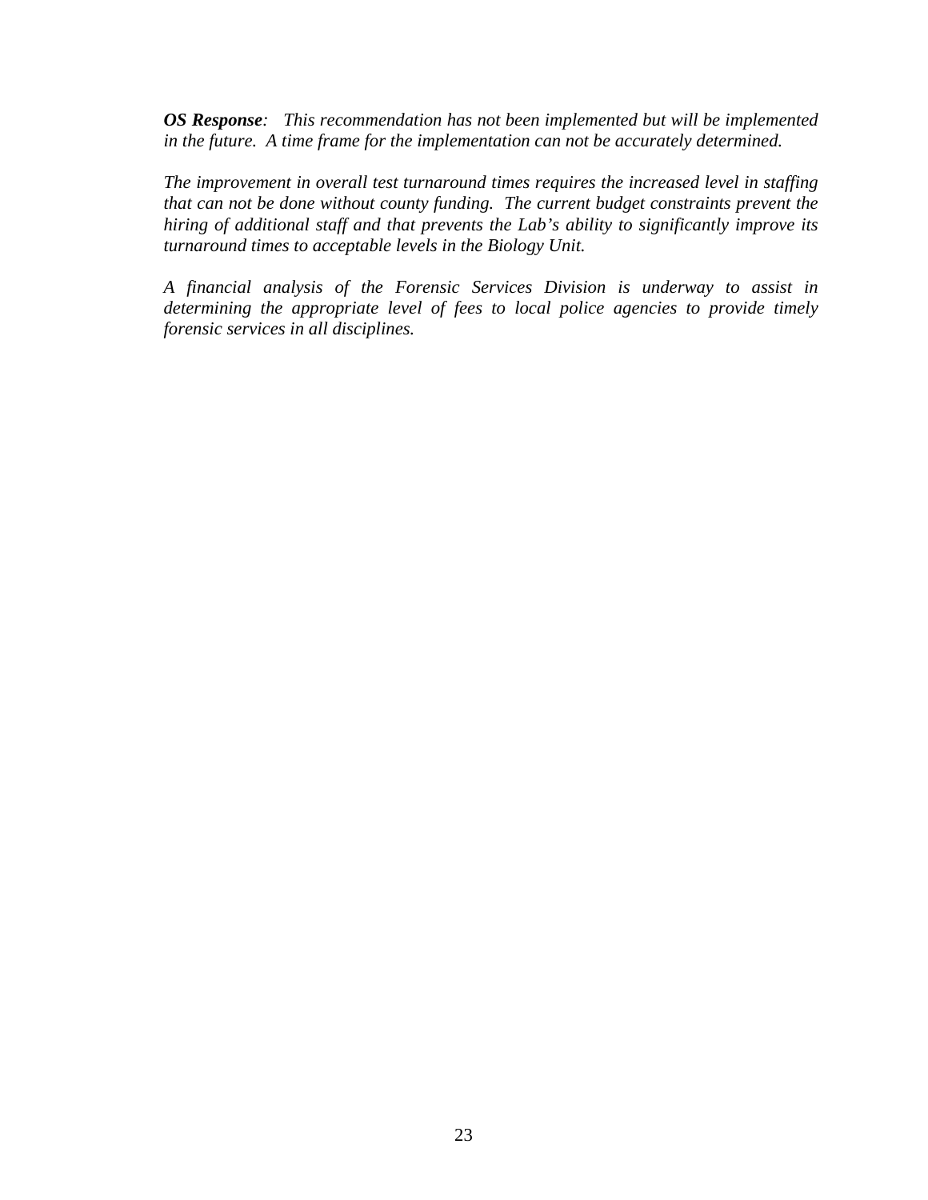***OS Response**:  This recommendation has not been implemented but will be implemented in the future.  A time frame for the implementation can not be accurately determined.*

*The improvement in overall test turnaround times requires the increased level in staffing that can not be done without county funding.  The current budget constraints prevent the hiring of additional staff and that prevents the Lab's ability to significantly improve its turnaround times to acceptable levels in the Biology Unit.*

*A financial analysis of the Forensic Services Division is underway to assist in determining the appropriate level of fees to local police agencies to provide timely forensic services in all disciplines.*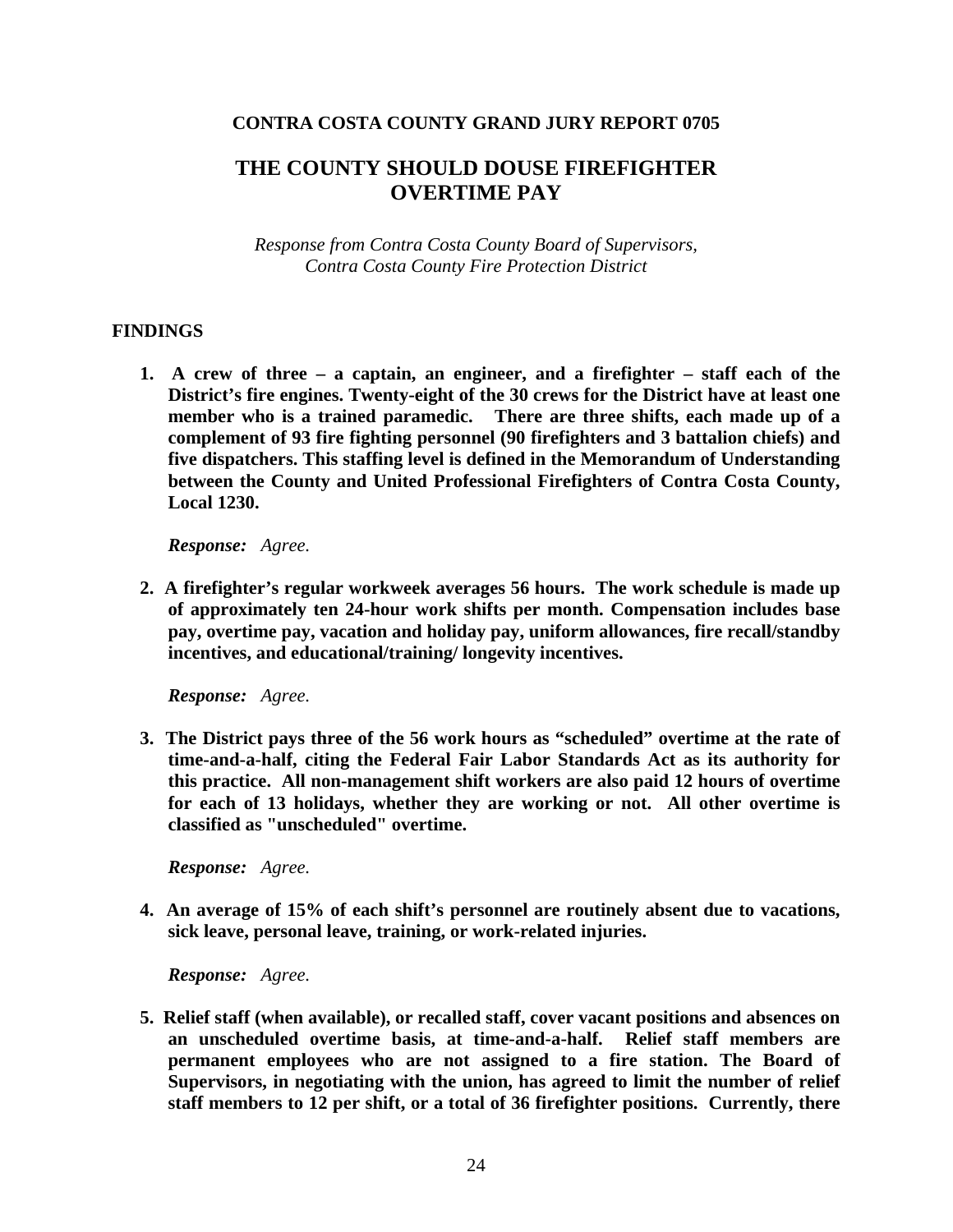**CONTRA COSTA COUNTY GRAND JURY REPORT 0705**

## THE COUNTY SHOULD DOUSE FIREFIGHTER OVERTIME PAY

*Response from Contra Costa County Board of Supervisors, Contra Costa County Fire Protection District*

### FINDINGS

1. **A crew of three – a captain, an engineer, and a firefighter – staff each of the District's fire engines. Twenty-eight of the 30 crews for the District have at least one member who is a trained paramedic. There are three shifts, each made up of a complement of 93 fire fighting personnel (90 firefighters and 3 battalion chiefs) and five dispatchers. This staffing level is defined in the Memorandum of Understanding between the County and United Professional Firefighters of Contra Costa County, Local 1230.**

   ***Response:*** *Agree.*

2. **A firefighter's regular workweek averages 56 hours. The work schedule is made up of approximately ten 24-hour work shifts per month. Compensation includes base pay, overtime pay, vacation and holiday pay, uniform allowances, fire recall/standby incentives, and educational/training/ longevity incentives.**

   ***Response:*** *Agree.*

3. **The District pays three of the 56 work hours as "scheduled" overtime at the rate of time-and-a-half, citing the Federal Fair Labor Standards Act as its authority for this practice. All non-management shift workers are also paid 12 hours of overtime for each of 13 holidays, whether they are working or not. All other overtime is classified as "unscheduled" overtime.**

   ***Response:*** *Agree.*

4. **An average of 15% of each shift's personnel are routinely absent due to vacations, sick leave, personal leave, training, or work-related injuries.**

   ***Response:*** *Agree.*

5. **Relief staff (when available), or recalled staff, cover vacant positions and absences on an unscheduled overtime basis, at time-and-a-half. Relief staff members are permanent employees who are not assigned to a fire station. The Board of Supervisors, in negotiating with the union, has agreed to limit the number of relief staff members to 12 per shift, or a total of 36 firefighter positions. Currently, there**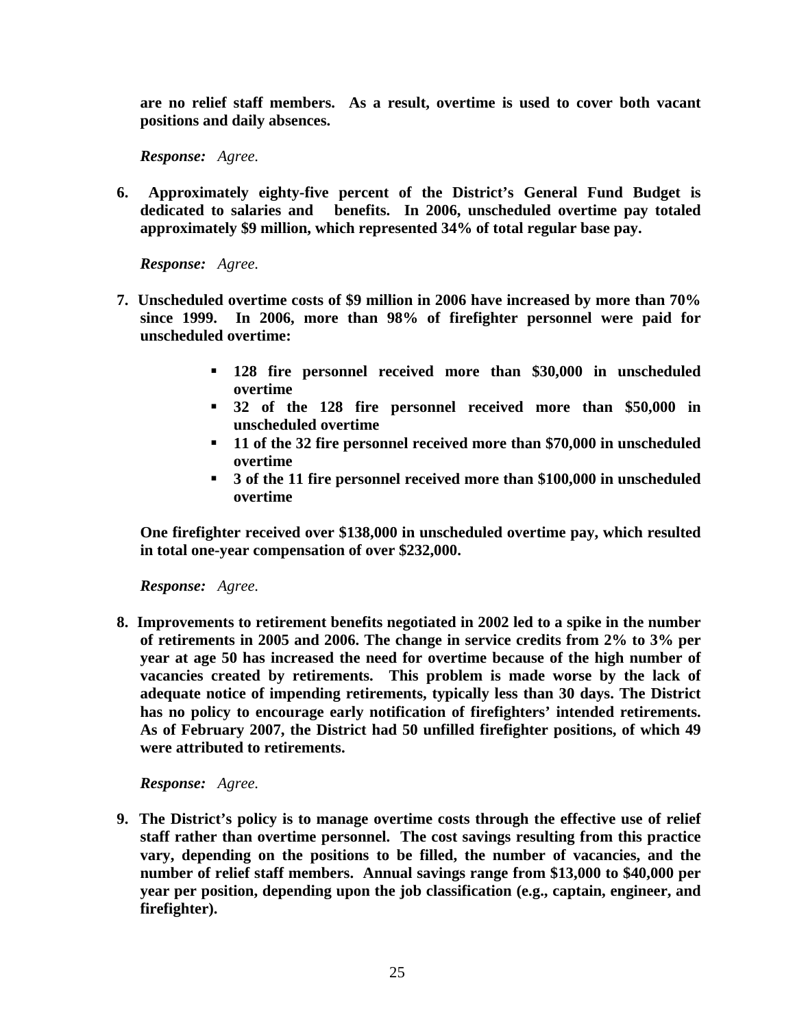**are no relief staff members. As a result, overtime is used to cover both vacant positions and daily absences.**

***Response:*** *Agree.*

6. **Approximately eighty-five percent of the District's General Fund Budget is dedicated to salaries and benefits. In 2006, unscheduled overtime pay totaled approximately $9 million, which represented 34% of total regular base pay.**

   ***Response:*** *Agree.*

7. **Unscheduled overtime costs of $9 million in 2006 have increased by more than 70% since 1999. In 2006, more than 98% of firefighter personnel were paid for unscheduled overtime:**

   - **128 fire personnel received more than $30,000 in unscheduled overtime**
   - **32 of the 128 fire personnel received more than $50,000 in unscheduled overtime**
   - **11 of the 32 fire personnel received more than $70,000 in unscheduled overtime**
   - **3 of the 11 fire personnel received more than $100,000 in unscheduled overtime**

   **One firefighter received over $138,000 in unscheduled overtime pay, which resulted in total one-year compensation of over $232,000.**

   ***Response:*** *Agree.*

8. **Improvements to retirement benefits negotiated in 2002 led to a spike in the number of retirements in 2005 and 2006. The change in service credits from 2% to 3% per year at age 50 has increased the need for overtime because of the high number of vacancies created by retirements. This problem is made worse by the lack of adequate notice of impending retirements, typically less than 30 days. The District has no policy to encourage early notification of firefighters' intended retirements. As of February 2007, the District had 50 unfilled firefighter positions, of which 49 were attributed to retirements.**

   ***Response:*** *Agree.*

9. **The District's policy is to manage overtime costs through the effective use of relief staff rather than overtime personnel. The cost savings resulting from this practice vary, depending on the positions to be filled, the number of vacancies, and the number of relief staff members. Annual savings range from $13,000 to $40,000 per year per position, depending upon the job classification (e.g., captain, engineer, and firefighter).**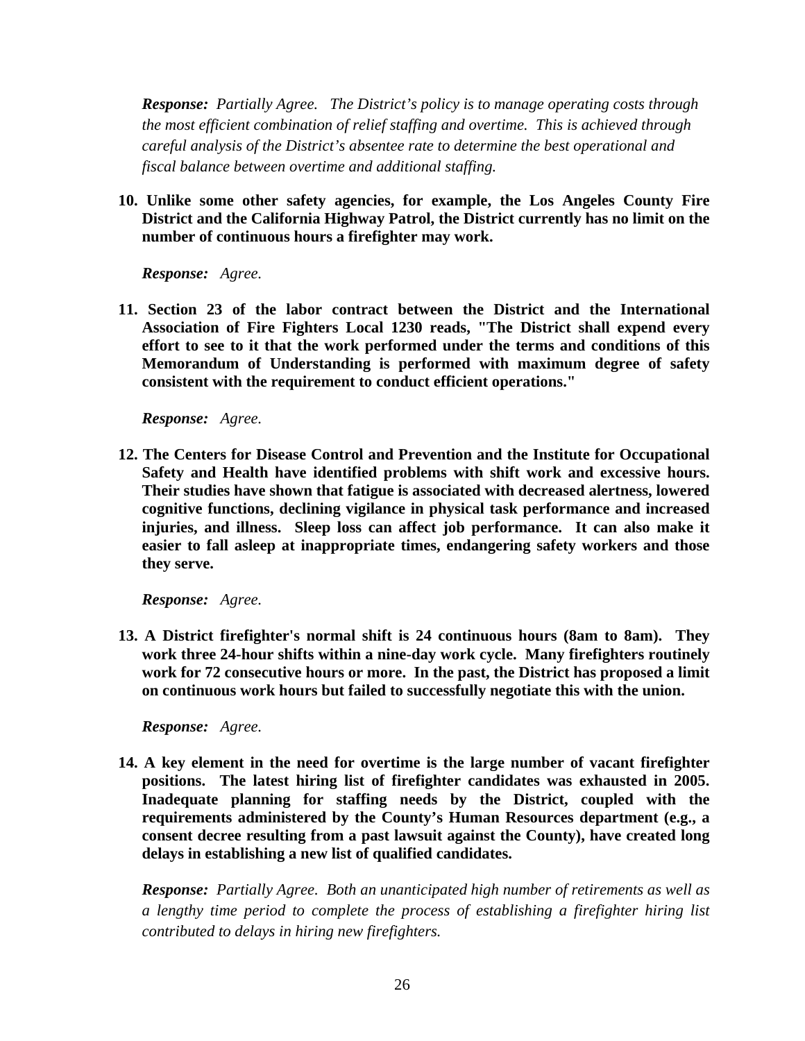***Response:*** *Partially Agree. The District's policy is to manage operating costs through the most efficient combination of relief staffing and overtime. This is achieved through careful analysis of the District's absentee rate to determine the best operational and fiscal balance between overtime and additional staffing.*

**10. Unlike some other safety agencies, for example, the Los Angeles County Fire District and the California Highway Patrol, the District currently has no limit on the number of continuous hours a firefighter may work.**

***Response:*** *Agree.*

**11. Section 23 of the labor contract between the District and the International Association of Fire Fighters Local 1230 reads, "The District shall expend every effort to see to it that the work performed under the terms and conditions of this Memorandum of Understanding is performed with maximum degree of safety consistent with the requirement to conduct efficient operations."**

***Response:*** *Agree.*

**12. The Centers for Disease Control and Prevention and the Institute for Occupational Safety and Health have identified problems with shift work and excessive hours. Their studies have shown that fatigue is associated with decreased alertness, lowered cognitive functions, declining vigilance in physical task performance and increased injuries, and illness. Sleep loss can affect job performance. It can also make it easier to fall asleep at inappropriate times, endangering safety workers and those they serve.**

***Response:*** *Agree.*

**13. A District firefighter's normal shift is 24 continuous hours (8am to 8am). They work three 24-hour shifts within a nine-day work cycle. Many firefighters routinely work for 72 consecutive hours or more. In the past, the District has proposed a limit on continuous work hours but failed to successfully negotiate this with the union.**

***Response:*** *Agree.*

**14. A key element in the need for overtime is the large number of vacant firefighter positions. The latest hiring list of firefighter candidates was exhausted in 2005. Inadequate planning for staffing needs by the District, coupled with the requirements administered by the County's Human Resources department (e.g., a consent decree resulting from a past lawsuit against the County), have created long delays in establishing a new list of qualified candidates.**

***Response:*** *Partially Agree. Both an unanticipated high number of retirements as well as a lengthy time period to complete the process of establishing a firefighter hiring list contributed to delays in hiring new firefighters.*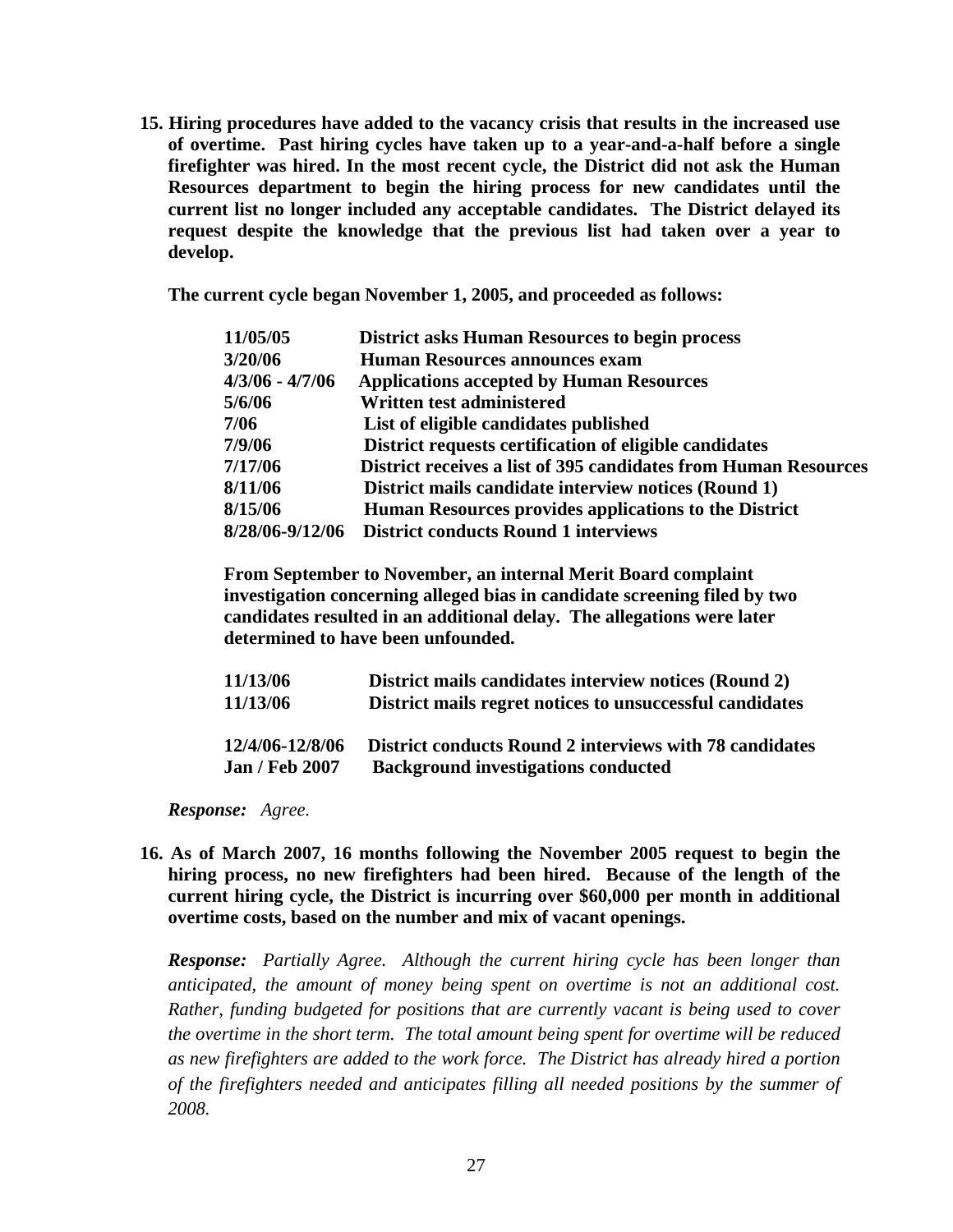**15. Hiring procedures have added to the vacancy crisis that results in the increased use of overtime. Past hiring cycles have taken up to a year-and-a-half before a single firefighter was hired. In the most recent cycle, the District did not ask the Human Resources department to begin the hiring process for new candidates until the current list no longer included any acceptable candidates. The District delayed its request despite the knowledge that the previous list had taken over a year to develop.**

**The current cycle began November 1, 2005, and proceeded as follows:**

| | |
|---|---|
| **11/05/05** | **District asks Human Resources to begin process** |
| **3/20/06** | **Human Resources announces exam** |
| **4/3/06 - 4/7/06** | **Applications accepted by Human Resources** |
| **5/6/06** | **Written test administered** |
| **7/06** | **List of eligible candidates published** |
| **7/9/06** | **District requests certification of eligible candidates** |
| **7/17/06** | **District receives a list of 395 candidates from Human Resources** |
| **8/11/06** | **District mails candidate interview notices (Round 1)** |
| **8/15/06** | **Human Resources provides applications to the District** |
| **8/28/06-9/12/06** | **District conducts Round 1 interviews** |

**From September to November, an internal Merit Board complaint investigation concerning alleged bias in candidate screening filed by two candidates resulted in an additional delay. The allegations were later determined to have been unfounded.**

| | |
|---|---|
| **11/13/06** | **District mails candidates interview notices (Round 2)** |
| **11/13/06** | **District mails regret notices to unsuccessful candidates** |
| **12/4/06-12/8/06** | **District conducts Round 2 interviews with 78 candidates** |
| **Jan / Feb 2007** | **Background investigations conducted** |

***Response:*** *Agree.*

**16. As of March 2007, 16 months following the November 2005 request to begin the hiring process, no new firefighters had been hired. Because of the length of the current hiring cycle, the District is incurring over $60,000 per month in additional overtime costs, based on the number and mix of vacant openings.**

***Response:*** *Partially Agree. Although the current hiring cycle has been longer than anticipated, the amount of money being spent on overtime is not an additional cost. Rather, funding budgeted for positions that are currently vacant is being used to cover the overtime in the short term. The total amount being spent for overtime will be reduced as new firefighters are added to the work force. The District has already hired a portion of the firefighters needed and anticipates filling all needed positions by the summer of 2008.*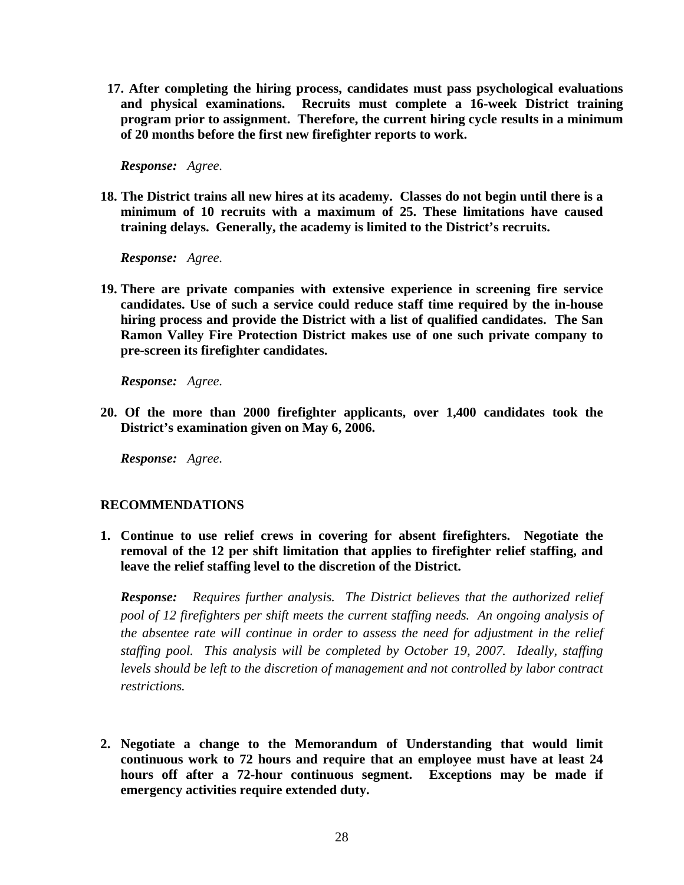17. **After completing the hiring process, candidates must pass psychological evaluations and physical examinations. Recruits must complete a 16-week District training program prior to assignment. Therefore, the current hiring cycle results in a minimum of 20 months before the first new firefighter reports to work.**

    ***Response:*** *Agree.*

18. **The District trains all new hires at its academy. Classes do not begin until there is a minimum of 10 recruits with a maximum of 25. These limitations have caused training delays. Generally, the academy is limited to the District's recruits.**

    ***Response:*** *Agree.*

19. **There are private companies with extensive experience in screening fire service candidates. Use of such a service could reduce staff time required by the in-house hiring process and provide the District with a list of qualified candidates. The San Ramon Valley Fire Protection District makes use of one such private company to pre-screen its firefighter candidates.**

    ***Response:*** *Agree.*

20. **Of the more than 2000 firefighter applicants, over 1,400 candidates took the District's examination given on May 6, 2006.**

    ***Response:*** *Agree.*

## RECOMMENDATIONS

1. **Continue to use relief crews in covering for absent firefighters. Negotiate the removal of the 12 per shift limitation that applies to firefighter relief staffing, and leave the relief staffing level to the discretion of the District.**

   ***Response:*** *Requires further analysis. The District believes that the authorized relief pool of 12 firefighters per shift meets the current staffing needs. An ongoing analysis of the absentee rate will continue in order to assess the need for adjustment in the relief staffing pool. This analysis will be completed by October 19, 2007. Ideally, staffing levels should be left to the discretion of management and not controlled by labor contract restrictions.*

2. **Negotiate a change to the Memorandum of Understanding that would limit continuous work to 72 hours and require that an employee must have at least 24 hours off after a 72-hour continuous segment. Exceptions may be made if emergency activities require extended duty.**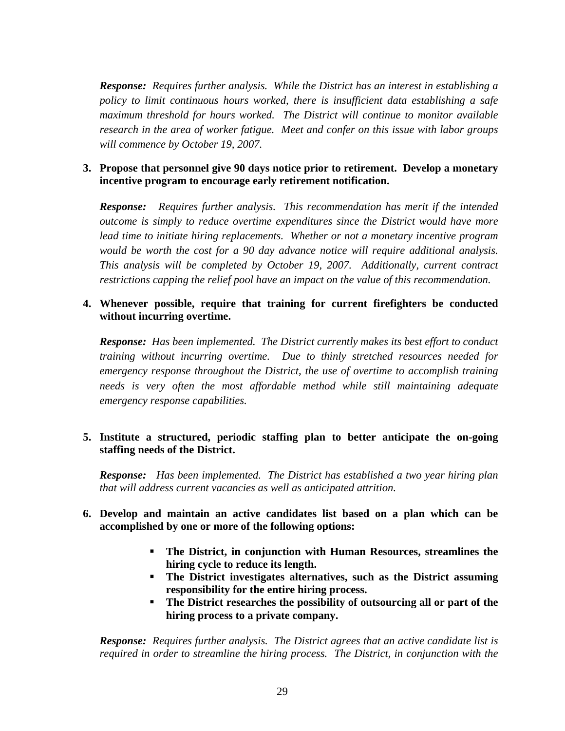***Response:*** *Requires further analysis. While the District has an interest in establishing a policy to limit continuous hours worked, there is insufficient data establishing a safe maximum threshold for hours worked. The District will continue to monitor available research in the area of worker fatigue. Meet and confer on this issue with labor groups will commence by October 19, 2007.*

3. **Propose that personnel give 90 days notice prior to retirement. Develop a monetary incentive program to encourage early retirement notification.**

   ***Response:*** *Requires further analysis. This recommendation has merit if the intended outcome is simply to reduce overtime expenditures since the District would have more lead time to initiate hiring replacements. Whether or not a monetary incentive program would be worth the cost for a 90 day advance notice will require additional analysis. This analysis will be completed by October 19, 2007. Additionally, current contract restrictions capping the relief pool have an impact on the value of this recommendation.*

4. **Whenever possible, require that training for current firefighters be conducted without incurring overtime.**

   ***Response:*** *Has been implemented. The District currently makes its best effort to conduct training without incurring overtime. Due to thinly stretched resources needed for emergency response throughout the District, the use of overtime to accomplish training needs is very often the most affordable method while still maintaining adequate emergency response capabilities.*

5. **Institute a structured, periodic staffing plan to better anticipate the on-going staffing needs of the District.**

   ***Response:*** *Has been implemented. The District has established a two year hiring plan that will address current vacancies as well as anticipated attrition.*

6. **Develop and maintain an active candidates list based on a plan which can be accomplished by one or more of the following options:**

   - **The District, in conjunction with Human Resources, streamlines the hiring cycle to reduce its length.**
   - **The District investigates alternatives, such as the District assuming responsibility for the entire hiring process.**
   - **The District researches the possibility of outsourcing all or part of the hiring process to a private company.**

   ***Response:*** *Requires further analysis. The District agrees that an active candidate list is required in order to streamline the hiring process. The District, in conjunction with the*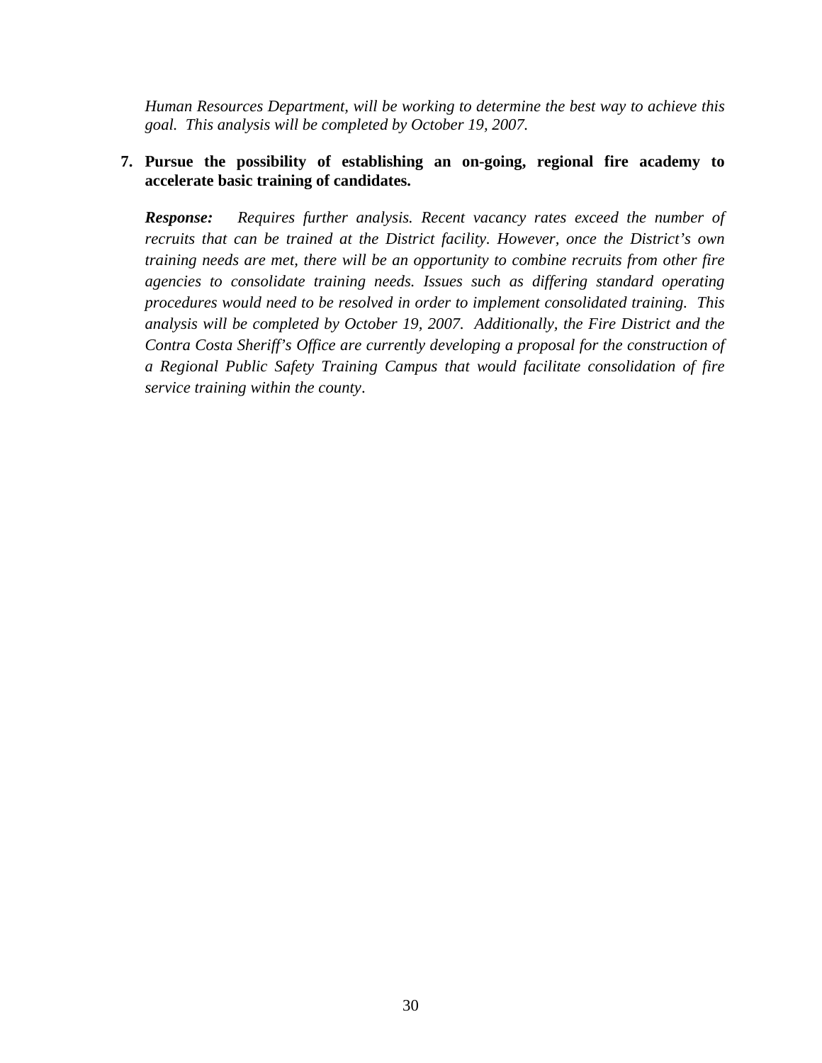*Human Resources Department, will be working to determine the best way to achieve this goal. This analysis will be completed by October 19, 2007.*

7. **Pursue the possibility of establishing an on-going, regional fire academy to accelerate basic training of candidates.**

   ***Response:*** *Requires further analysis. Recent vacancy rates exceed the number of recruits that can be trained at the District facility. However, once the District's own training needs are met, there will be an opportunity to combine recruits from other fire agencies to consolidate training needs. Issues such as differing standard operating procedures would need to be resolved in order to implement consolidated training. This analysis will be completed by October 19, 2007. Additionally, the Fire District and the Contra Costa Sheriff's Office are currently developing a proposal for the construction of a Regional Public Safety Training Campus that would facilitate consolidation of fire service training within the county*.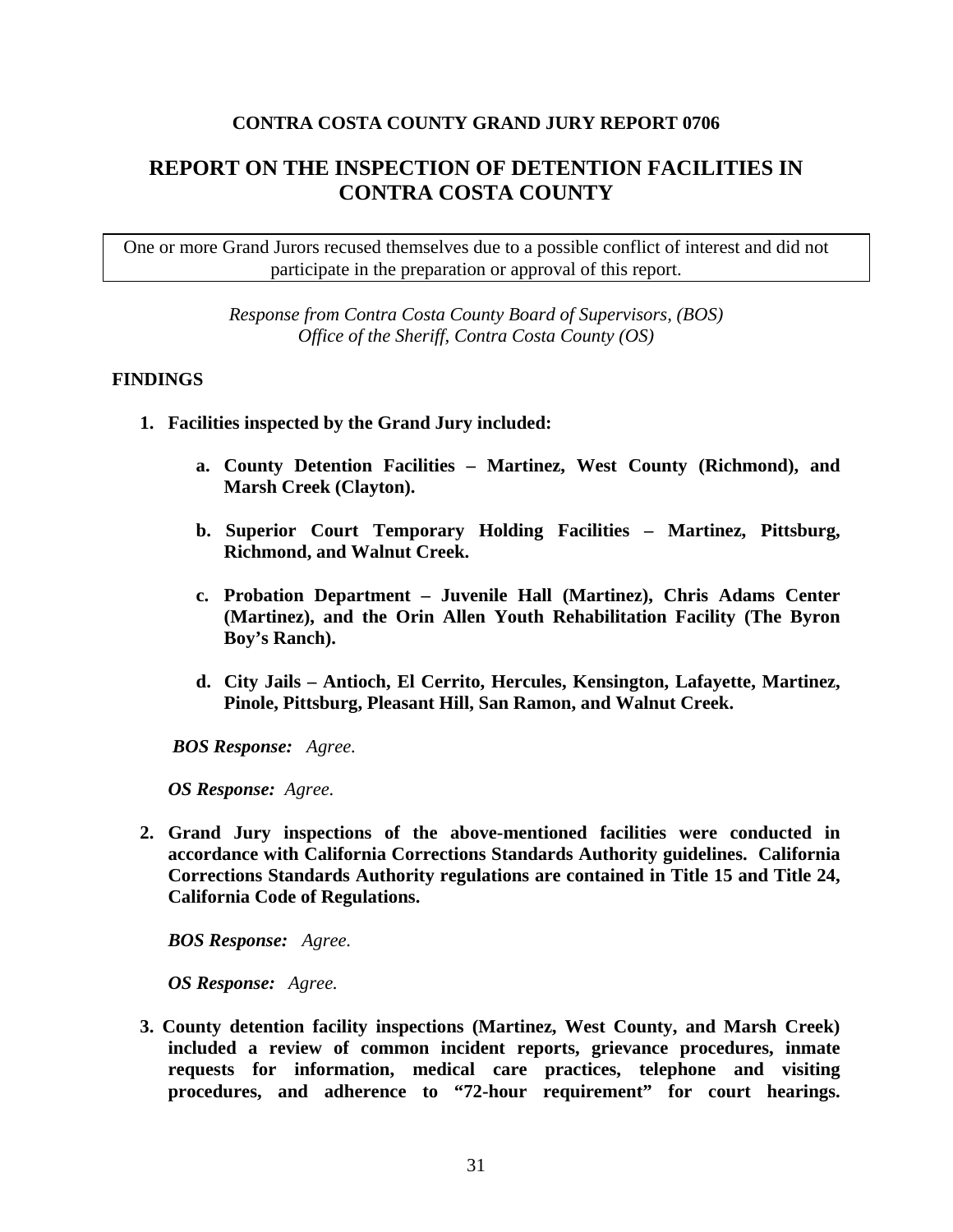**CONTRA COSTA COUNTY GRAND JURY REPORT 0706**

# REPORT ON THE INSPECTION OF DETENTION FACILITIES IN CONTRA COSTA COUNTY

One or more Grand Jurors recused themselves due to a possible conflict of interest and did not participate in the preparation or approval of this report.

*Response from Contra Costa County Board of Supervisors, (BOS)*
*Office of the Sheriff, Contra Costa County (OS)*

## FINDINGS

1. **Facilities inspected by the Grand Jury included:**

   a. **County Detention Facilities – Martinez, West County (Richmond), and Marsh Creek (Clayton).**

   b. **Superior Court Temporary Holding Facilities – Martinez, Pittsburg, Richmond, and Walnut Creek.**

   c. **Probation Department – Juvenile Hall (Martinez), Chris Adams Center (Martinez), and the Orin Allen Youth Rehabilitation Facility (The Byron Boy's Ranch).**

   d. **City Jails – Antioch, El Cerrito, Hercules, Kensington, Lafayette, Martinez, Pinole, Pittsburg, Pleasant Hill, San Ramon, and Walnut Creek.**

   ***BOS Response:*** *Agree.*

   ***OS Response:*** *Agree.*

2. **Grand Jury inspections of the above-mentioned facilities were conducted in accordance with California Corrections Standards Authority guidelines. California Corrections Standards Authority regulations are contained in Title 15 and Title 24, California Code of Regulations.**

   ***BOS Response:*** *Agree.*

   ***OS Response:*** *Agree.*

3. **County detention facility inspections (Martinez, West County, and Marsh Creek) included a review of common incident reports, grievance procedures, inmate requests for information, medical care practices, telephone and visiting procedures, and adherence to "72-hour requirement" for court hearings.**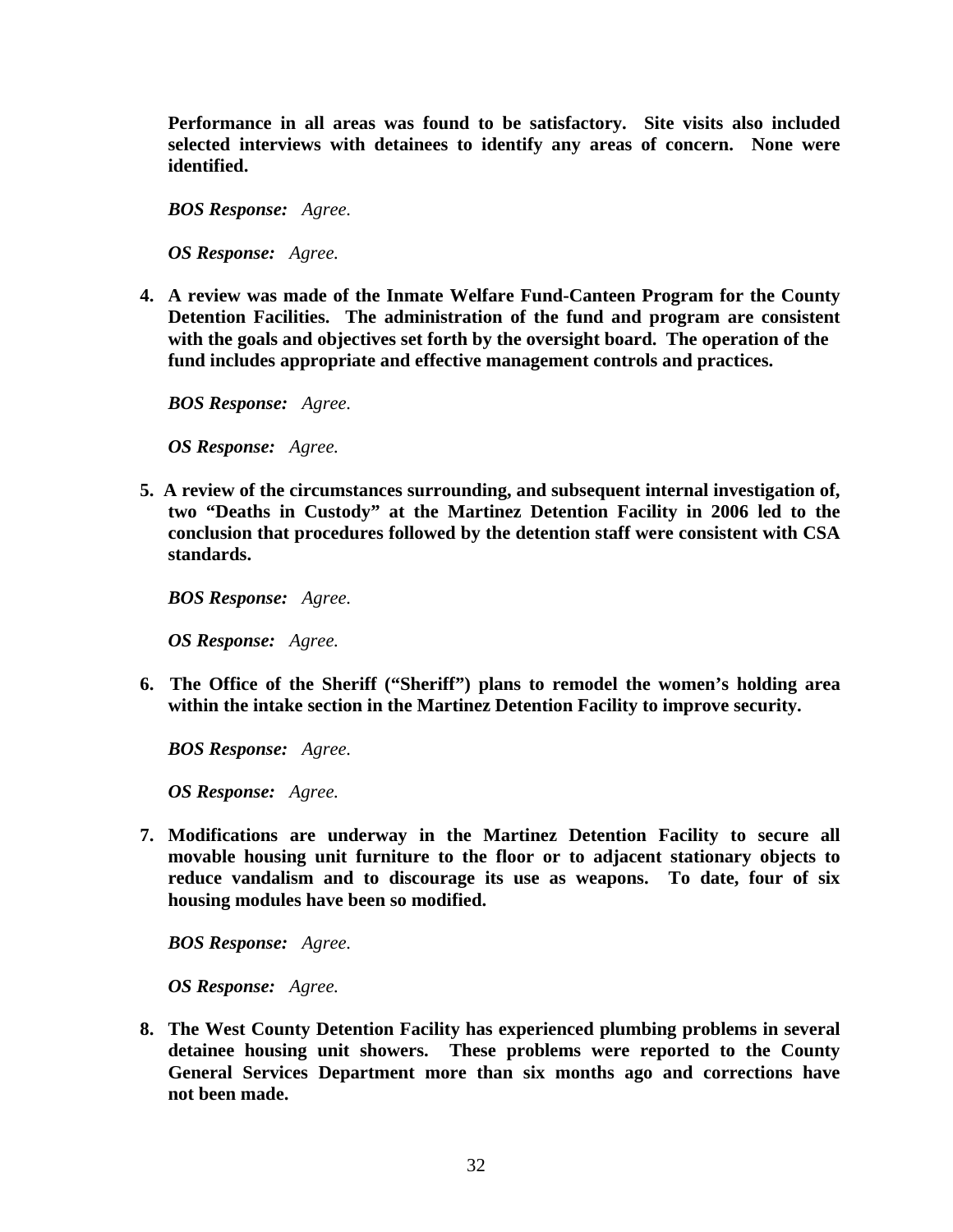**Performance in all areas was found to be satisfactory. Site visits also included selected interviews with detainees to identify any areas of concern. None were identified.**

***BOS Response:*** *Agree.*

***OS Response:*** *Agree.*

4. **A review was made of the Inmate Welfare Fund-Canteen Program for the County Detention Facilities. The administration of the fund and program are consistent with the goals and objectives set forth by the oversight board. The operation of the fund includes appropriate and effective management controls and practices.**

   ***BOS Response:*** *Agree.*

   ***OS Response:*** *Agree.*

5. **A review of the circumstances surrounding, and subsequent internal investigation of, two "Deaths in Custody" at the Martinez Detention Facility in 2006 led to the conclusion that procedures followed by the detention staff were consistent with CSA standards.**

   ***BOS Response:*** *Agree.*

   ***OS Response:*** *Agree.*

6. **The Office of the Sheriff ("Sheriff") plans to remodel the women's holding area within the intake section in the Martinez Detention Facility to improve security.**

   ***BOS Response:*** *Agree.*

   ***OS Response:*** *Agree.*

7. **Modifications are underway in the Martinez Detention Facility to secure all movable housing unit furniture to the floor or to adjacent stationary objects to reduce vandalism and to discourage its use as weapons. To date, four of six housing modules have been so modified.**

   ***BOS Response:*** *Agree.*

   ***OS Response:*** *Agree.*

8. **The West County Detention Facility has experienced plumbing problems in several detainee housing unit showers. These problems were reported to the County General Services Department more than six months ago and corrections have not been made.**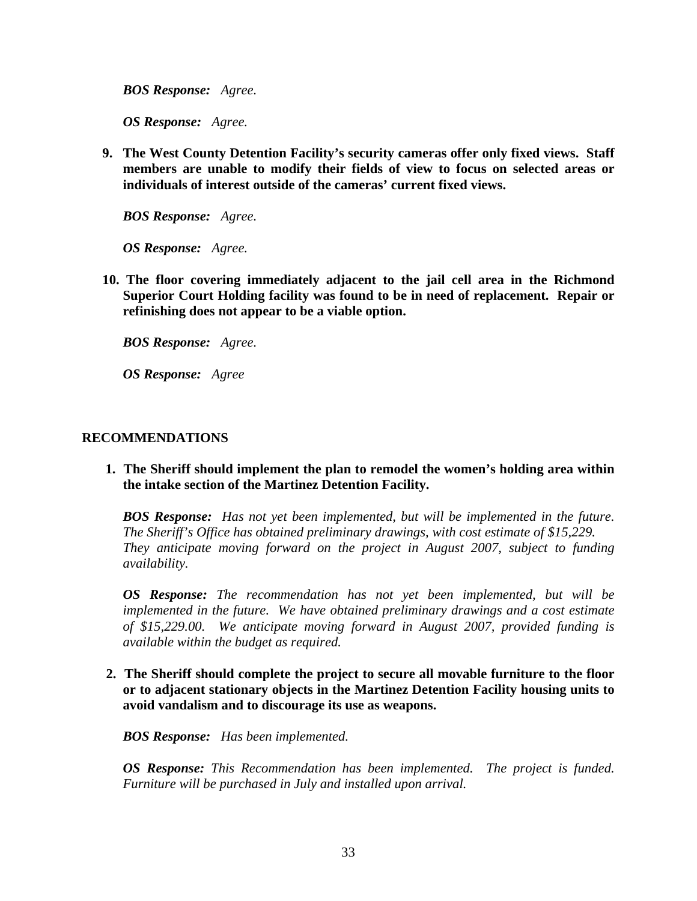***BOS Response:*** *Agree.*

***OS Response:*** *Agree.*

9. **The West County Detention Facility's security cameras offer only fixed views. Staff members are unable to modify their fields of view to focus on selected areas or individuals of interest outside of the cameras' current fixed views.**

   ***BOS Response:*** *Agree.*

   ***OS Response:*** *Agree.*

10. **The floor covering immediately adjacent to the jail cell area in the Richmond Superior Court Holding facility was found to be in need of replacement. Repair or refinishing does not appear to be a viable option.**

    ***BOS Response:*** *Agree.*

    ***OS Response:*** *Agree*

## RECOMMENDATIONS

1. **The Sheriff should implement the plan to remodel the women's holding area within the intake section of the Martinez Detention Facility.**

   ***BOS Response:*** *Has not yet been implemented, but will be implemented in the future. The Sheriff's Office has obtained preliminary drawings, with cost estimate of $15,229. They anticipate moving forward on the project in August 2007, subject to funding availability.*

   ***OS Response:*** *The recommendation has not yet been implemented, but will be implemented in the future. We have obtained preliminary drawings and a cost estimate of $15,229.00. We anticipate moving forward in August 2007, provided funding is available within the budget as required.*

2. **The Sheriff should complete the project to secure all movable furniture to the floor or to adjacent stationary objects in the Martinez Detention Facility housing units to avoid vandalism and to discourage its use as weapons.**

   ***BOS Response:*** *Has been implemented.*

   ***OS Response:*** *This Recommendation has been implemented. The project is funded. Furniture will be purchased in July and installed upon arrival.*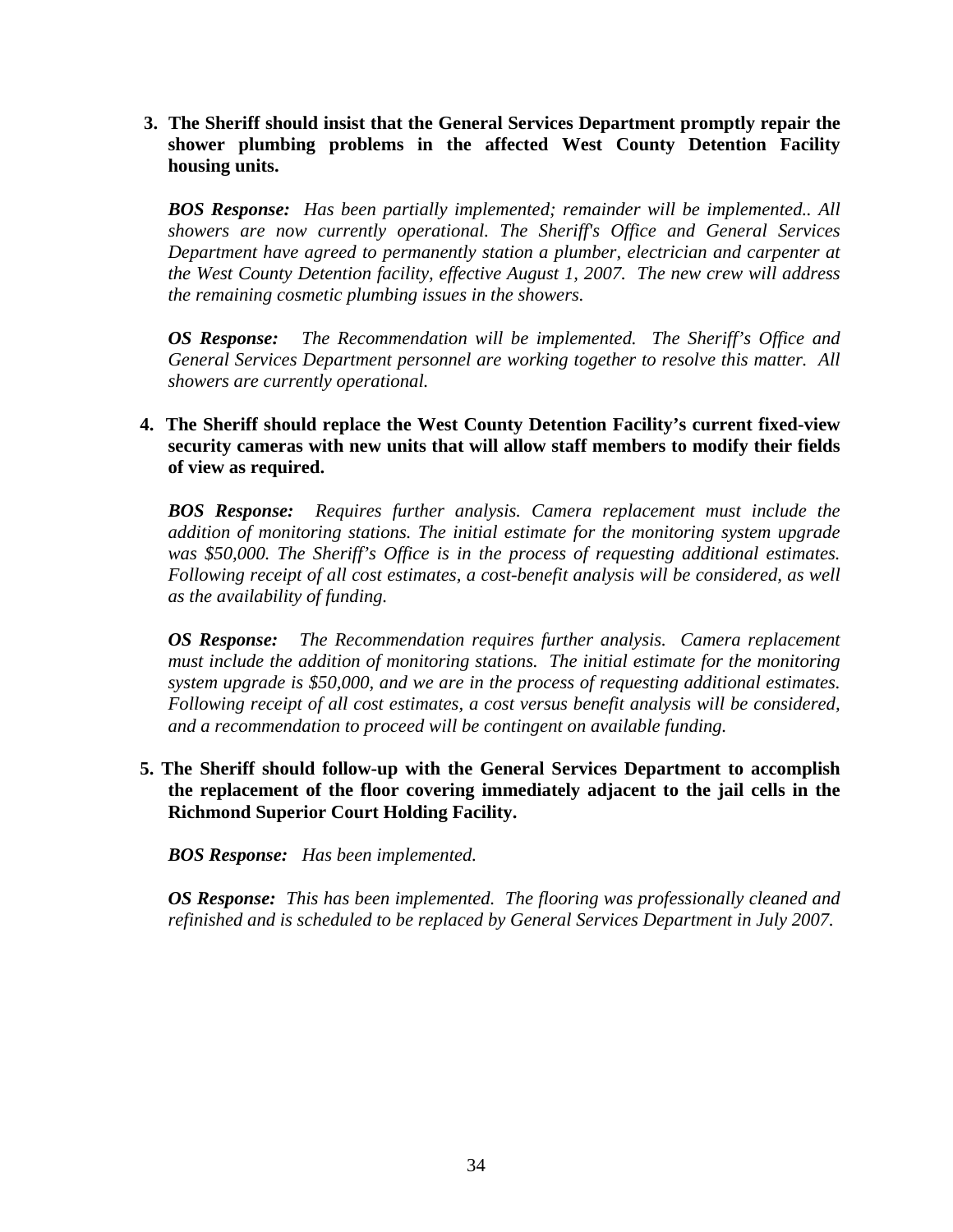3. **The Sheriff should insist that the General Services Department promptly repair the shower plumbing problems in the affected West County Detention Facility housing units.**

   ***BOS Response:*** *Has been partially implemented; remainder will be implemented.. All showers are now currently operational. The Sheriff's Office and General Services Department have agreed to permanently station a plumber, electrician and carpenter at the West County Detention facility, effective August 1, 2007. The new crew will address the remaining cosmetic plumbing issues in the showers.*

   ***OS Response:*** *The Recommendation will be implemented. The Sheriff's Office and General Services Department personnel are working together to resolve this matter. All showers are currently operational.*

4. **The Sheriff should replace the West County Detention Facility's current fixed-view security cameras with new units that will allow staff members to modify their fields of view as required.**

   ***BOS Response:*** *Requires further analysis. Camera replacement must include the addition of monitoring stations. The initial estimate for the monitoring system upgrade was $50,000. The Sheriff's Office is in the process of requesting additional estimates. Following receipt of all cost estimates, a cost-benefit analysis will be considered, as well as the availability of funding.*

   ***OS Response:*** *The Recommendation requires further analysis. Camera replacement must include the addition of monitoring stations. The initial estimate for the monitoring system upgrade is $50,000, and we are in the process of requesting additional estimates. Following receipt of all cost estimates, a cost versus benefit analysis will be considered, and a recommendation to proceed will be contingent on available funding.*

5. **The Sheriff should follow-up with the General Services Department to accomplish the replacement of the floor covering immediately adjacent to the jail cells in the Richmond Superior Court Holding Facility.**

   ***BOS Response:*** *Has been implemented.*

   ***OS Response:*** *This has been implemented. The flooring was professionally cleaned and refinished and is scheduled to be replaced by General Services Department in July 2007.*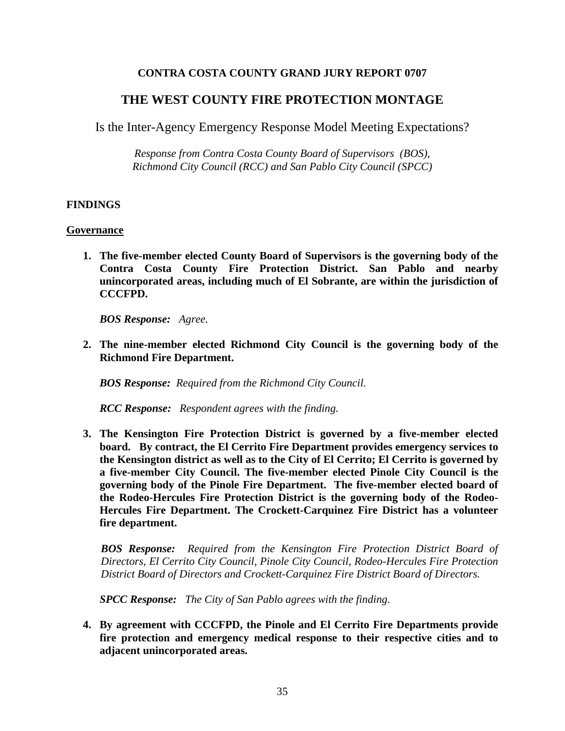**CONTRA COSTA COUNTY GRAND JURY REPORT 0707**

# THE WEST COUNTY FIRE PROTECTION MONTAGE

Is the Inter-Agency Emergency Response Model Meeting Expectations?

*Response from Contra Costa County Board of Supervisors (BOS), Richmond City Council (RCC) and San Pablo City Council (SPCC)*

## FINDINGS

### Governance

1. **The five-member elected County Board of Supervisors is the governing body of the Contra Costa County Fire Protection District. San Pablo and nearby unincorporated areas, including much of El Sobrante, are within the jurisdiction of CCCFPD.**

   ***BOS Response:*** *Agree.*

2. **The nine-member elected Richmond City Council is the governing body of the Richmond Fire Department.**

   ***BOS Response:*** *Required from the Richmond City Council.*

   ***RCC Response:*** *Respondent agrees with the finding.*

3. **The Kensington Fire Protection District is governed by a five-member elected board. By contract, the El Cerrito Fire Department provides emergency services to the Kensington district as well as to the City of El Cerrito; El Cerrito is governed by a five-member City Council. The five-member elected Pinole City Council is the governing body of the Pinole Fire Department. The five-member elected board of the Rodeo-Hercules Fire Protection District is the governing body of the Rodeo-Hercules Fire Department. The Crockett-Carquinez Fire District has a volunteer fire department.**

   ***BOS Response:*** *Required from the Kensington Fire Protection District Board of Directors, El Cerrito City Council, Pinole City Council, Rodeo-Hercules Fire Protection District Board of Directors and Crockett-Carquinez Fire District Board of Directors.*

   ***SPCC Response:*** *The City of San Pablo agrees with the finding.*

4. **By agreement with CCCFPD, the Pinole and El Cerrito Fire Departments provide fire protection and emergency medical response to their respective cities and to adjacent unincorporated areas.**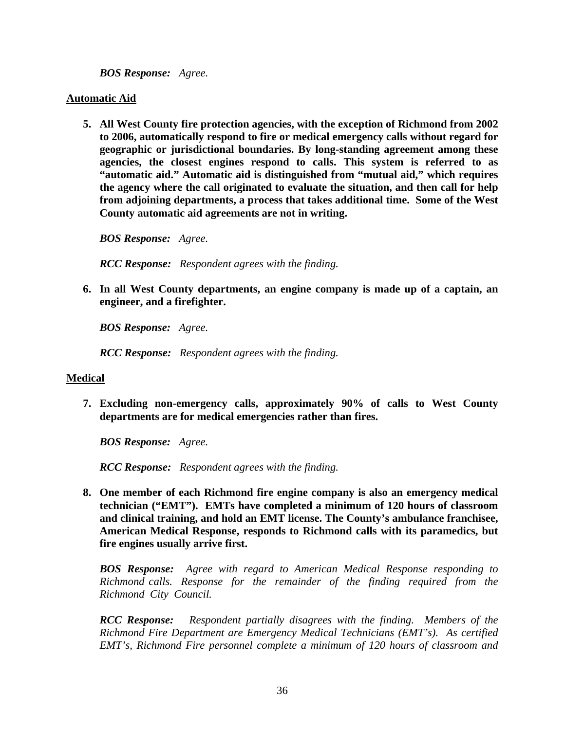*__BOS Response:__ Agree.*

**<u>Automatic Aid</u>**

5. **All West County fire protection agencies, with the exception of Richmond from 2002 to 2006, automatically respond to fire or medical emergency calls without regard for geographic or jurisdictional boundaries. By long-standing agreement among these agencies, the closest engines respond to calls. This system is referred to as "automatic aid." Automatic aid is distinguished from "mutual aid," which requires the agency where the call originated to evaluate the situation, and then call for help from adjoining departments, a process that takes additional time. Some of the West County automatic aid agreements are not in writing.**

   *__BOS Response:__ Agree.*

   *__RCC Response:__ Respondent agrees with the finding.*

6. **In all West County departments, an engine company is made up of a captain, an engineer, and a firefighter.**

   *__BOS Response:__ Agree.*

   *__RCC Response:__ Respondent agrees with the finding.*

**<u>Medical</u>**

7. **Excluding non-emergency calls, approximately 90% of calls to West County departments are for medical emergencies rather than fires.**

   *__BOS Response:__ Agree.*

   *__RCC Response:__ Respondent agrees with the finding.*

8. **One member of each Richmond fire engine company is also an emergency medical technician ("EMT"). EMTs have completed a minimum of 120 hours of classroom and clinical training, and hold an EMT license. The County's ambulance franchisee, American Medical Response, responds to Richmond calls with its paramedics, but fire engines usually arrive first.**

   *__BOS Response:__ Agree with regard to American Medical Response responding to Richmond calls. Response for the remainder of the finding required from the Richmond City Council.*

   *__RCC Response:__ Respondent partially disagrees with the finding. Members of the Richmond Fire Department are Emergency Medical Technicians (EMT's). As certified EMT's, Richmond Fire personnel complete a minimum of 120 hours of classroom and*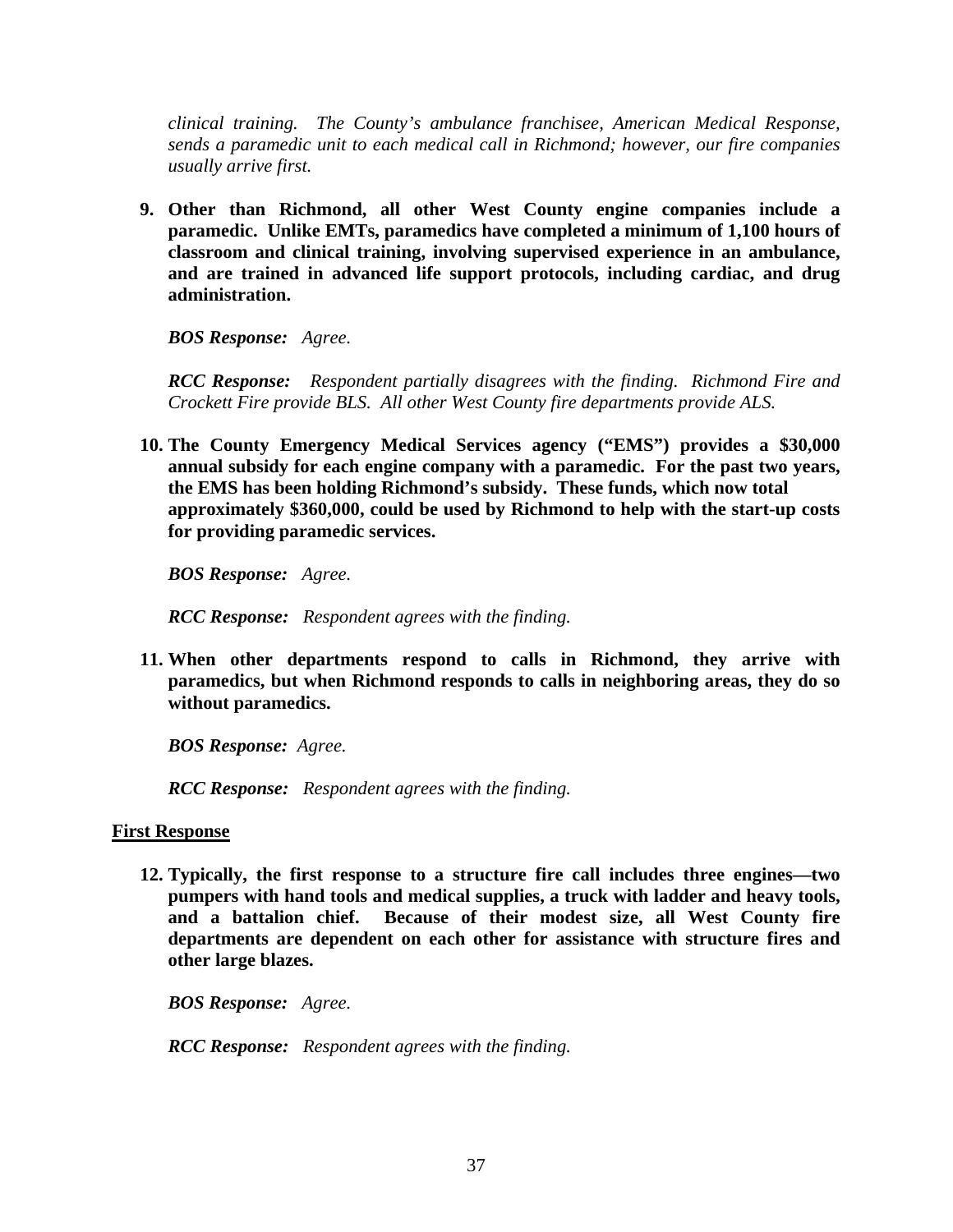*clinical training. The County's ambulance franchisee, American Medical Response, sends a paramedic unit to each medical call in Richmond; however, our fire companies usually arrive first.*

9. **Other than Richmond, all other West County engine companies include a paramedic. Unlike EMTs, paramedics have completed a minimum of 1,100 hours of classroom and clinical training, involving supervised experience in an ambulance, and are trained in advanced life support protocols, including cardiac, and drug administration.**

   ***BOS Response:*** *Agree.*

   ***RCC Response:*** *Respondent partially disagrees with the finding. Richmond Fire and Crockett Fire provide BLS. All other West County fire departments provide ALS.*

10. **The County Emergency Medical Services agency ("EMS") provides a $30,000 annual subsidy for each engine company with a paramedic. For the past two years, the EMS has been holding Richmond's subsidy. These funds, which now total approximately $360,000, could be used by Richmond to help with the start-up costs for providing paramedic services.**

    ***BOS Response:*** *Agree.*

    ***RCC Response:*** *Respondent agrees with the finding.*

11. **When other departments respond to calls in Richmond, they arrive with paramedics, but when Richmond responds to calls in neighboring areas, they do so without paramedics.**

    ***BOS Response:*** *Agree.*

    ***RCC Response:*** *Respondent agrees with the finding.*

**<u>First Response</u>**

12. **Typically, the first response to a structure fire call includes three engines—two pumpers with hand tools and medical supplies, a truck with ladder and heavy tools, and a battalion chief. Because of their modest size, all West County fire departments are dependent on each other for assistance with structure fires and other large blazes.**

    ***BOS Response:*** *Agree.*

    ***RCC Response:*** *Respondent agrees with the finding.*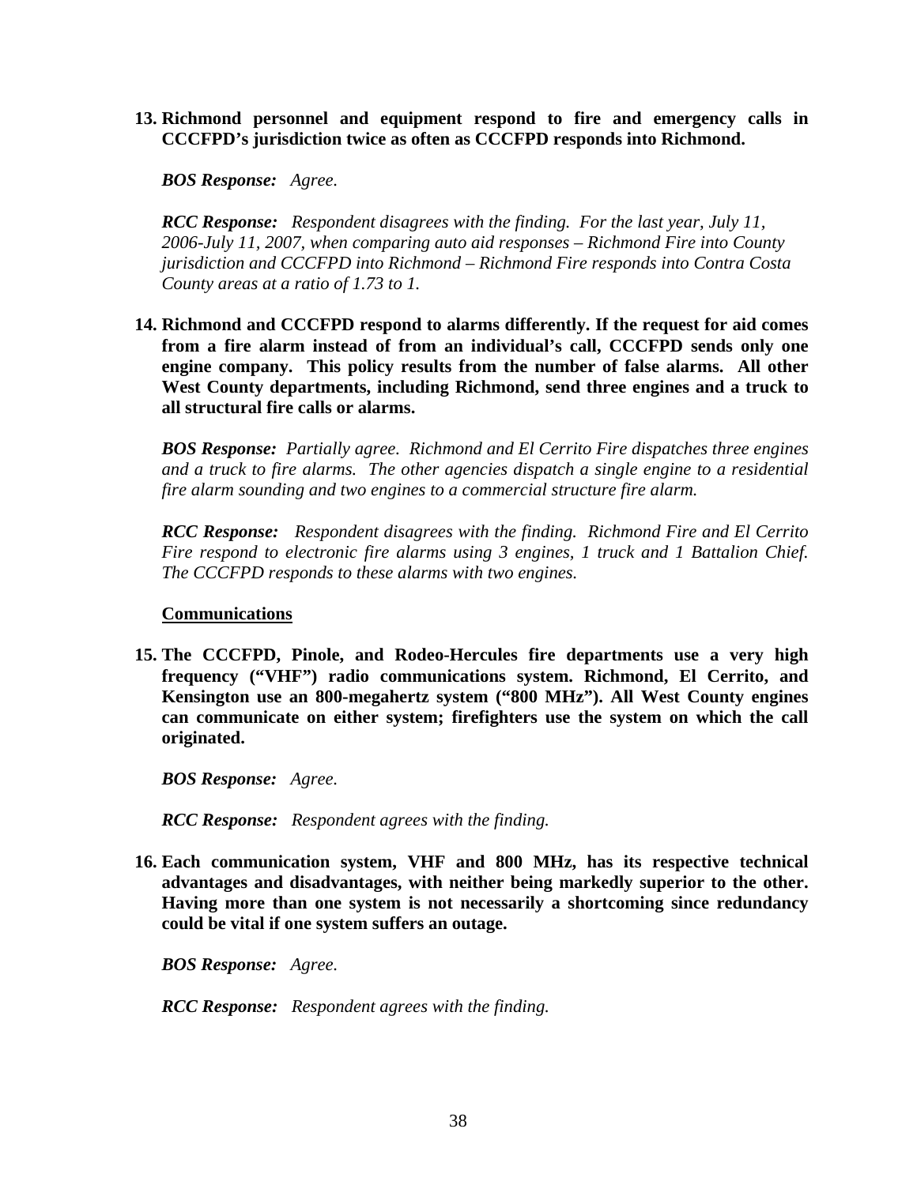13. **Richmond personnel and equipment respond to fire and emergency calls in CCCFPD's jurisdiction twice as often as CCCFPD responds into Richmond.**

    ***BOS Response:*** *Agree.*

    ***RCC Response:*** *Respondent disagrees with the finding. For the last year, July 11, 2006-July 11, 2007, when comparing auto aid responses – Richmond Fire into County jurisdiction and CCCFPD into Richmond – Richmond Fire responds into Contra Costa County areas at a ratio of 1.73 to 1.*

14. **Richmond and CCCFPD respond to alarms differently. If the request for aid comes from a fire alarm instead of from an individual's call, CCCFPD sends only one engine company. This policy results from the number of false alarms. All other West County departments, including Richmond, send three engines and a truck to all structural fire calls or alarms.**

    ***BOS Response:*** *Partially agree. Richmond and El Cerrito Fire dispatches three engines and a truck to fire alarms. The other agencies dispatch a single engine to a residential fire alarm sounding and two engines to a commercial structure fire alarm.*

    ***RCC Response:*** *Respondent disagrees with the finding. Richmond Fire and El Cerrito Fire respond to electronic fire alarms using 3 engines, 1 truck and 1 Battalion Chief. The CCCFPD responds to these alarms with two engines.*

**Communications**

15. **The CCCFPD, Pinole, and Rodeo-Hercules fire departments use a very high frequency ("VHF") radio communications system. Richmond, El Cerrito, and Kensington use an 800-megahertz system ("800 MHz"). All West County engines can communicate on either system; firefighters use the system on which the call originated.**

    ***BOS Response:*** *Agree.*

    ***RCC Response:*** *Respondent agrees with the finding.*

16. **Each communication system, VHF and 800 MHz, has its respective technical advantages and disadvantages, with neither being markedly superior to the other. Having more than one system is not necessarily a shortcoming since redundancy could be vital if one system suffers an outage.**

    ***BOS Response:*** *Agree.*

    ***RCC Response:*** *Respondent agrees with the finding.*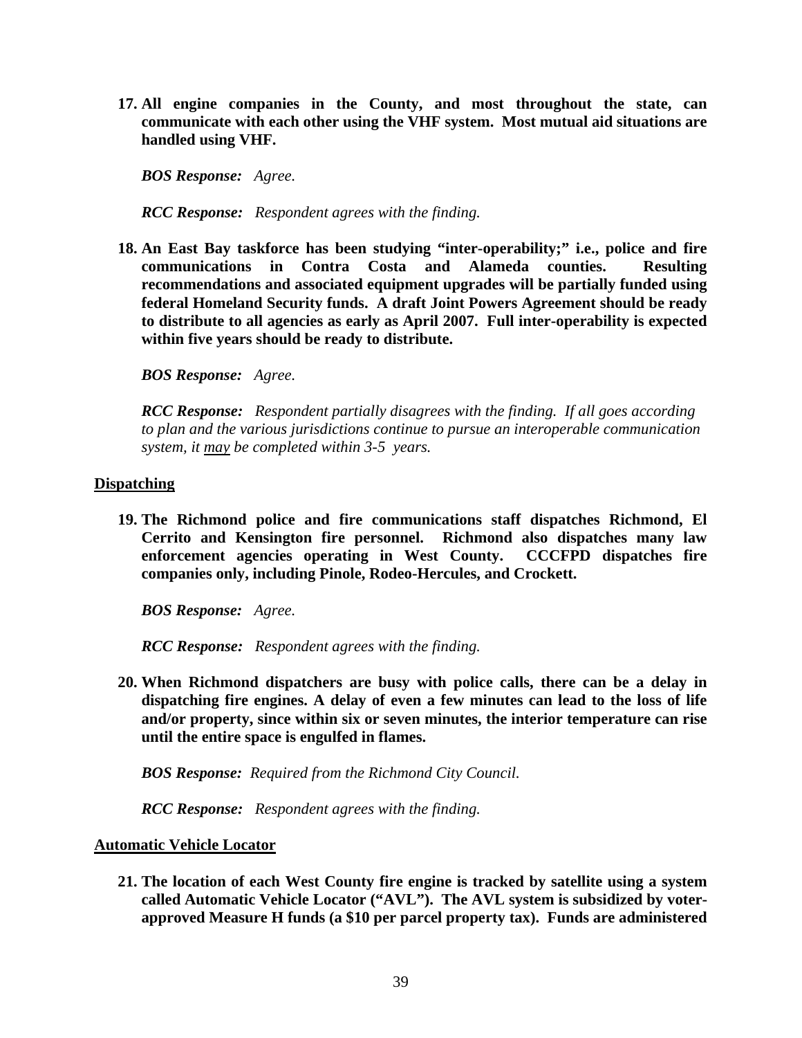17. **All engine companies in the County, and most throughout the state, can communicate with each other using the VHF system. Most mutual aid situations are handled using VHF.**

    ***BOS Response:*** *Agree.*

    ***RCC Response:*** *Respondent agrees with the finding.*

18. **An East Bay taskforce has been studying "inter-operability;" i.e., police and fire communications in Contra Costa and Alameda counties. Resulting recommendations and associated equipment upgrades will be partially funded using federal Homeland Security funds. A draft Joint Powers Agreement should be ready to distribute to all agencies as early as April 2007. Full inter-operability is expected within five years should be ready to distribute.**

    ***BOS Response:*** *Agree.*

    ***RCC Response:*** *Respondent partially disagrees with the finding. If all goes according to plan and the various jurisdictions continue to pursue an interoperable communication system, it <u>may</u> be completed within 3-5 years.*

**<u>Dispatching</u>**

19. **The Richmond police and fire communications staff dispatches Richmond, El Cerrito and Kensington fire personnel. Richmond also dispatches many law enforcement agencies operating in West County. CCCFPD dispatches fire companies only, including Pinole, Rodeo-Hercules, and Crockett.**

    ***BOS Response:*** *Agree.*

    ***RCC Response:*** *Respondent agrees with the finding.*

20. **When Richmond dispatchers are busy with police calls, there can be a delay in dispatching fire engines. A delay of even a few minutes can lead to the loss of life and/or property, since within six or seven minutes, the interior temperature can rise until the entire space is engulfed in flames.**

    ***BOS Response:*** *Required from the Richmond City Council.*

    ***RCC Response:*** *Respondent agrees with the finding.*

**<u>Automatic Vehicle Locator</u>**

21. **The location of each West County fire engine is tracked by satellite using a system called Automatic Vehicle Locator ("AVL"). The AVL system is subsidized by voter-approved Measure H funds (a $10 per parcel property tax). Funds are administered**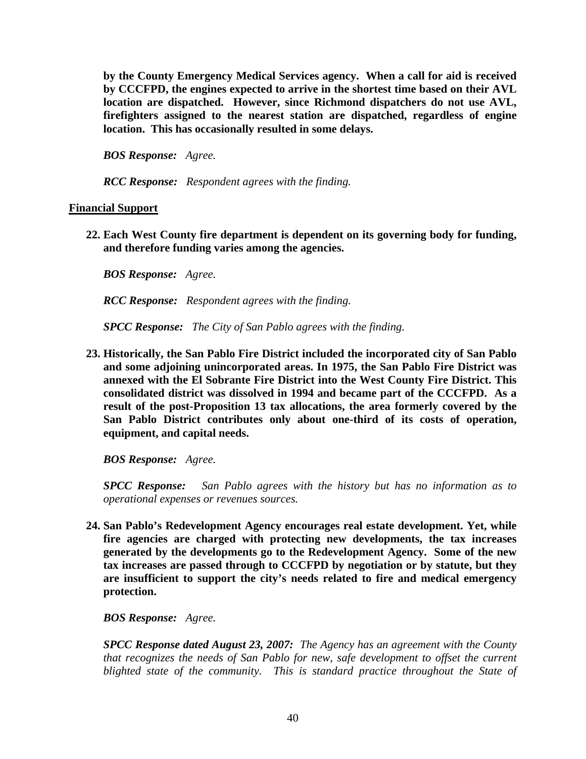**by the County Emergency Medical Services agency. When a call for aid is received by CCCFPD, the engines expected to arrive in the shortest time based on their AVL location are dispatched. However, since Richmond dispatchers do not use AVL, firefighters assigned to the nearest station are dispatched, regardless of engine location. This has occasionally resulted in some delays.**

***BOS Response:*** *Agree.*

***RCC Response:*** *Respondent agrees with the finding.*

## Financial Support

22. **Each West County fire department is dependent on its governing body for funding, and therefore funding varies among the agencies.**

    ***BOS Response:*** *Agree.*

    ***RCC Response:*** *Respondent agrees with the finding.*

    ***SPCC Response:*** *The City of San Pablo agrees with the finding.*

23. **Historically, the San Pablo Fire District included the incorporated city of San Pablo and some adjoining unincorporated areas. In 1975, the San Pablo Fire District was annexed with the El Sobrante Fire District into the West County Fire District. This consolidated district was dissolved in 1994 and became part of the CCCFPD. As a result of the post-Proposition 13 tax allocations, the area formerly covered by the San Pablo District contributes only about one-third of its costs of operation, equipment, and capital needs.**

    ***BOS Response:*** *Agree.*

    ***SPCC Response:*** *San Pablo agrees with the history but has no information as to operational expenses or revenues sources.*

24. **San Pablo's Redevelopment Agency encourages real estate development. Yet, while fire agencies are charged with protecting new developments, the tax increases generated by the developments go to the Redevelopment Agency. Some of the new tax increases are passed through to CCCFPD by negotiation or by statute, but they are insufficient to support the city's needs related to fire and medical emergency protection.**

    ***BOS Response:*** *Agree.*

    ***SPCC Response dated August 23, 2007:*** *The Agency has an agreement with the County that recognizes the needs of San Pablo for new, safe development to offset the current blighted state of the community. This is standard practice throughout the State of*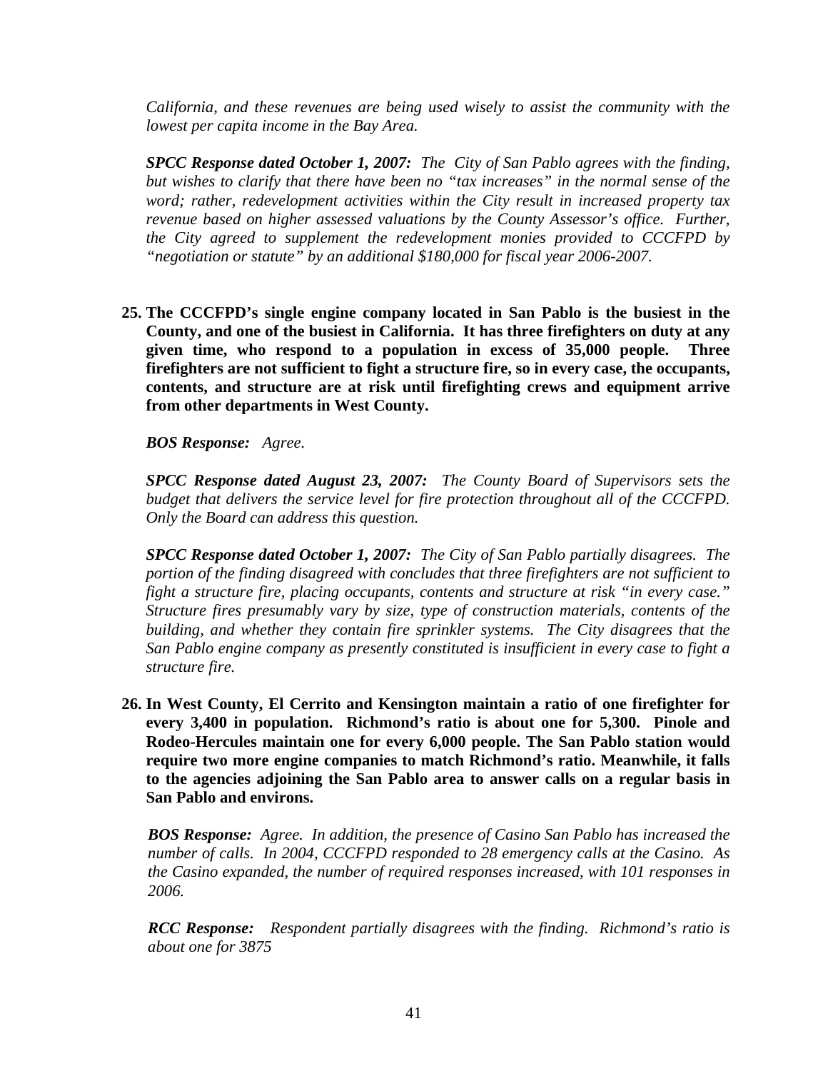*California, and these revenues are being used wisely to assist the community with the lowest per capita income in the Bay Area.*

***SPCC Response dated October 1, 2007:*** *The City of San Pablo agrees with the finding, but wishes to clarify that there have been no "tax increases" in the normal sense of the word; rather, redevelopment activities within the City result in increased property tax revenue based on higher assessed valuations by the County Assessor's office. Further, the City agreed to supplement the redevelopment monies provided to CCCFPD by "negotiation or statute" by an additional $180,000 for fiscal year 2006-2007.*

25. **The CCCFPD's single engine company located in San Pablo is the busiest in the County, and one of the busiest in California. It has three firefighters on duty at any given time, who respond to a population in excess of 35,000 people. Three firefighters are not sufficient to fight a structure fire, so in every case, the occupants, contents, and structure are at risk until firefighting crews and equipment arrive from other departments in West County.**

    ***BOS Response:*** *Agree.*

    ***SPCC Response dated August 23, 2007:*** *The County Board of Supervisors sets the budget that delivers the service level for fire protection throughout all of the CCCFPD. Only the Board can address this question.*

    ***SPCC Response dated October 1, 2007:*** *The City of San Pablo partially disagrees. The portion of the finding disagreed with concludes that three firefighters are not sufficient to fight a structure fire, placing occupants, contents and structure at risk "in every case." Structure fires presumably vary by size, type of construction materials, contents of the building, and whether they contain fire sprinkler systems. The City disagrees that the San Pablo engine company as presently constituted is insufficient in every case to fight a structure fire.*

26. **In West County, El Cerrito and Kensington maintain a ratio of one firefighter for every 3,400 in population. Richmond's ratio is about one for 5,300. Pinole and Rodeo-Hercules maintain one for every 6,000 people. The San Pablo station would require two more engine companies to match Richmond's ratio. Meanwhile, it falls to the agencies adjoining the San Pablo area to answer calls on a regular basis in San Pablo and environs.**

    ***BOS Response:*** *Agree. In addition, the presence of Casino San Pablo has increased the number of calls. In 2004, CCCFPD responded to 28 emergency calls at the Casino. As the Casino expanded, the number of required responses increased, with 101 responses in 2006.*

    ***RCC Response:*** *Respondent partially disagrees with the finding. Richmond's ratio is about one for 3875*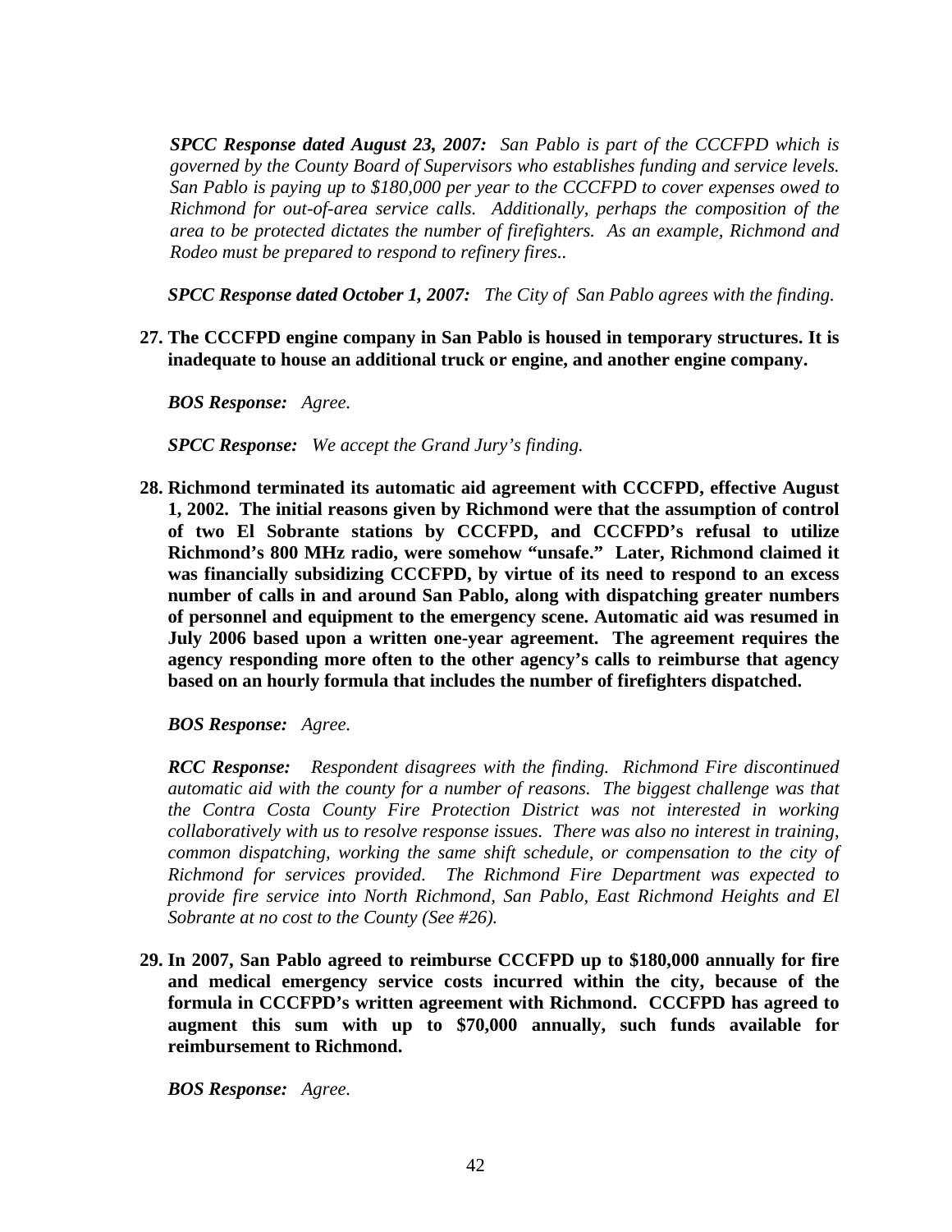***SPCC Response dated August 23, 2007:*** *San Pablo is part of the CCCFPD which is governed by the County Board of Supervisors who establishes funding and service levels. San Pablo is paying up to $180,000 per year to the CCCFPD to cover expenses owed to Richmond for out-of-area service calls. Additionally, perhaps the composition of the area to be protected dictates the number of firefighters. As an example, Richmond and Rodeo must be prepared to respond to refinery fires..*

***SPCC Response dated October 1, 2007:*** *The City of San Pablo agrees with the finding.*

27. **The CCCFPD engine company in San Pablo is housed in temporary structures. It is inadequate to house an additional truck or engine, and another engine company.**

    ***BOS Response:*** *Agree.*

    ***SPCC Response:*** *We accept the Grand Jury's finding.*

28. **Richmond terminated its automatic aid agreement with CCCFPD, effective August 1, 2002. The initial reasons given by Richmond were that the assumption of control of two El Sobrante stations by CCCFPD, and CCCFPD's refusal to utilize Richmond's 800 MHz radio, were somehow "unsafe." Later, Richmond claimed it was financially subsidizing CCCFPD, by virtue of its need to respond to an excess number of calls in and around San Pablo, along with dispatching greater numbers of personnel and equipment to the emergency scene. Automatic aid was resumed in July 2006 based upon a written one-year agreement. The agreement requires the agency responding more often to the other agency's calls to reimburse that agency based on an hourly formula that includes the number of firefighters dispatched.**

    ***BOS Response:*** *Agree.*

    ***RCC Response:*** *Respondent disagrees with the finding. Richmond Fire discontinued automatic aid with the county for a number of reasons. The biggest challenge was that the Contra Costa County Fire Protection District was not interested in working collaboratively with us to resolve response issues. There was also no interest in training, common dispatching, working the same shift schedule, or compensation to the city of Richmond for services provided. The Richmond Fire Department was expected to provide fire service into North Richmond, San Pablo, East Richmond Heights and El Sobrante at no cost to the County (See #26).*

29. **In 2007, San Pablo agreed to reimburse CCCFPD up to $180,000 annually for fire and medical emergency service costs incurred within the city, because of the formula in CCCFPD's written agreement with Richmond. CCCFPD has agreed to augment this sum with up to $70,000 annually, such funds available for reimbursement to Richmond.**

    ***BOS Response:*** *Agree.*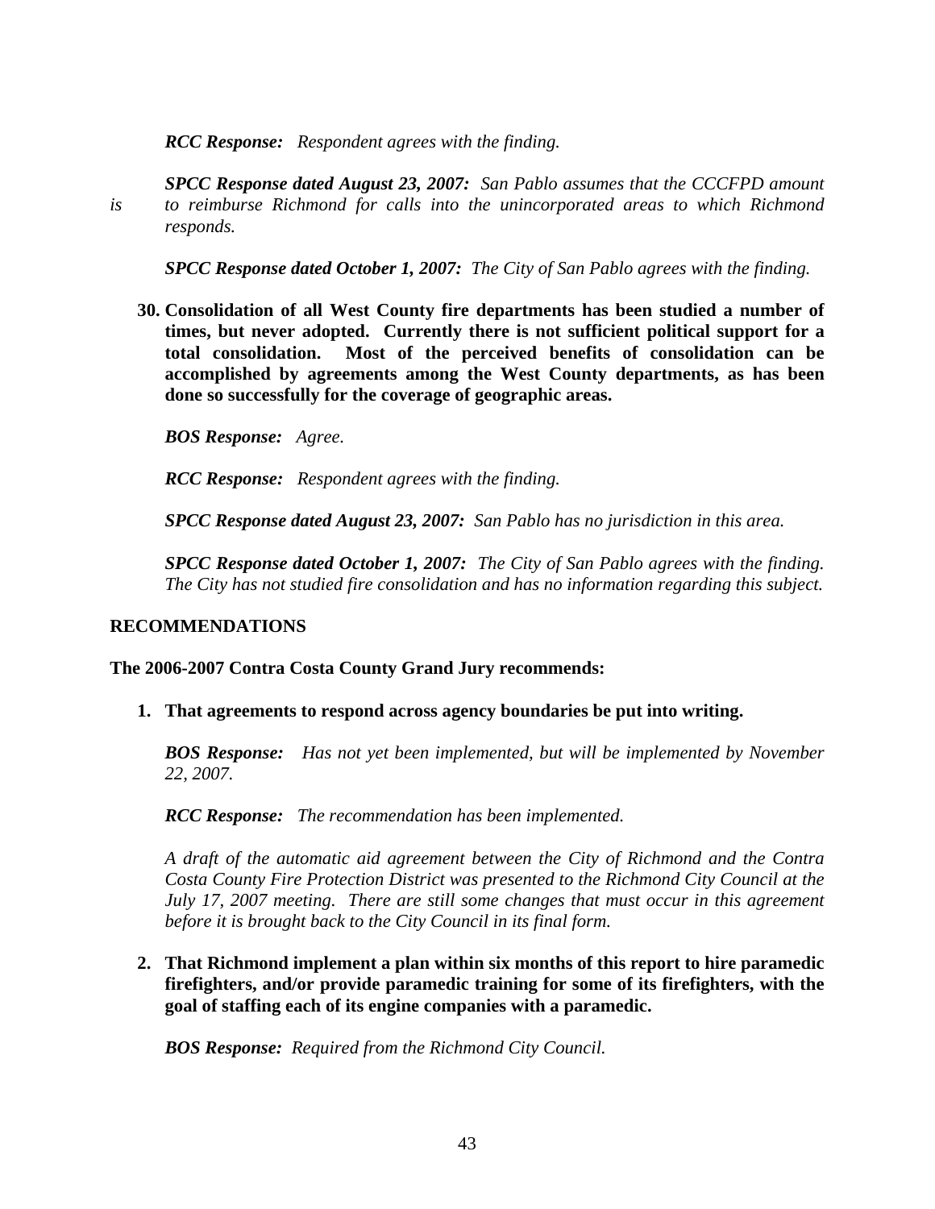***RCC Response:*** *Respondent agrees with the finding.*

***SPCC Response dated August 23, 2007:*** *San Pablo assumes that the CCCFPD amount is to reimburse Richmond for calls into the unincorporated areas to which Richmond responds.*

***SPCC Response dated October 1, 2007:*** *The City of San Pablo agrees with the finding.*

**30. Consolidation of all West County fire departments has been studied a number of times, but never adopted. Currently there is not sufficient political support for a total consolidation. Most of the perceived benefits of consolidation can be accomplished by agreements among the West County departments, as has been done so successfully for the coverage of geographic areas.**

***BOS Response:*** *Agree.*

***RCC Response:*** *Respondent agrees with the finding.*

***SPCC Response dated August 23, 2007:*** *San Pablo has no jurisdiction in this area.*

***SPCC Response dated October 1, 2007:*** *The City of San Pablo agrees with the finding. The City has not studied fire consolidation and has no information regarding this subject.*

## RECOMMENDATIONS

**The 2006-2007 Contra Costa County Grand Jury recommends:**

**1. That agreements to respond across agency boundaries be put into writing.**

***BOS Response:*** *Has not yet been implemented, but will be implemented by November 22, 2007.*

***RCC Response:*** *The recommendation has been implemented.*

*A draft of the automatic aid agreement between the City of Richmond and the Contra Costa County Fire Protection District was presented to the Richmond City Council at the July 17, 2007 meeting. There are still some changes that must occur in this agreement before it is brought back to the City Council in its final form.*

**2. That Richmond implement a plan within six months of this report to hire paramedic firefighters, and/or provide paramedic training for some of its firefighters, with the goal of staffing each of its engine companies with a paramedic.**

***BOS Response:*** *Required from the Richmond City Council.*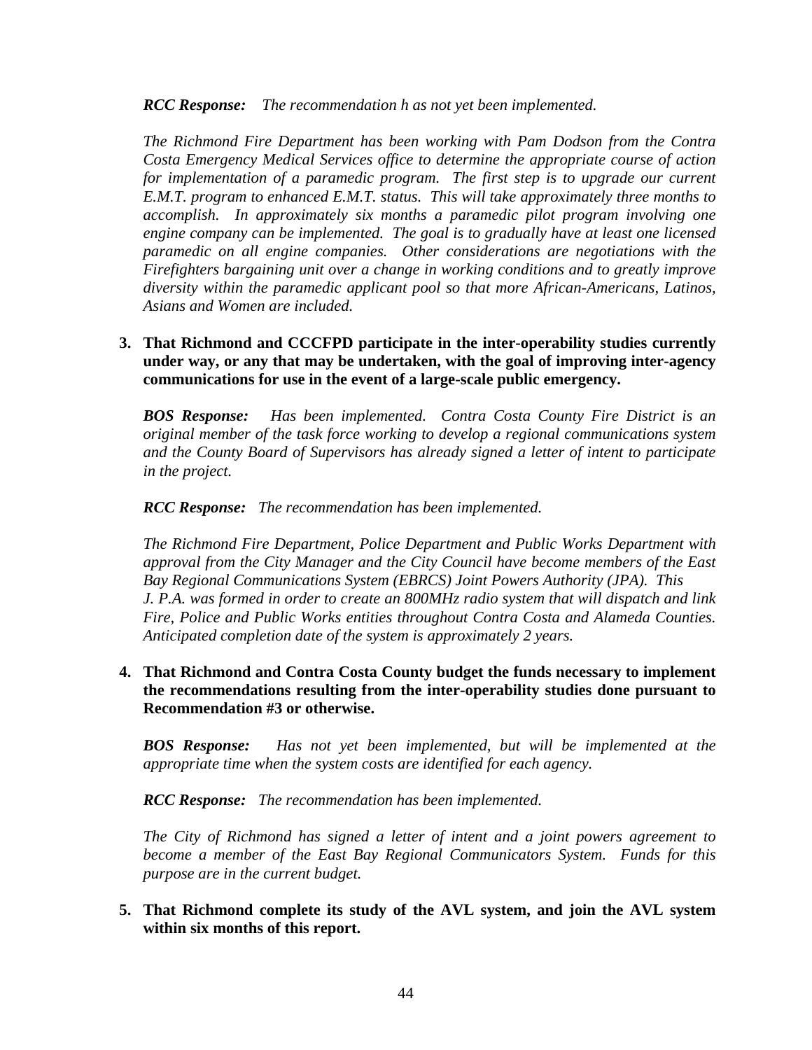***RCC Response:*** *The recommendation h as not yet been implemented.*

*The Richmond Fire Department has been working with Pam Dodson from the Contra Costa Emergency Medical Services office to determine the appropriate course of action for implementation of a paramedic program. The first step is to upgrade our current E.M.T. program to enhanced E.M.T. status. This will take approximately three months to accomplish. In approximately six months a paramedic pilot program involving one engine company can be implemented. The goal is to gradually have at least one licensed paramedic on all engine companies. Other considerations are negotiations with the Firefighters bargaining unit over a change in working conditions and to greatly improve diversity within the paramedic applicant pool so that more African-Americans, Latinos, Asians and Women are included.*

3. **That Richmond and CCCFPD participate in the inter-operability studies currently under way, or any that may be undertaken, with the goal of improving inter-agency communications for use in the event of a large-scale public emergency.**

   ***BOS Response:*** *Has been implemented. Contra Costa County Fire District is an original member of the task force working to develop a regional communications system and the County Board of Supervisors has already signed a letter of intent to participate in the project.*

   ***RCC Response:*** *The recommendation has been implemented.*

   *The Richmond Fire Department, Police Department and Public Works Department with approval from the City Manager and the City Council have become members of the East Bay Regional Communications System (EBRCS) Joint Powers Authority (JPA). This J. P.A. was formed in order to create an 800MHz radio system that will dispatch and link Fire, Police and Public Works entities throughout Contra Costa and Alameda Counties. Anticipated completion date of the system is approximately 2 years.*

4. **That Richmond and Contra Costa County budget the funds necessary to implement the recommendations resulting from the inter-operability studies done pursuant to Recommendation #3 or otherwise.**

   ***BOS Response:*** *Has not yet been implemented, but will be implemented at the appropriate time when the system costs are identified for each agency.*

   ***RCC Response:*** *The recommendation has been implemented.*

   *The City of Richmond has signed a letter of intent and a joint powers agreement to become a member of the East Bay Regional Communicators System. Funds for this purpose are in the current budget.*

5. **That Richmond complete its study of the AVL system, and join the AVL system within six months of this report.**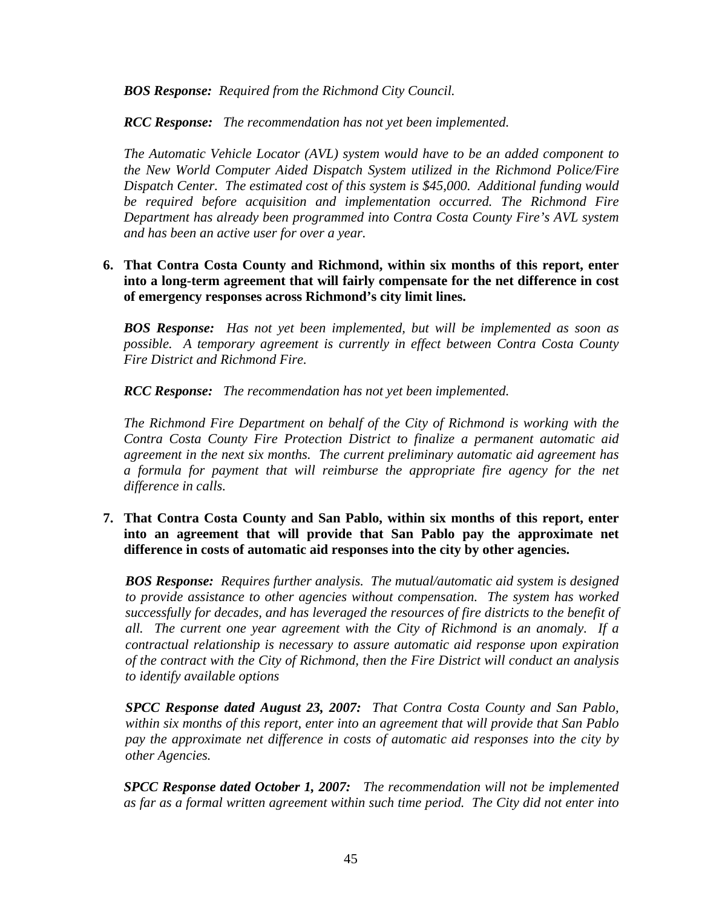***BOS Response:*** *Required from the Richmond City Council.*

***RCC Response:*** *The recommendation has not yet been implemented.*

*The Automatic Vehicle Locator (AVL) system would have to be an added component to the New World Computer Aided Dispatch System utilized in the Richmond Police/Fire Dispatch Center. The estimated cost of this system is $45,000. Additional funding would be required before acquisition and implementation occurred. The Richmond Fire Department has already been programmed into Contra Costa County Fire's AVL system and has been an active user for over a year.*

6. **That Contra Costa County and Richmond, within six months of this report, enter into a long-term agreement that will fairly compensate for the net difference in cost of emergency responses across Richmond's city limit lines.**

   ***BOS Response:*** *Has not yet been implemented, but will be implemented as soon as possible. A temporary agreement is currently in effect between Contra Costa County Fire District and Richmond Fire.*

   ***RCC Response:*** *The recommendation has not yet been implemented.*

   *The Richmond Fire Department on behalf of the City of Richmond is working with the Contra Costa County Fire Protection District to finalize a permanent automatic aid agreement in the next six months. The current preliminary automatic aid agreement has a formula for payment that will reimburse the appropriate fire agency for the net difference in calls.*

7. **That Contra Costa County and San Pablo, within six months of this report, enter into an agreement that will provide that San Pablo pay the approximate net difference in costs of automatic aid responses into the city by other agencies.**

   ***BOS Response:*** *Requires further analysis. The mutual/automatic aid system is designed to provide assistance to other agencies without compensation. The system has worked successfully for decades, and has leveraged the resources of fire districts to the benefit of all. The current one year agreement with the City of Richmond is an anomaly. If a contractual relationship is necessary to assure automatic aid response upon expiration of the contract with the City of Richmond, then the Fire District will conduct an analysis to identify available options*

   ***SPCC Response dated August 23, 2007:*** *That Contra Costa County and San Pablo, within six months of this report, enter into an agreement that will provide that San Pablo pay the approximate net difference in costs of automatic aid responses into the city by other Agencies.*

   ***SPCC Response dated October 1, 2007:*** *The recommendation will not be implemented as far as a formal written agreement within such time period. The City did not enter into*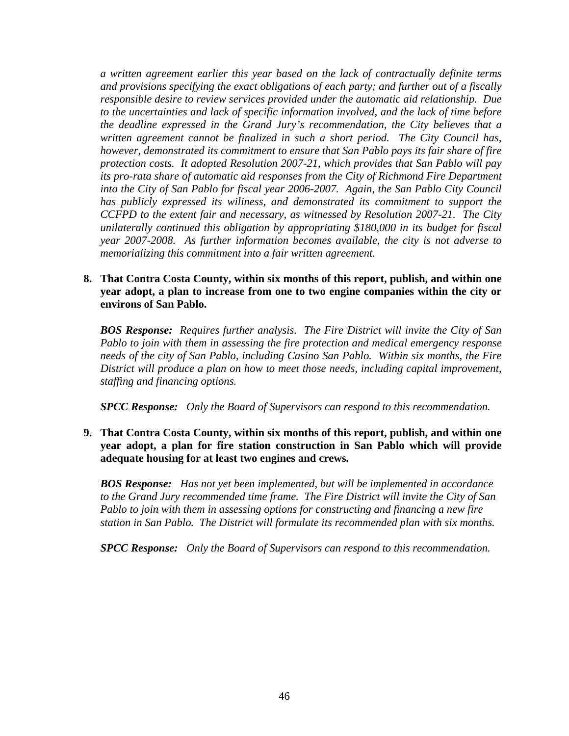*a written agreement earlier this year based on the lack of contractually definite terms and provisions specifying the exact obligations of each party; and further out of a fiscally responsible desire to review services provided under the automatic aid relationship. Due to the uncertainties and lack of specific information involved, and the lack of time before the deadline expressed in the Grand Jury's recommendation, the City believes that a written agreement cannot be finalized in such a short period. The City Council has, however, demonstrated its commitment to ensure that San Pablo pays its fair share of fire protection costs. It adopted Resolution 2007-21, which provides that San Pablo will pay its pro-rata share of automatic aid responses from the City of Richmond Fire Department into the City of San Pablo for fiscal year 2006-2007. Again, the San Pablo City Council has publicly expressed its wiliness, and demonstrated its commitment to support the CCFPD to the extent fair and necessary, as witnessed by Resolution 2007-21. The City unilaterally continued this obligation by appropriating $180,000 in its budget for fiscal year 2007-2008. As further information becomes available, the city is not adverse to memorializing this commitment into a fair written agreement.*

**8. That Contra Costa County, within six months of this report, publish, and within one year adopt, a plan to increase from one to two engine companies within the city or environs of San Pablo.**

***BOS Response:*** *Requires further analysis. The Fire District will invite the City of San Pablo to join with them in assessing the fire protection and medical emergency response needs of the city of San Pablo, including Casino San Pablo. Within six months, the Fire District will produce a plan on how to meet those needs, including capital improvement, staffing and financing options.*

***SPCC Response:*** *Only the Board of Supervisors can respond to this recommendation.*

**9. That Contra Costa County, within six months of this report, publish, and within one year adopt, a plan for fire station construction in San Pablo which will provide adequate housing for at least two engines and crews.**

***BOS Response:*** *Has not yet been implemented, but will be implemented in accordance to the Grand Jury recommended time frame. The Fire District will invite the City of San Pablo to join with them in assessing options for constructing and financing a new fire station in San Pablo. The District will formulate its recommended plan with six months.*

***SPCC Response:*** *Only the Board of Supervisors can respond to this recommendation.*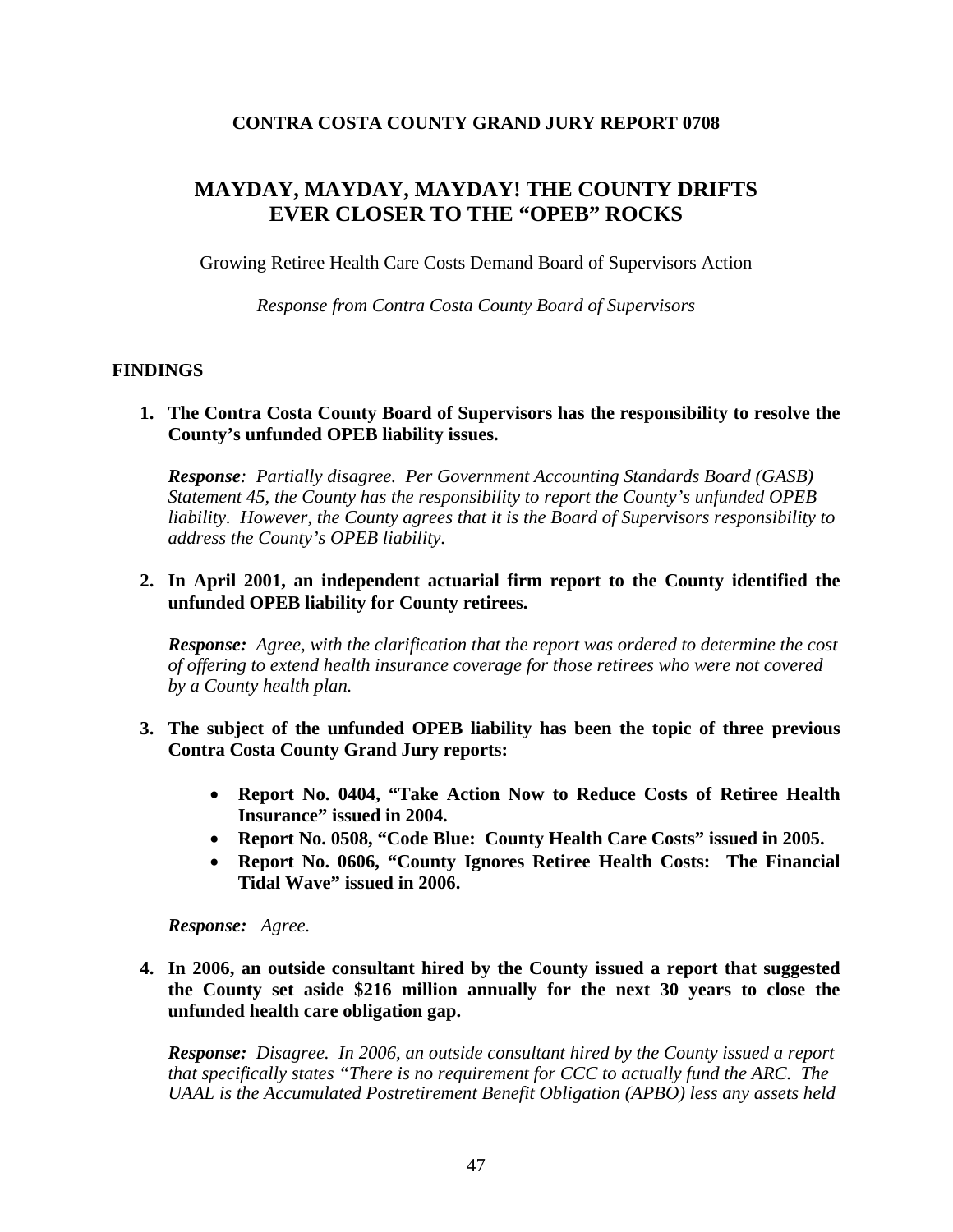**CONTRA COSTA COUNTY GRAND JURY REPORT 0708**

# MAYDAY, MAYDAY, MAYDAY! THE COUNTY DRIFTS EVER CLOSER TO THE "OPEB" ROCKS

Growing Retiree Health Care Costs Demand Board of Supervisors Action

*Response from Contra Costa County Board of Supervisors*

## FINDINGS

1. **The Contra Costa County Board of Supervisors has the responsibility to resolve the County's unfunded OPEB liability issues.**

   ***Response**: Partially disagree. Per Government Accounting Standards Board (GASB) Statement 45, the County has the responsibility to report the County's unfunded OPEB liability. However, the County agrees that it is the Board of Supervisors responsibility to address the County's OPEB liability.*

2. **In April 2001, an independent actuarial firm report to the County identified the unfunded OPEB liability for County retirees.**

   ***Response:** Agree, with the clarification that the report was ordered to determine the cost of offering to extend health insurance coverage for those retirees who were not covered by a County health plan.*

3. **The subject of the unfunded OPEB liability has been the topic of three previous Contra Costa County Grand Jury reports:**

   - **Report No. 0404, "Take Action Now to Reduce Costs of Retiree Health Insurance" issued in 2004.**
   - **Report No. 0508, "Code Blue: County Health Care Costs" issued in 2005.**
   - **Report No. 0606, "County Ignores Retiree Health Costs: The Financial Tidal Wave" issued in 2006.**

   ***Response:** Agree.*

4. **In 2006, an outside consultant hired by the County issued a report that suggested the County set aside $216 million annually for the next 30 years to close the unfunded health care obligation gap.**

   ***Response:** Disagree. In 2006, an outside consultant hired by the County issued a report that specifically states "There is no requirement for CCC to actually fund the ARC. The UAAL is the Accumulated Postretirement Benefit Obligation (APBO) less any assets held*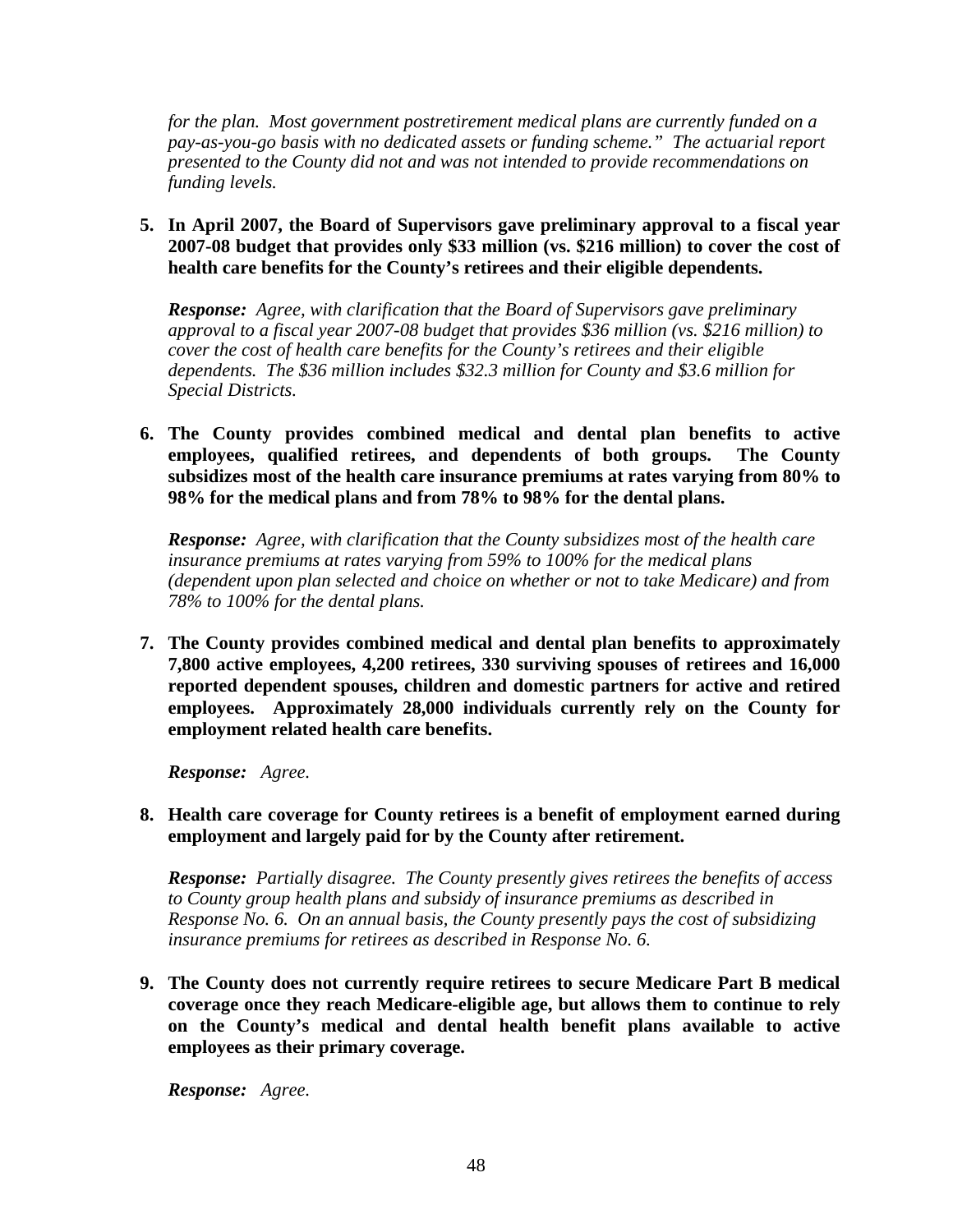*for the plan. Most government postretirement medical plans are currently funded on a pay-as-you-go basis with no dedicated assets or funding scheme." The actuarial report presented to the County did not and was not intended to provide recommendations on funding levels.*

5. **In April 2007, the Board of Supervisors gave preliminary approval to a fiscal year 2007-08 budget that provides only $33 million (vs. $216 million) to cover the cost of health care benefits for the County's retirees and their eligible dependents.**

   ***Response:*** *Agree, with clarification that the Board of Supervisors gave preliminary approval to a fiscal year 2007-08 budget that provides $36 million (vs. $216 million) to cover the cost of health care benefits for the County's retirees and their eligible dependents. The $36 million includes $32.3 million for County and $3.6 million for Special Districts.*

6. **The County provides combined medical and dental plan benefits to active employees, qualified retirees, and dependents of both groups. The County subsidizes most of the health care insurance premiums at rates varying from 80% to 98% for the medical plans and from 78% to 98% for the dental plans.**

   ***Response:*** *Agree, with clarification that the County subsidizes most of the health care insurance premiums at rates varying from 59% to 100% for the medical plans (dependent upon plan selected and choice on whether or not to take Medicare) and from 78% to 100% for the dental plans.*

7. **The County provides combined medical and dental plan benefits to approximately 7,800 active employees, 4,200 retirees, 330 surviving spouses of retirees and 16,000 reported dependent spouses, children and domestic partners for active and retired employees. Approximately 28,000 individuals currently rely on the County for employment related health care benefits.**

   ***Response:*** *Agree.*

8. **Health care coverage for County retirees is a benefit of employment earned during employment and largely paid for by the County after retirement.**

   ***Response:*** *Partially disagree. The County presently gives retirees the benefits of access to County group health plans and subsidy of insurance premiums as described in Response No. 6. On an annual basis, the County presently pays the cost of subsidizing insurance premiums for retirees as described in Response No. 6.*

9. **The County does not currently require retirees to secure Medicare Part B medical coverage once they reach Medicare-eligible age, but allows them to continue to rely on the County's medical and dental health benefit plans available to active employees as their primary coverage.**

   ***Response:*** *Agree.*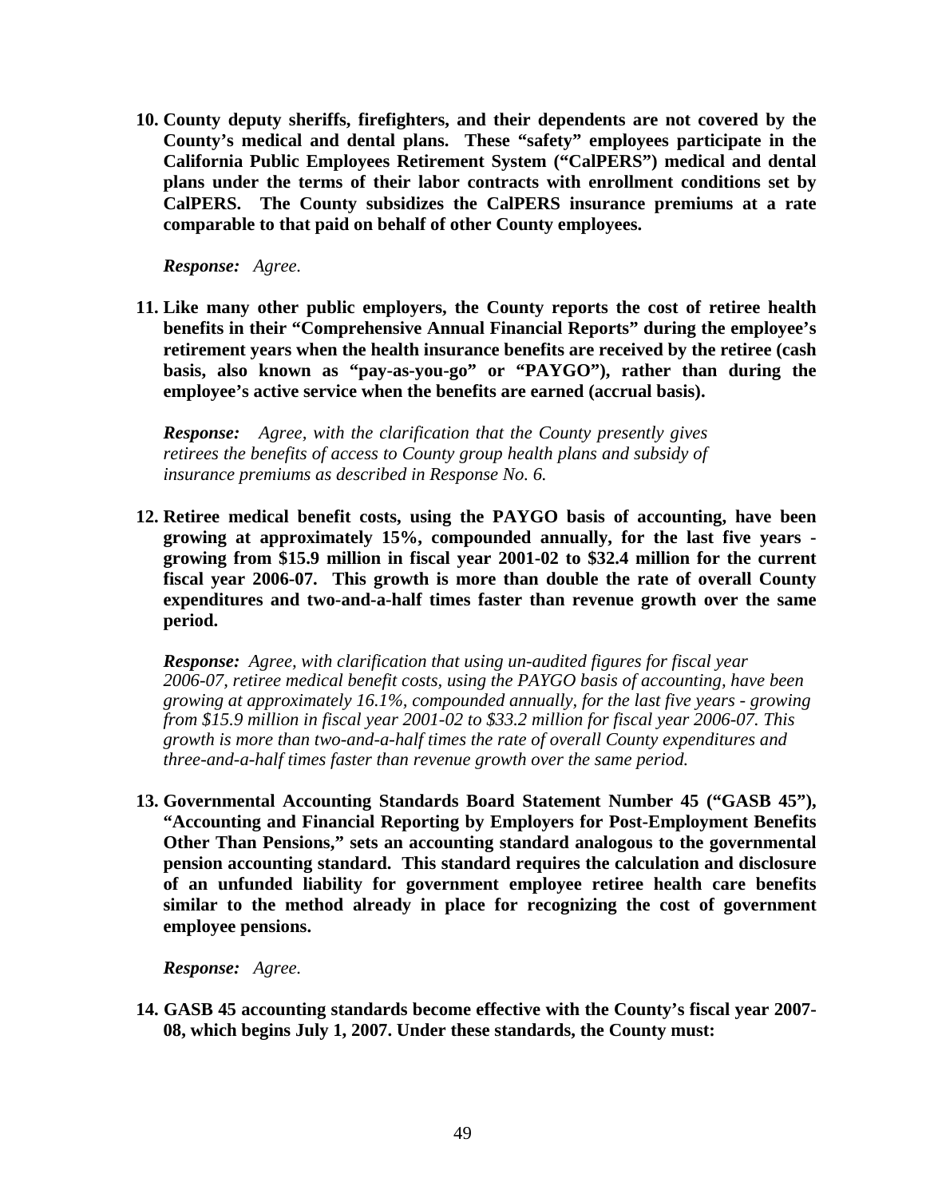10. **County deputy sheriffs, firefighters, and their dependents are not covered by the County's medical and dental plans. These "safety" employees participate in the California Public Employees Retirement System ("CalPERS") medical and dental plans under the terms of their labor contracts with enrollment conditions set by CalPERS. The County subsidizes the CalPERS insurance premiums at a rate comparable to that paid on behalf of other County employees.**

    ***Response:*** *Agree.*

11. **Like many other public employers, the County reports the cost of retiree health benefits in their "Comprehensive Annual Financial Reports" during the employee's retirement years when the health insurance benefits are received by the retiree (cash basis, also known as "pay-as-you-go" or "PAYGO"), rather than during the employee's active service when the benefits are earned (accrual basis).**

    ***Response:*** *Agree, with the clarification that the County presently gives retirees the benefits of access to County group health plans and subsidy of insurance premiums as described in Response No. 6.*

12. **Retiree medical benefit costs, using the PAYGO basis of accounting, have been growing at approximately 15%, compounded annually, for the last five years - growing from $15.9 million in fiscal year 2001-02 to $32.4 million for the current fiscal year 2006-07. This growth is more than double the rate of overall County expenditures and two-and-a-half times faster than revenue growth over the same period.**

    ***Response:*** *Agree, with clarification that using un-audited figures for fiscal year 2006-07, retiree medical benefit costs, using the PAYGO basis of accounting, have been growing at approximately 16.1%, compounded annually, for the last five years - growing from $15.9 million in fiscal year 2001-02 to $33.2 million for fiscal year 2006-07. This growth is more than two-and-a-half times the rate of overall County expenditures and three-and-a-half times faster than revenue growth over the same period.*

13. **Governmental Accounting Standards Board Statement Number 45 ("GASB 45"), "Accounting and Financial Reporting by Employers for Post-Employment Benefits Other Than Pensions," sets an accounting standard analogous to the governmental pension accounting standard. This standard requires the calculation and disclosure of an unfunded liability for government employee retiree health care benefits similar to the method already in place for recognizing the cost of government employee pensions.**

    ***Response:*** *Agree.*

14. **GASB 45 accounting standards become effective with the County's fiscal year 2007-08, which begins July 1, 2007. Under these standards, the County must:**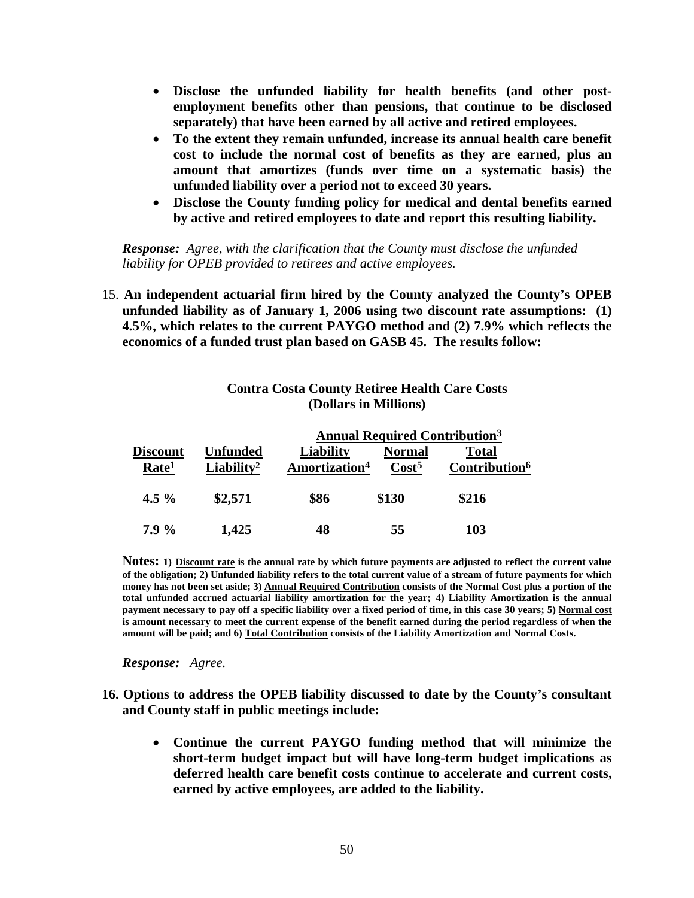- **Disclose the unfunded liability for health benefits (and other post-employment benefits other than pensions, that continue to be disclosed separately) that have been earned by all active and retired employees.**
- **To the extent they remain unfunded, increase its annual health care benefit cost to include the normal cost of benefits as they are earned, plus an amount that amortizes (funds over time on a systematic basis) the unfunded liability over a period not to exceed 30 years.**
- **Disclose the County funding policy for medical and dental benefits earned by active and retired employees to date and report this resulting liability.**

***Response:*** *Agree, with the clarification that the County must disclose the unfunded liability for OPEB provided to retirees and active employees.*

15. **An independent actuarial firm hired by the County analyzed the County's OPEB unfunded liability as of January 1, 2006 using two discount rate assumptions: (1) 4.5%, which relates to the current PAYGO method and (2) 7.9% which reflects the economics of a funded trust plan based on GASB 45. The results follow:**

**Contra Costa County Retiree Health Care Costs**
**(Dollars in Millions)**

| | | Annual Required Contribution[3] | | |
|---|---|---|---|---|
| **Discount Rate[1]** | **Unfunded Liability[2]** | **Liability Amortization[4]** | **Normal Cost[5]** | **Total Contribution[6]** |
| **4.5 %** | **$2,571** | **$86** | **$130** | **$216** |
| **7.9 %** | **1,425** | **48** | **55** | **103** |

**Notes: 1) Discount rate is the annual rate by which future payments are adjusted to reflect the current value of the obligation; 2) Unfunded liability refers to the total current value of a stream of future payments for which money has not been set aside; 3) Annual Required Contribution consists of the Normal Cost plus a portion of the total unfunded accrued actuarial liability amortization for the year; 4) Liability Amortization is the annual payment necessary to pay off a specific liability over a fixed period of time, in this case 30 years; 5) Normal cost is amount necessary to meet the current expense of the benefit earned during the period regardless of when the amount will be paid; and 6) Total Contribution consists of the Liability Amortization and Normal Costs.**

***Response:*** *Agree.*

16. **Options to address the OPEB liability discussed to date by the County's consultant and County staff in public meetings include:**

    - **Continue the current PAYGO funding method that will minimize the short-term budget impact but will have long-term budget implications as deferred health care benefit costs continue to accelerate and current costs, earned by active employees, are added to the liability.**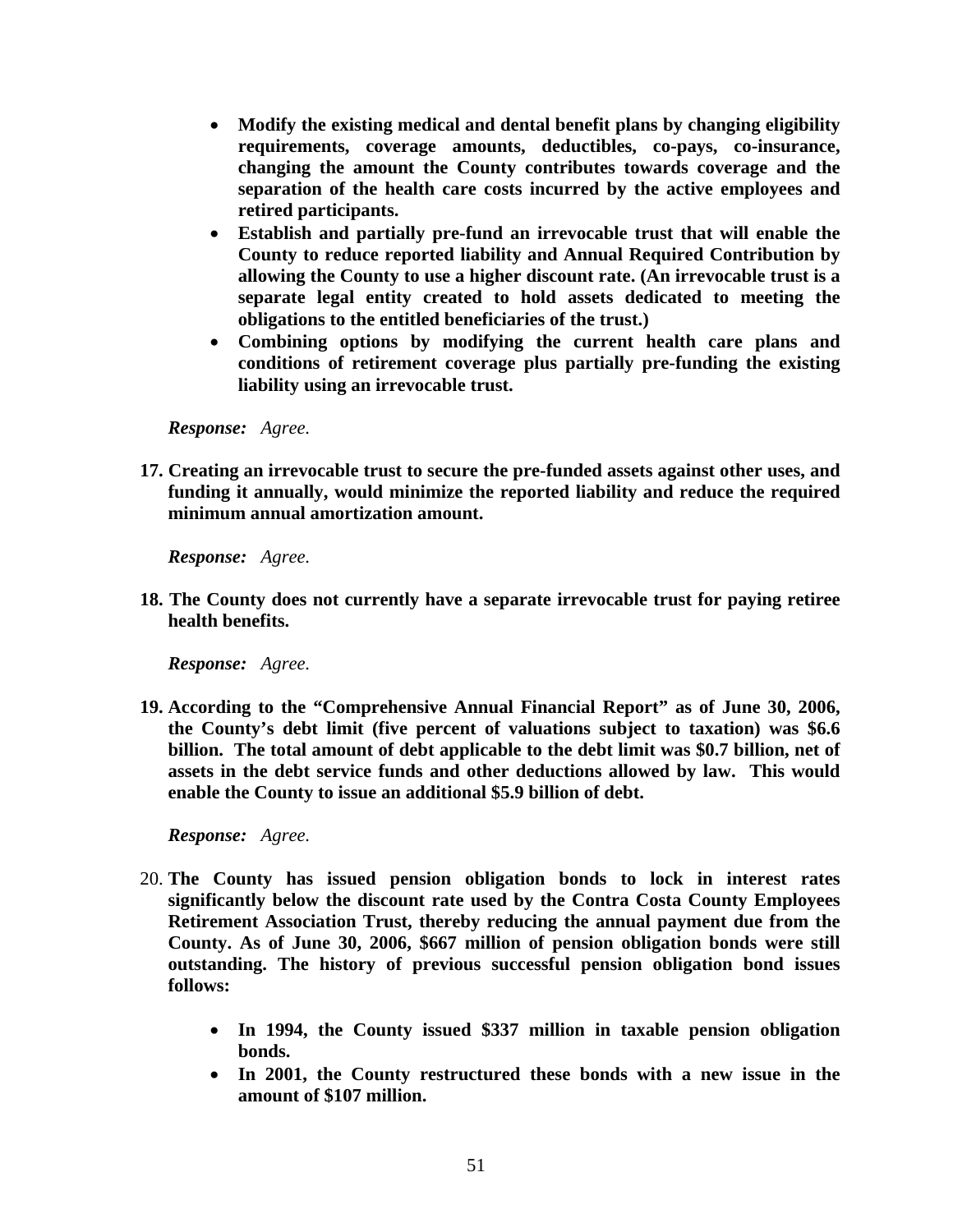- **Modify the existing medical and dental benefit plans by changing eligibility requirements, coverage amounts, deductibles, co-pays, co-insurance, changing the amount the County contributes towards coverage and the separation of the health care costs incurred by the active employees and retired participants.**
- **Establish and partially pre-fund an irrevocable trust that will enable the County to reduce reported liability and Annual Required Contribution by allowing the County to use a higher discount rate. (An irrevocable trust is a separate legal entity created to hold assets dedicated to meeting the obligations to the entitled beneficiaries of the trust.)**
- **Combining options by modifying the current health care plans and conditions of retirement coverage plus partially pre-funding the existing liability using an irrevocable trust.**

***Response:*** *Agree.*

**17. Creating an irrevocable trust to secure the pre-funded assets against other uses, and funding it annually, would minimize the reported liability and reduce the required minimum annual amortization amount.**

***Response:*** *Agree.*

**18. The County does not currently have a separate irrevocable trust for paying retiree health benefits.**

***Response:*** *Agree.*

**19. According to the "Comprehensive Annual Financial Report" as of June 30, 2006, the County's debt limit (five percent of valuations subject to taxation) was $6.6 billion. The total amount of debt applicable to the debt limit was $0.7 billion, net of assets in the debt service funds and other deductions allowed by law. This would enable the County to issue an additional $5.9 billion of debt.**

***Response:*** *Agree.*

20. **The County has issued pension obligation bonds to lock in interest rates significantly below the discount rate used by the Contra Costa County Employees Retirement Association Trust, thereby reducing the annual payment due from the County. As of June 30, 2006, $667 million of pension obligation bonds were still outstanding. The history of previous successful pension obligation bond issues follows:**

- **In 1994, the County issued $337 million in taxable pension obligation bonds.**
- **In 2001, the County restructured these bonds with a new issue in the amount of $107 million.**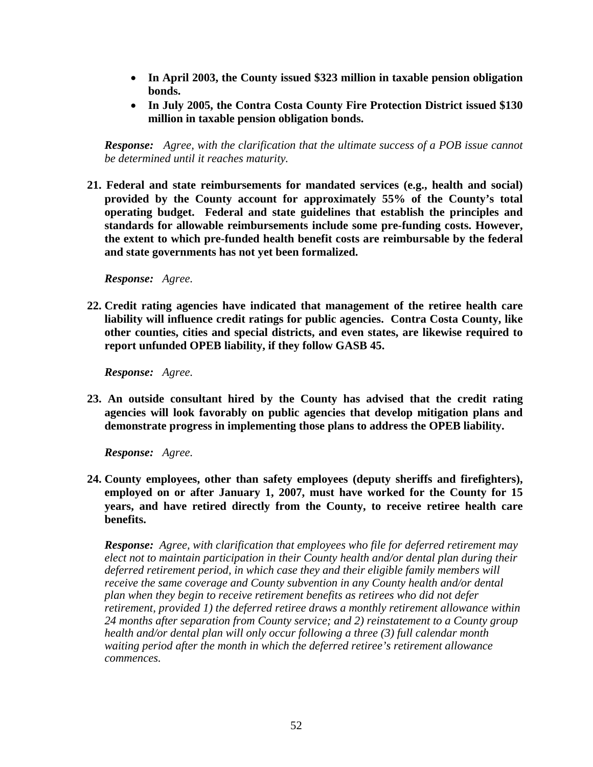- **In April 2003, the County issued $323 million in taxable pension obligation bonds.**
- **In July 2005, the Contra Costa County Fire Protection District issued $130 million in taxable pension obligation bonds.**

***Response:*** *Agree, with the clarification that the ultimate success of a POB issue cannot be determined until it reaches maturity.*

**21. Federal and state reimbursements for mandated services (e.g., health and social) provided by the County account for approximately 55% of the County's total operating budget. Federal and state guidelines that establish the principles and standards for allowable reimbursements include some pre-funding costs. However, the extent to which pre-funded health benefit costs are reimbursable by the federal and state governments has not yet been formalized.**

***Response:*** *Agree.*

**22. Credit rating agencies have indicated that management of the retiree health care liability will influence credit ratings for public agencies. Contra Costa County, like other counties, cities and special districts, and even states, are likewise required to report unfunded OPEB liability, if they follow GASB 45.**

***Response:*** *Agree.*

**23. An outside consultant hired by the County has advised that the credit rating agencies will look favorably on public agencies that develop mitigation plans and demonstrate progress in implementing those plans to address the OPEB liability.**

***Response:*** *Agree.*

**24. County employees, other than safety employees (deputy sheriffs and firefighters), employed on or after January 1, 2007, must have worked for the County for 15 years, and have retired directly from the County, to receive retiree health care benefits.**

***Response:*** *Agree, with clarification that employees who file for deferred retirement may elect not to maintain participation in their County health and/or dental plan during their deferred retirement period, in which case they and their eligible family members will receive the same coverage and County subvention in any County health and/or dental plan when they begin to receive retirement benefits as retirees who did not defer retirement, provided 1) the deferred retiree draws a monthly retirement allowance within 24 months after separation from County service; and 2) reinstatement to a County group health and/or dental plan will only occur following a three (3) full calendar month waiting period after the month in which the deferred retiree's retirement allowance commences.*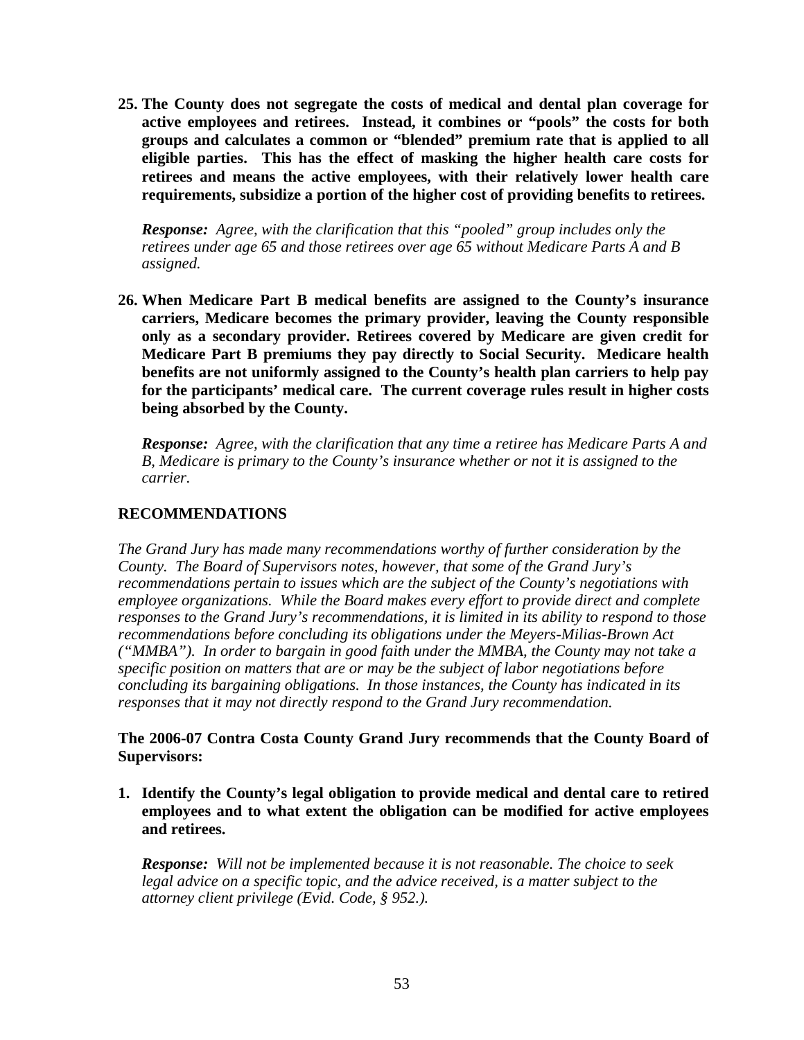25. **The County does not segregate the costs of medical and dental plan coverage for active employees and retirees. Instead, it combines or "pools" the costs for both groups and calculates a common or "blended" premium rate that is applied to all eligible parties. This has the effect of masking the higher health care costs for retirees and means the active employees, with their relatively lower health care requirements, subsidize a portion of the higher cost of providing benefits to retirees.**

    ***Response:*** *Agree, with the clarification that this "pooled" group includes only the retirees under age 65 and those retirees over age 65 without Medicare Parts A and B assigned.*

26. **When Medicare Part B medical benefits are assigned to the County's insurance carriers, Medicare becomes the primary provider, leaving the County responsible only as a secondary provider. Retirees covered by Medicare are given credit for Medicare Part B premiums they pay directly to Social Security. Medicare health benefits are not uniformly assigned to the County's health plan carriers to help pay for the participants' medical care. The current coverage rules result in higher costs being absorbed by the County.**

    ***Response:*** *Agree, with the clarification that any time a retiree has Medicare Parts A and B, Medicare is primary to the County's insurance whether or not it is assigned to the carrier.*

## RECOMMENDATIONS

*The Grand Jury has made many recommendations worthy of further consideration by the County. The Board of Supervisors notes, however, that some of the Grand Jury's recommendations pertain to issues which are the subject of the County's negotiations with employee organizations. While the Board makes every effort to provide direct and complete responses to the Grand Jury's recommendations, it is limited in its ability to respond to those recommendations before concluding its obligations under the Meyers-Milias-Brown Act ("MMBA"). In order to bargain in good faith under the MMBA, the County may not take a specific position on matters that are or may be the subject of labor negotiations before concluding its bargaining obligations. In those instances, the County has indicated in its responses that it may not directly respond to the Grand Jury recommendation.*

**The 2006-07 Contra Costa County Grand Jury recommends that the County Board of Supervisors:**

1. **Identify the County's legal obligation to provide medical and dental care to retired employees and to what extent the obligation can be modified for active employees and retirees.**

    ***Response:*** *Will not be implemented because it is not reasonable. The choice to seek legal advice on a specific topic, and the advice received, is a matter subject to the attorney client privilege (Evid. Code, § 952.).*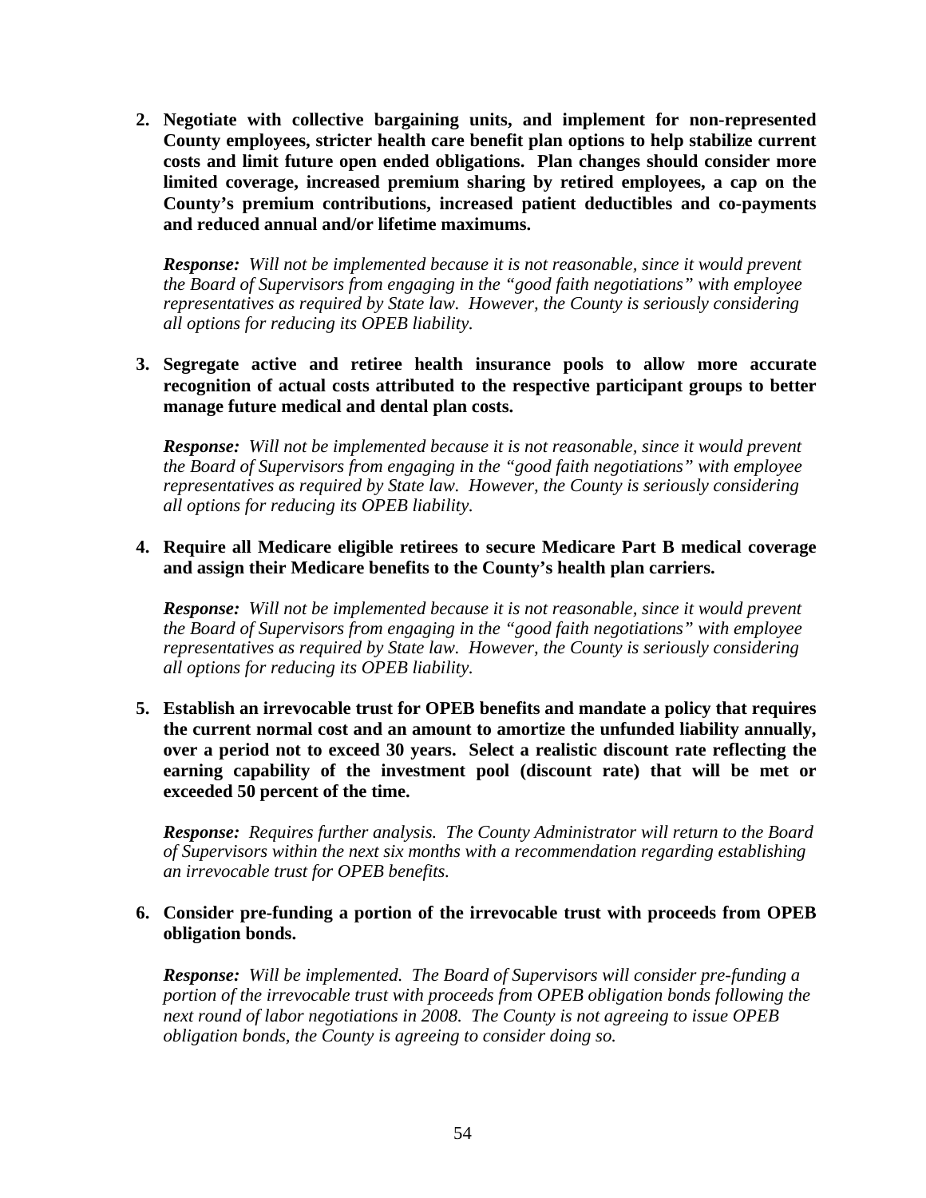2. **Negotiate with collective bargaining units, and implement for non-represented County employees, stricter health care benefit plan options to help stabilize current costs and limit future open ended obligations. Plan changes should consider more limited coverage, increased premium sharing by retired employees, a cap on the County's premium contributions, increased patient deductibles and co-payments and reduced annual and/or lifetime maximums.**

   ***Response:*** *Will not be implemented because it is not reasonable, since it would prevent the Board of Supervisors from engaging in the "good faith negotiations" with employee representatives as required by State law. However, the County is seriously considering all options for reducing its OPEB liability.*

3. **Segregate active and retiree health insurance pools to allow more accurate recognition of actual costs attributed to the respective participant groups to better manage future medical and dental plan costs.**

   ***Response:*** *Will not be implemented because it is not reasonable, since it would prevent the Board of Supervisors from engaging in the "good faith negotiations" with employee representatives as required by State law. However, the County is seriously considering all options for reducing its OPEB liability.*

4. **Require all Medicare eligible retirees to secure Medicare Part B medical coverage and assign their Medicare benefits to the County's health plan carriers.**

   ***Response:*** *Will not be implemented because it is not reasonable, since it would prevent the Board of Supervisors from engaging in the "good faith negotiations" with employee representatives as required by State law. However, the County is seriously considering all options for reducing its OPEB liability.*

5. **Establish an irrevocable trust for OPEB benefits and mandate a policy that requires the current normal cost and an amount to amortize the unfunded liability annually, over a period not to exceed 30 years. Select a realistic discount rate reflecting the earning capability of the investment pool (discount rate) that will be met or exceeded 50 percent of the time.**

   ***Response:*** *Requires further analysis. The County Administrator will return to the Board of Supervisors within the next six months with a recommendation regarding establishing an irrevocable trust for OPEB benefits.*

6. **Consider pre-funding a portion of the irrevocable trust with proceeds from OPEB obligation bonds.**

   ***Response:*** *Will be implemented. The Board of Supervisors will consider pre-funding a portion of the irrevocable trust with proceeds from OPEB obligation bonds following the next round of labor negotiations in 2008. The County is not agreeing to issue OPEB obligation bonds, the County is agreeing to consider doing so.*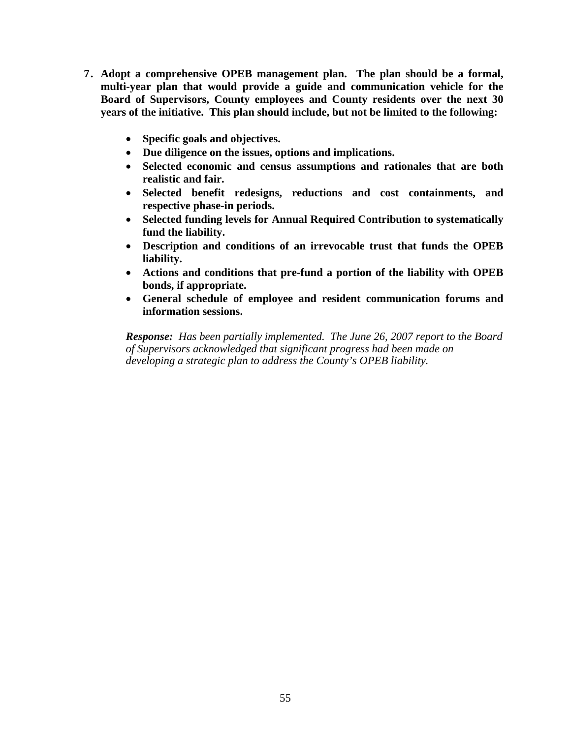7. **Adopt a comprehensive OPEB management plan. The plan should be a formal, multi-year plan that would provide a guide and communication vehicle for the Board of Supervisors, County employees and County residents over the next 30 years of the initiative. This plan should include, but not be limited to the following:**

    - **Specific goals and objectives.**
    - **Due diligence on the issues, options and implications.**
    - **Selected economic and census assumptions and rationales that are both realistic and fair.**
    - **Selected benefit redesigns, reductions and cost containments, and respective phase-in periods.**
    - **Selected funding levels for Annual Required Contribution to systematically fund the liability.**
    - **Description and conditions of an irrevocable trust that funds the OPEB liability.**
    - **Actions and conditions that pre-fund a portion of the liability with OPEB bonds, if appropriate.**
    - **General schedule of employee and resident communication forums and information sessions.**

    ***Response:*** *Has been partially implemented. The June 26, 2007 report to the Board of Supervisors acknowledged that significant progress had been made on developing a strategic plan to address the County's OPEB liability.*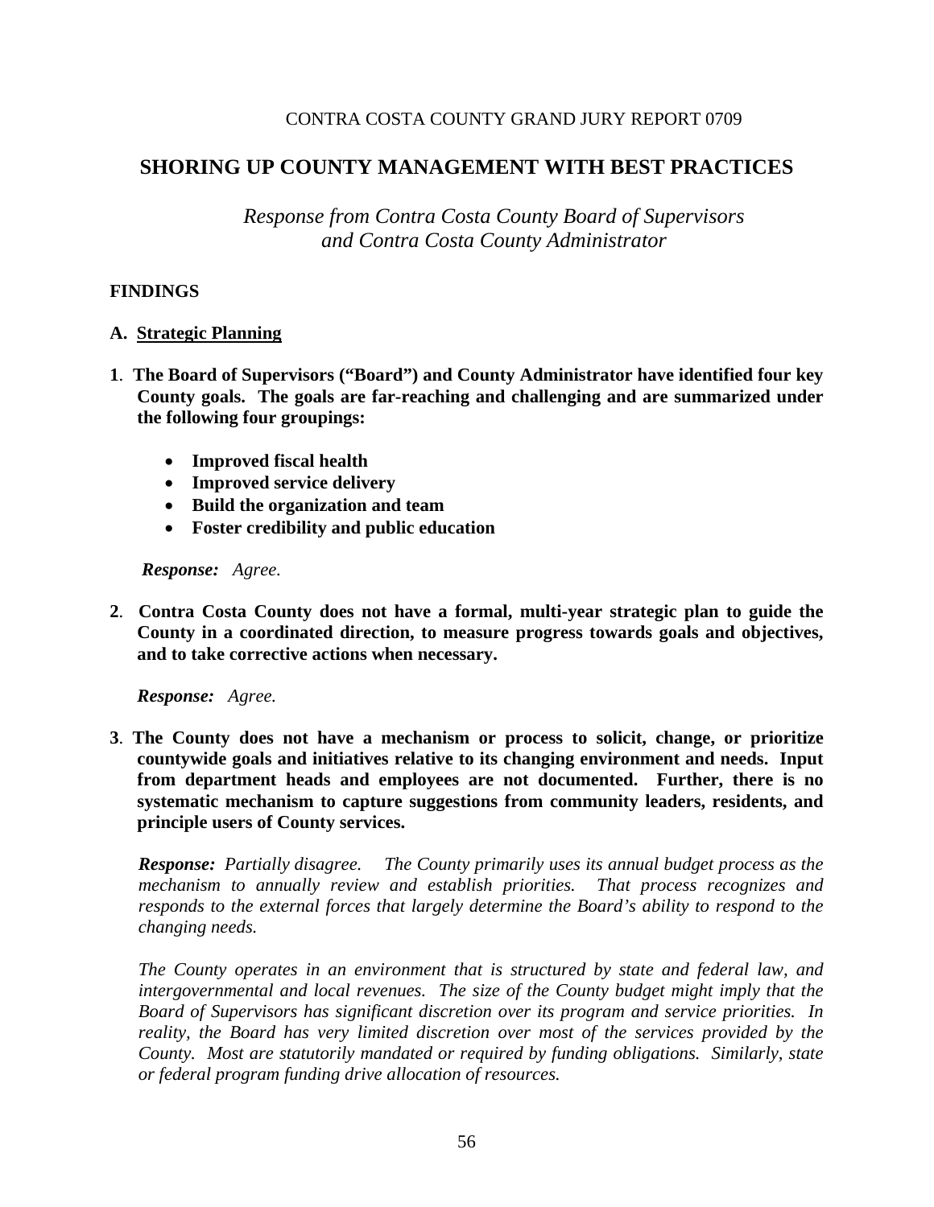CONTRA COSTA COUNTY GRAND JURY REPORT 0709

# SHORING UP COUNTY MANAGEMENT WITH BEST PRACTICES

*Response from Contra Costa County Board of Supervisors and Contra Costa County Administrator*

## FINDINGS

### A. Strategic Planning

**1. The Board of Supervisors ("Board") and County Administrator have identified four key County goals. The goals are far-reaching and challenging and are summarized under the following four groupings:**

- **Improved fiscal health**
- **Improved service delivery**
- **Build the organization and team**
- **Foster credibility and public education**

***Response:*** *Agree.*

**2. Contra Costa County does not have a formal, multi-year strategic plan to guide the County in a coordinated direction, to measure progress towards goals and objectives, and to take corrective actions when necessary.**

***Response:*** *Agree.*

**3. The County does not have a mechanism or process to solicit, change, or prioritize countywide goals and initiatives relative to its changing environment and needs. Input from department heads and employees are not documented. Further, there is no systematic mechanism to capture suggestions from community leaders, residents, and principle users of County services.**

***Response:*** *Partially disagree. The County primarily uses its annual budget process as the mechanism to annually review and establish priorities. That process recognizes and responds to the external forces that largely determine the Board's ability to respond to the changing needs.*

*The County operates in an environment that is structured by state and federal law, and intergovernmental and local revenues. The size of the County budget might imply that the Board of Supervisors has significant discretion over its program and service priorities. In reality, the Board has very limited discretion over most of the services provided by the County. Most are statutorily mandated or required by funding obligations. Similarly, state or federal program funding drive allocation of resources.*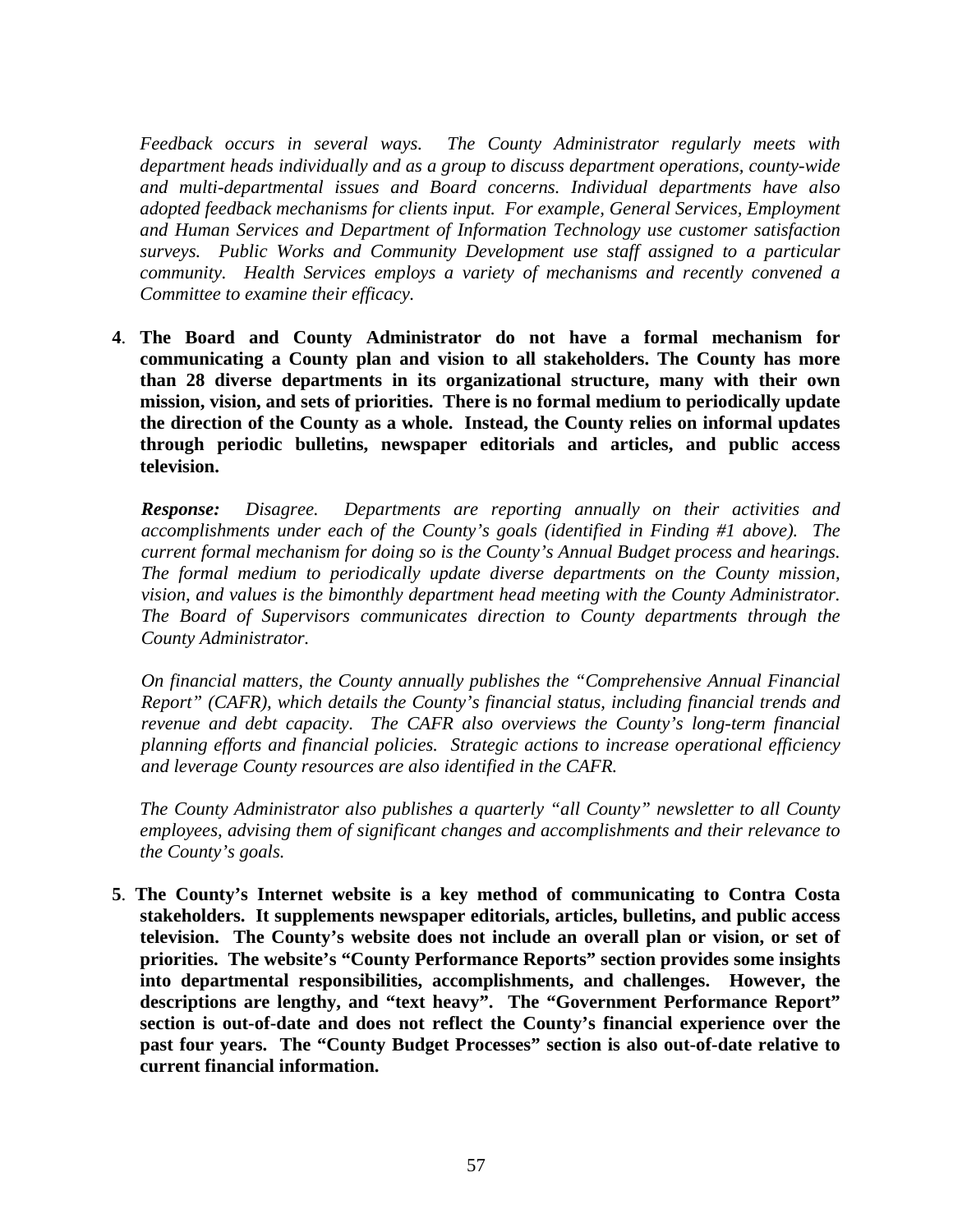*Feedback occurs in several ways. The County Administrator regularly meets with department heads individually and as a group to discuss department operations, county-wide and multi-departmental issues and Board concerns. Individual departments have also adopted feedback mechanisms for clients input. For example, General Services, Employment and Human Services and Department of Information Technology use customer satisfaction surveys. Public Works and Community Development use staff assigned to a particular community. Health Services employs a variety of mechanisms and recently convened a Committee to examine their efficacy.*

**4**. **The Board and County Administrator do not have a formal mechanism for communicating a County plan and vision to all stakeholders. The County has more than 28 diverse departments in its organizational structure, many with their own mission, vision, and sets of priorities. There is no formal medium to periodically update the direction of the County as a whole. Instead, the County relies on informal updates through periodic bulletins, newspaper editorials and articles, and public access television.**

***Response:*** *Disagree. Departments are reporting annually on their activities and accomplishments under each of the County's goals (identified in Finding #1 above). The current formal mechanism for doing so is the County's Annual Budget process and hearings. The formal medium to periodically update diverse departments on the County mission, vision, and values is the bimonthly department head meeting with the County Administrator. The Board of Supervisors communicates direction to County departments through the County Administrator.*

*On financial matters, the County annually publishes the "Comprehensive Annual Financial Report" (CAFR), which details the County's financial status, including financial trends and revenue and debt capacity. The CAFR also overviews the County's long-term financial planning efforts and financial policies. Strategic actions to increase operational efficiency and leverage County resources are also identified in the CAFR.*

*The County Administrator also publishes a quarterly "all County" newsletter to all County employees, advising them of significant changes and accomplishments and their relevance to the County's goals.*

**5**. **The County's Internet website is a key method of communicating to Contra Costa stakeholders. It supplements newspaper editorials, articles, bulletins, and public access television. The County's website does not include an overall plan or vision, or set of priorities. The website's "County Performance Reports" section provides some insights into departmental responsibilities, accomplishments, and challenges. However, the descriptions are lengthy, and "text heavy". The "Government Performance Report" section is out-of-date and does not reflect the County's financial experience over the past four years. The "County Budget Processes" section is also out-of-date relative to current financial information.**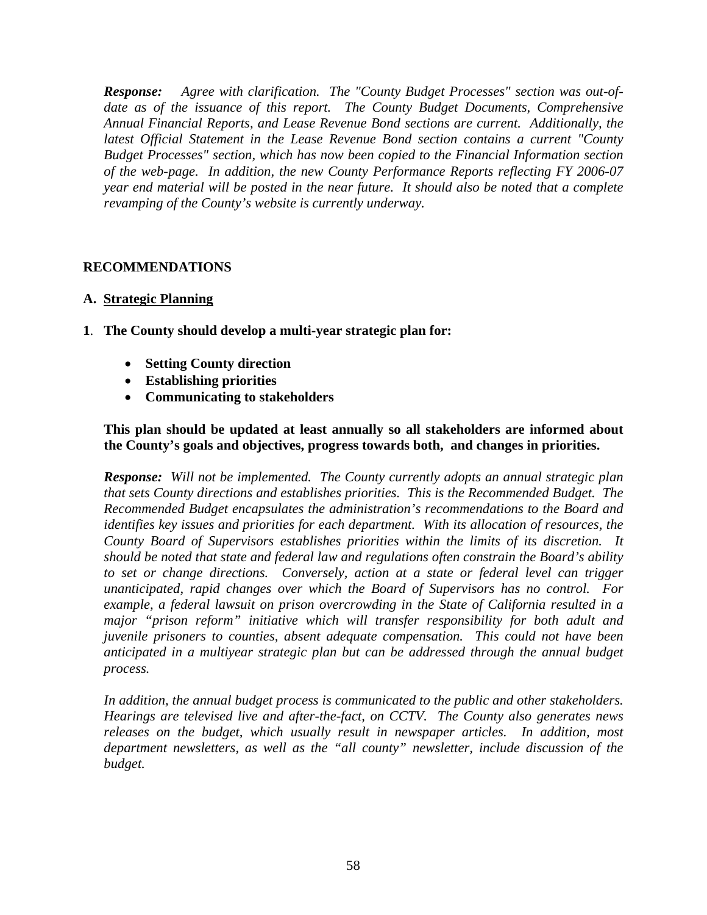***Response:*** *Agree with clarification. The "County Budget Processes" section was out-of-date as of the issuance of this report. The County Budget Documents, Comprehensive Annual Financial Reports, and Lease Revenue Bond sections are current. Additionally, the latest Official Statement in the Lease Revenue Bond section contains a current "County Budget Processes" section, which has now been copied to the Financial Information section of the web-page. In addition, the new County Performance Reports reflecting FY 2006-07 year end material will be posted in the near future. It should also be noted that a complete revamping of the County's website is currently underway.*

## RECOMMENDATIONS

### A. <u>Strategic Planning</u>

**1. The County should develop a multi-year strategic plan for:**

- **Setting County direction**
- **Establishing priorities**
- **Communicating to stakeholders**

**This plan should be updated at least annually so all stakeholders are informed about the County's goals and objectives, progress towards both, and changes in priorities.**

***Response:*** *Will not be implemented. The County currently adopts an annual strategic plan that sets County directions and establishes priorities. This is the Recommended Budget. The Recommended Budget encapsulates the administration's recommendations to the Board and identifies key issues and priorities for each department. With its allocation of resources, the County Board of Supervisors establishes priorities within the limits of its discretion. It should be noted that state and federal law and regulations often constrain the Board's ability to set or change directions. Conversely, action at a state or federal level can trigger unanticipated, rapid changes over which the Board of Supervisors has no control. For example, a federal lawsuit on prison overcrowding in the State of California resulted in a major "prison reform" initiative which will transfer responsibility for both adult and juvenile prisoners to counties, absent adequate compensation. This could not have been anticipated in a multiyear strategic plan but can be addressed through the annual budget process.*

*In addition, the annual budget process is communicated to the public and other stakeholders. Hearings are televised live and after-the-fact, on CCTV. The County also generates news releases on the budget, which usually result in newspaper articles. In addition, most department newsletters, as well as the "all county" newsletter, include discussion of the budget.*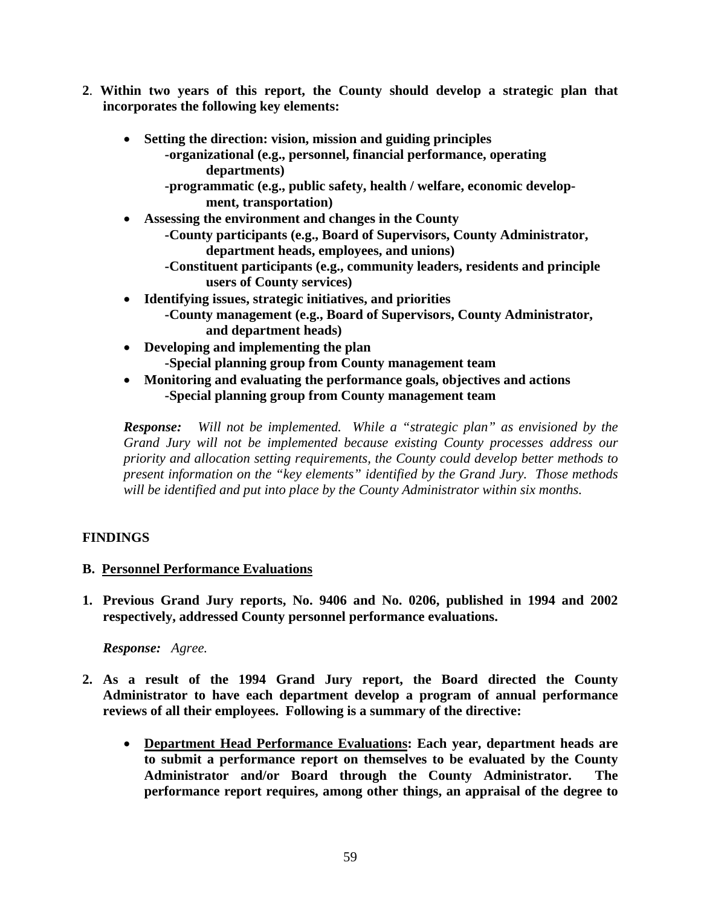**2**. **Within two years of this report, the County should develop a strategic plan that incorporates the following key elements:**

- **Setting the direction: vision, mission and guiding principles**
  - **-organizational (e.g., personnel, financial performance, operating departments)**
  - **-programmatic (e.g., public safety, health / welfare, economic development, transportation)**
- **Assessing the environment and changes in the County**
  - **-County participants (e.g., Board of Supervisors, County Administrator, department heads, employees, and unions)**
  - **-Constituent participants (e.g., community leaders, residents and principle users of County services)**
- **Identifying issues, strategic initiatives, and priorities**
  - **-County management (e.g., Board of Supervisors, County Administrator, and department heads)**
- **Developing and implementing the plan**
  - **-Special planning group from County management team**
- **Monitoring and evaluating the performance goals, objectives and actions**
  - **-Special planning group from County management team**

***Response:*** *Will not be implemented. While a "strategic plan" as envisioned by the Grand Jury will not be implemented because existing County processes address our priority and allocation setting requirements, the County could develop better methods to present information on the "key elements" identified by the Grand Jury. Those methods will be identified and put into place by the County Administrator within six months.*

## FINDINGS

### B. Personnel Performance Evaluations

**1. Previous Grand Jury reports, No. 9406 and No. 0206, published in 1994 and 2002 respectively, addressed County personnel performance evaluations.**

***Response:*** *Agree.*

**2. As a result of the 1994 Grand Jury report, the Board directed the County Administrator to have each department develop a program of annual performance reviews of all their employees. Following is a summary of the directive:**

- **Department Head Performance Evaluations: Each year, department heads are to submit a performance report on themselves to be evaluated by the County Administrator and/or Board through the County Administrator. The performance report requires, among other things, an appraisal of the degree to**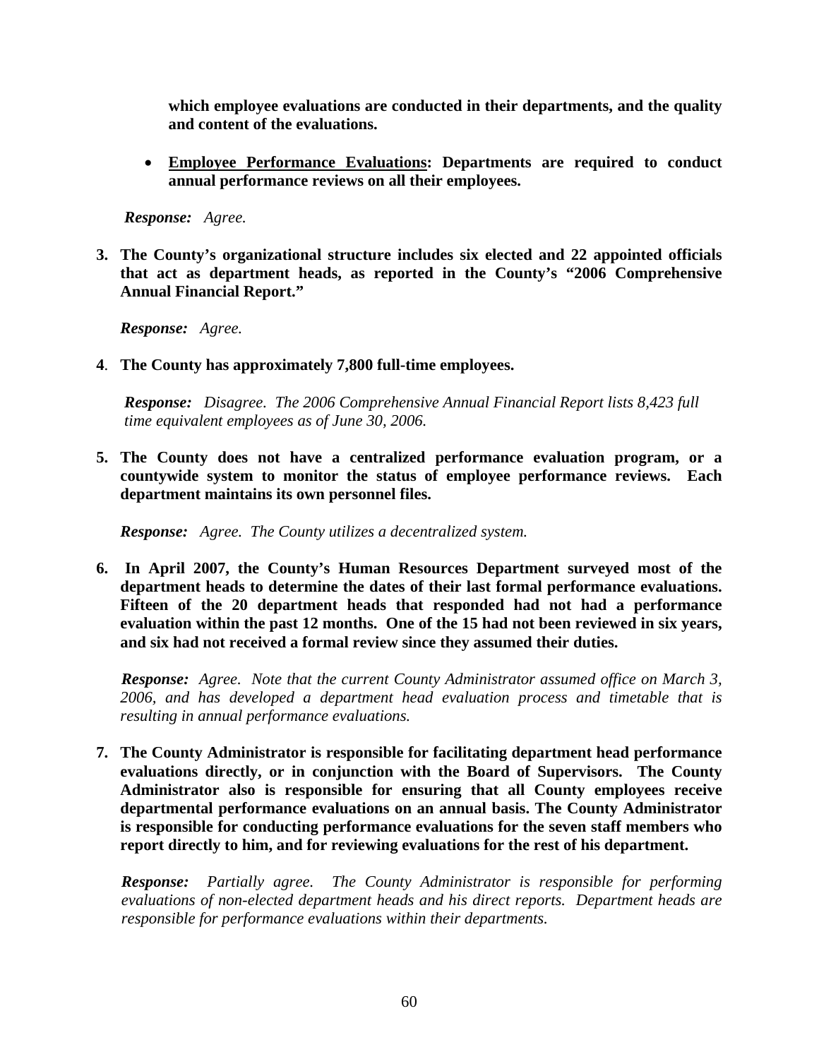**which employee evaluations are conducted in their departments, and the quality and content of the evaluations.**

- **Employee Performance Evaluations: Departments are required to conduct annual performance reviews on all their employees.**

***Response:*** *Agree.*

**3. The County's organizational structure includes six elected and 22 appointed officials that act as department heads, as reported in the County's "2006 Comprehensive Annual Financial Report."**

***Response:*** *Agree.*

**4. The County has approximately 7,800 full-time employees.**

***Response:*** *Disagree. The 2006 Comprehensive Annual Financial Report lists 8,423 full time equivalent employees as of June 30, 2006.*

**5. The County does not have a centralized performance evaluation program, or a countywide system to monitor the status of employee performance reviews. Each department maintains its own personnel files.**

***Response:*** *Agree. The County utilizes a decentralized system.*

**6. In April 2007, the County's Human Resources Department surveyed most of the department heads to determine the dates of their last formal performance evaluations. Fifteen of the 20 department heads that responded had not had a performance evaluation within the past 12 months. One of the 15 had not been reviewed in six years, and six had not received a formal review since they assumed their duties.**

***Response:*** *Agree. Note that the current County Administrator assumed office on March 3, 2006, and has developed a department head evaluation process and timetable that is resulting in annual performance evaluations.*

**7. The County Administrator is responsible for facilitating department head performance evaluations directly, or in conjunction with the Board of Supervisors. The County Administrator also is responsible for ensuring that all County employees receive departmental performance evaluations on an annual basis. The County Administrator is responsible for conducting performance evaluations for the seven staff members who report directly to him, and for reviewing evaluations for the rest of his department.**

***Response:*** *Partially agree. The County Administrator is responsible for performing evaluations of non-elected department heads and his direct reports. Department heads are responsible for performance evaluations within their departments.*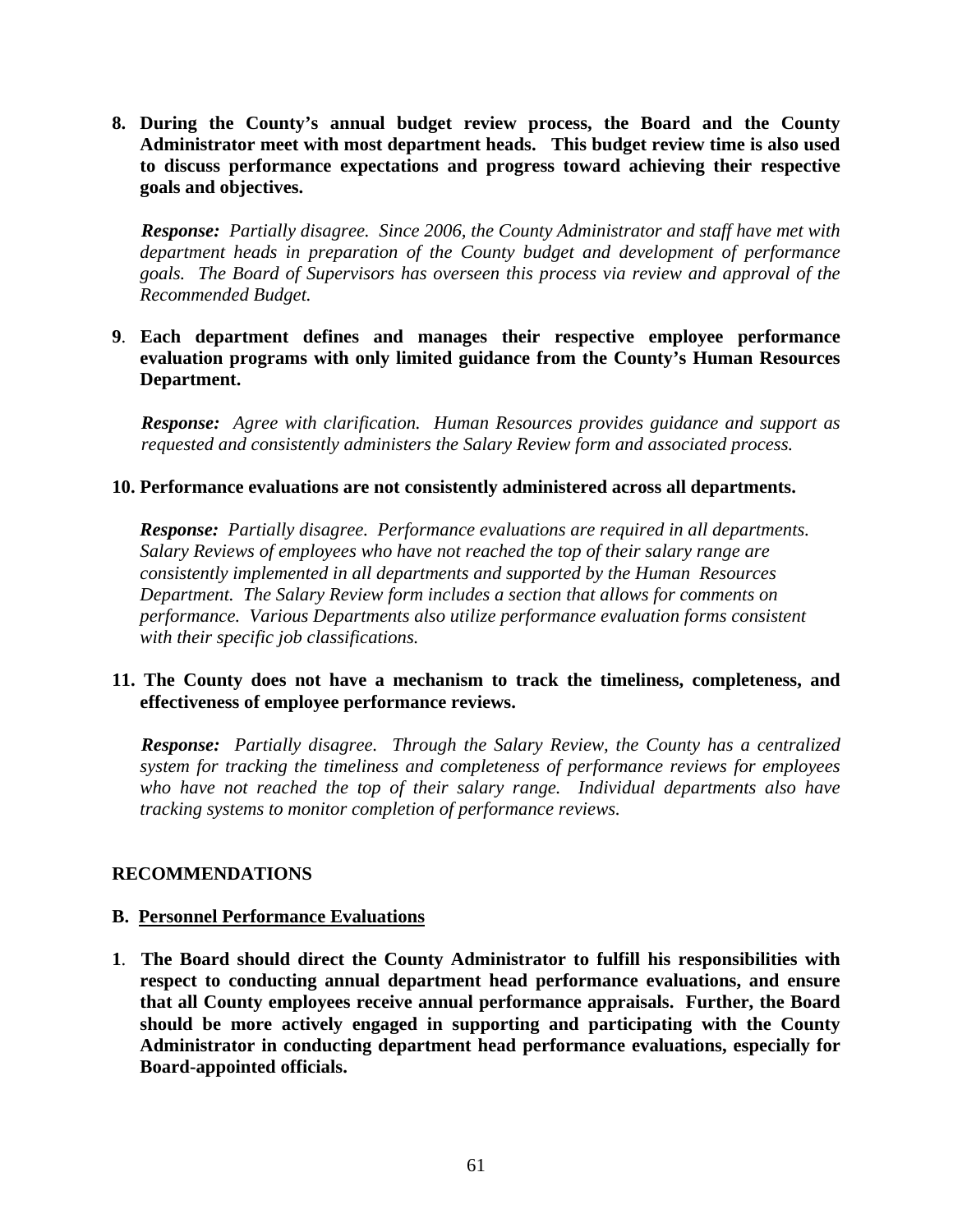**8. During the County's annual budget review process, the Board and the County Administrator meet with most department heads. This budget review time is also used to discuss performance expectations and progress toward achieving their respective goals and objectives.**

*__Response:__ Partially disagree. Since 2006, the County Administrator and staff have met with department heads in preparation of the County budget and development of performance goals. The Board of Supervisors has overseen this process via review and approval of the Recommended Budget.*

**9. Each department defines and manages their respective employee performance evaluation programs with only limited guidance from the County's Human Resources Department.**

*__Response:__ Agree with clarification. Human Resources provides guidance and support as requested and consistently administers the Salary Review form and associated process.*

**10. Performance evaluations are not consistently administered across all departments.**

*__Response:__ Partially disagree. Performance evaluations are required in all departments. Salary Reviews of employees who have not reached the top of their salary range are consistently implemented in all departments and supported by the Human Resources Department. The Salary Review form includes a section that allows for comments on performance. Various Departments also utilize performance evaluation forms consistent with their specific job classifications.*

**11. The County does not have a mechanism to track the timeliness, completeness, and effectiveness of employee performance reviews.**

*__Response:__ Partially disagree. Through the Salary Review, the County has a centralized system for tracking the timeliness and completeness of performance reviews for employees who have not reached the top of their salary range. Individual departments also have tracking systems to monitor completion of performance reviews.*

## RECOMMENDATIONS

### B. Personnel Performance Evaluations

**1. The Board should direct the County Administrator to fulfill his responsibilities with respect to conducting annual department head performance evaluations, and ensure that all County employees receive annual performance appraisals. Further, the Board should be more actively engaged in supporting and participating with the County Administrator in conducting department head performance evaluations, especially for Board-appointed officials.**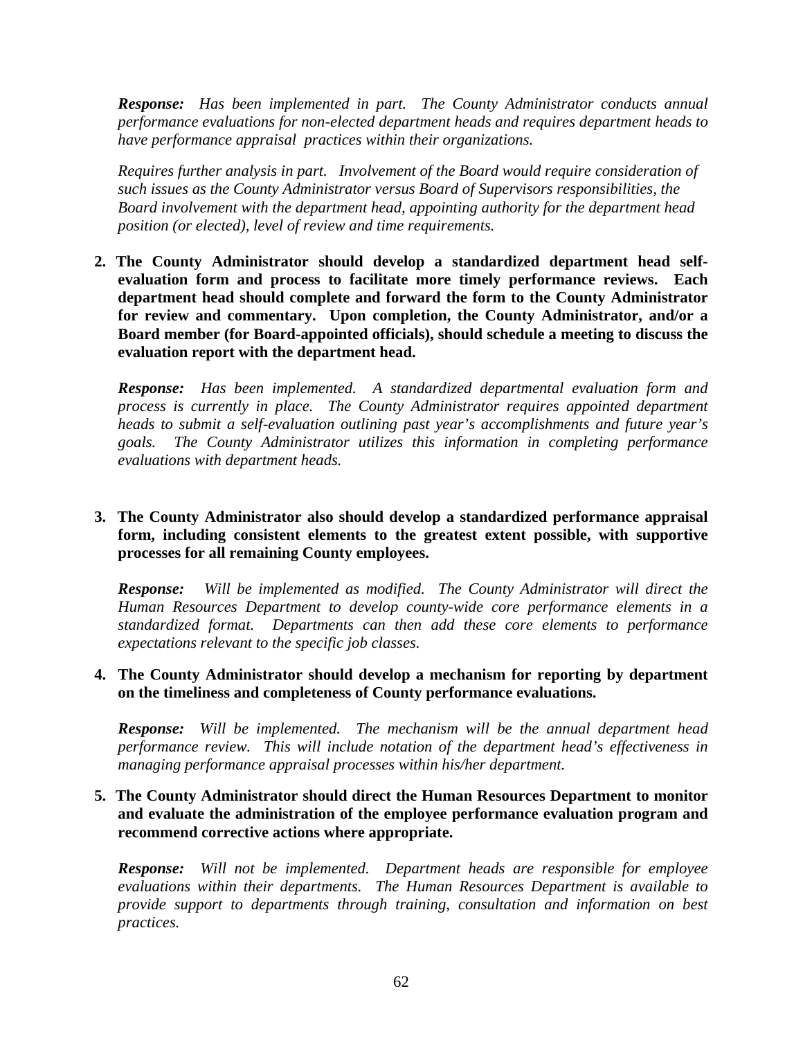***Response:*** *Has been implemented in part. The County Administrator conducts annual performance evaluations for non-elected department heads and requires department heads to have performance appraisal practices within their organizations.*

*Requires further analysis in part. Involvement of the Board would require consideration of such issues as the County Administrator versus Board of Supervisors responsibilities, the Board involvement with the department head, appointing authority for the department head position (or elected), level of review and time requirements.*

2. **The County Administrator should develop a standardized department head self-evaluation form and process to facilitate more timely performance reviews. Each department head should complete and forward the form to the County Administrator for review and commentary. Upon completion, the County Administrator, and/or a Board member (for Board-appointed officials), should schedule a meeting to discuss the evaluation report with the department head.**

   ***Response:*** *Has been implemented. A standardized departmental evaluation form and process is currently in place. The County Administrator requires appointed department heads to submit a self-evaluation outlining past year's accomplishments and future year's goals. The County Administrator utilizes this information in completing performance evaluations with department heads.*

3. **The County Administrator also should develop a standardized performance appraisal form, including consistent elements to the greatest extent possible, with supportive processes for all remaining County employees.**

   ***Response:*** *Will be implemented as modified. The County Administrator will direct the Human Resources Department to develop county-wide core performance elements in a standardized format. Departments can then add these core elements to performance expectations relevant to the specific job classes.*

4. **The County Administrator should develop a mechanism for reporting by department on the timeliness and completeness of County performance evaluations.**

   ***Response:*** *Will be implemented. The mechanism will be the annual department head performance review. This will include notation of the department head's effectiveness in managing performance appraisal processes within his/her department.*

5. **The County Administrator should direct the Human Resources Department to monitor and evaluate the administration of the employee performance evaluation program and recommend corrective actions where appropriate.**

   ***Response:*** *Will not be implemented. Department heads are responsible for employee evaluations within their departments. The Human Resources Department is available to provide support to departments through training, consultation and information on best practices.*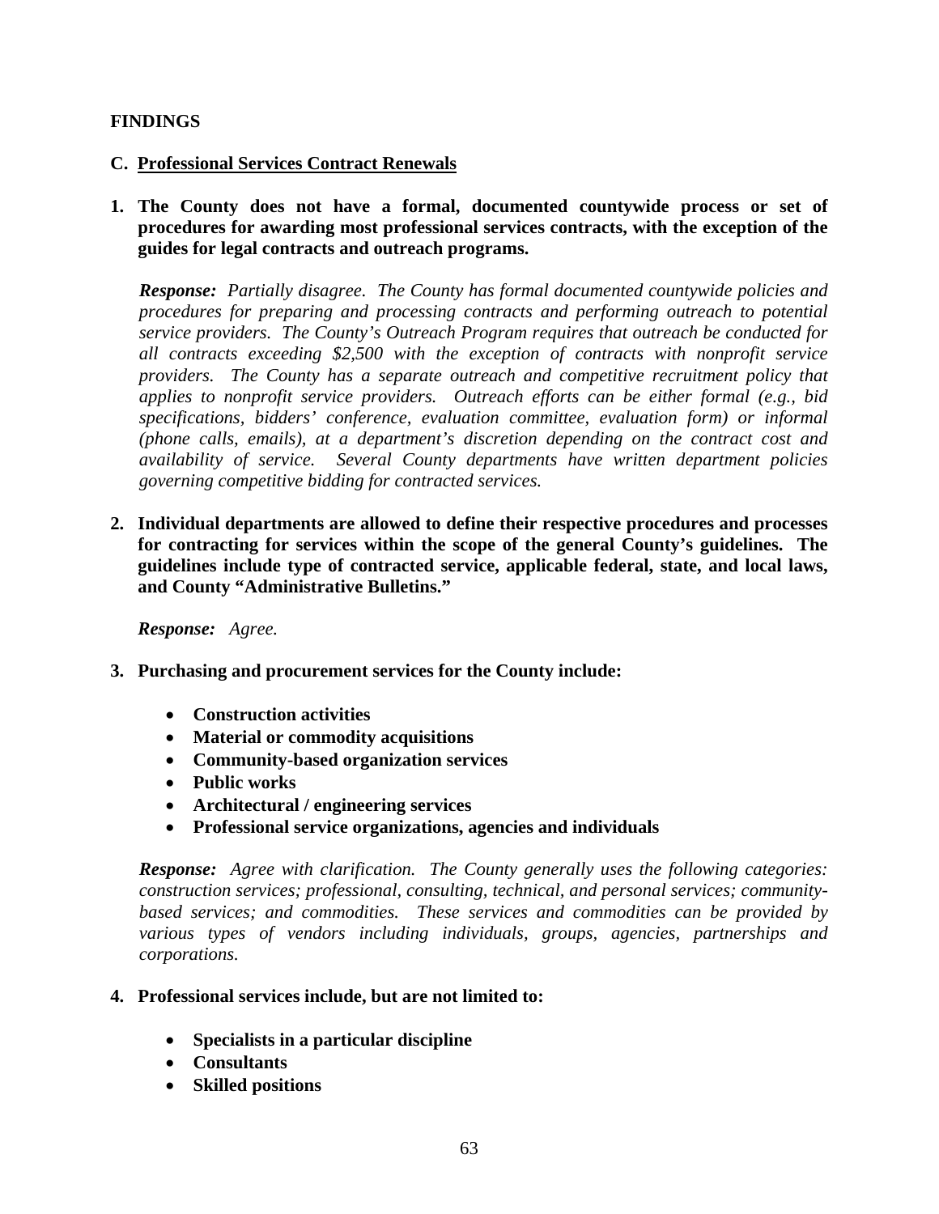## FINDINGS

### C. Professional Services Contract Renewals

**1. The County does not have a formal, documented countywide process or set of procedures for awarding most professional services contracts, with the exception of the guides for legal contracts and outreach programs.**

***Response:*** *Partially disagree. The County has formal documented countywide policies and procedures for preparing and processing contracts and performing outreach to potential service providers. The County's Outreach Program requires that outreach be conducted for all contracts exceeding $2,500 with the exception of contracts with nonprofit service providers. The County has a separate outreach and competitive recruitment policy that applies to nonprofit service providers. Outreach efforts can be either formal (e.g., bid specifications, bidders' conference, evaluation committee, evaluation form) or informal (phone calls, emails), at a department's discretion depending on the contract cost and availability of service. Several County departments have written department policies governing competitive bidding for contracted services.*

**2. Individual departments are allowed to define their respective procedures and processes for contracting for services within the scope of the general County's guidelines. The guidelines include type of contracted service, applicable federal, state, and local laws, and County "Administrative Bulletins."**

***Response:*** *Agree.*

**3. Purchasing and procurement services for the County include:**

- **Construction activities**
- **Material or commodity acquisitions**
- **Community-based organization services**
- **Public works**
- **Architectural / engineering services**
- **Professional service organizations, agencies and individuals**

***Response:*** *Agree with clarification. The County generally uses the following categories: construction services; professional, consulting, technical, and personal services; community-based services; and commodities. These services and commodities can be provided by various types of vendors including individuals, groups, agencies, partnerships and corporations.*

**4. Professional services include, but are not limited to:**

- **Specialists in a particular discipline**
- **Consultants**
- **Skilled positions**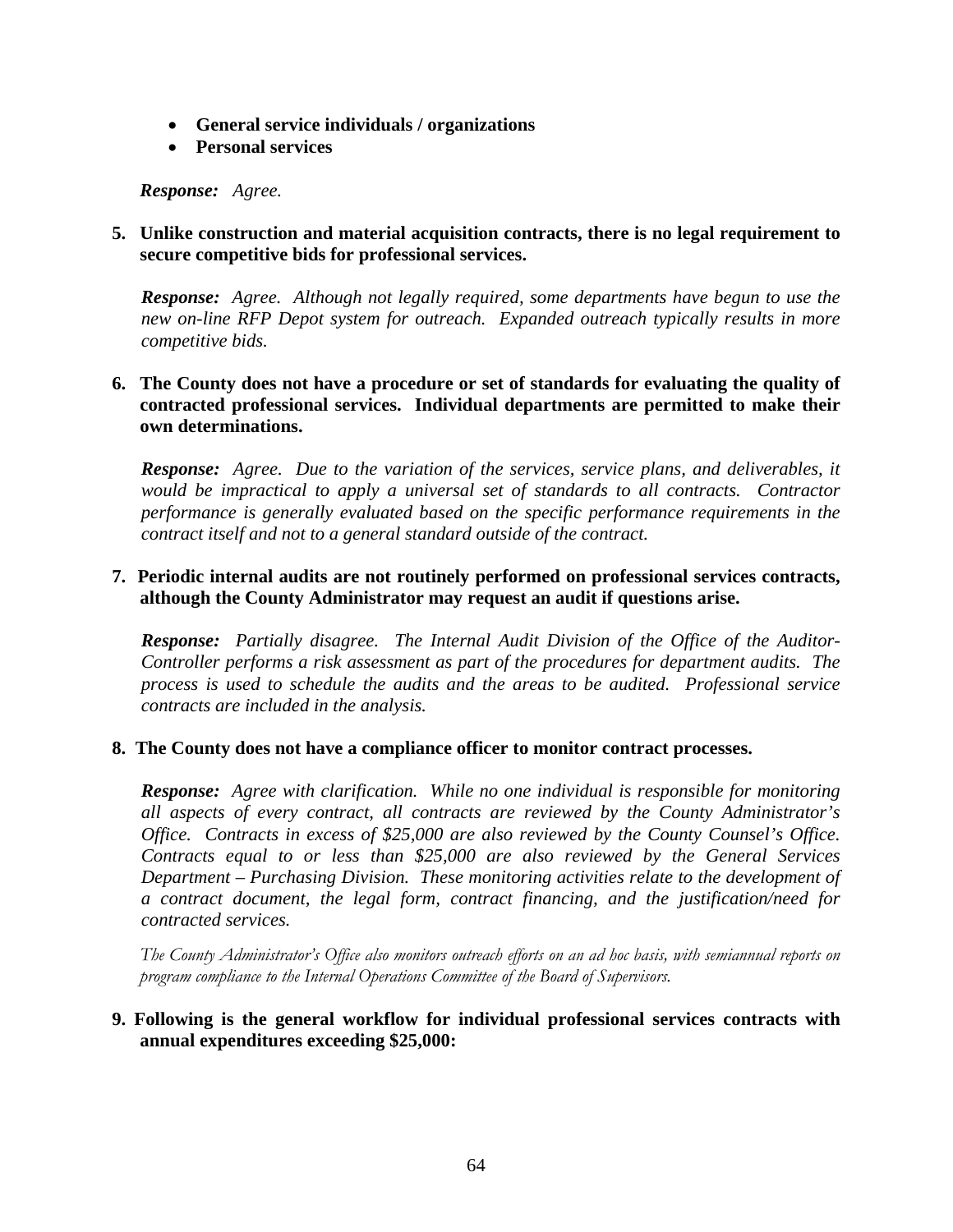- **General service individuals / organizations**
- **Personal services**

*Response:* *Agree.*

**5. Unlike construction and material acquisition contracts, there is no legal requirement to secure competitive bids for professional services.**

*Response:* *Agree. Although not legally required, some departments have begun to use the new on-line RFP Depot system for outreach. Expanded outreach typically results in more competitive bids.*

**6. The County does not have a procedure or set of standards for evaluating the quality of contracted professional services. Individual departments are permitted to make their own determinations.**

*Response:* *Agree. Due to the variation of the services, service plans, and deliverables, it would be impractical to apply a universal set of standards to all contracts. Contractor performance is generally evaluated based on the specific performance requirements in the contract itself and not to a general standard outside of the contract.*

**7. Periodic internal audits are not routinely performed on professional services contracts, although the County Administrator may request an audit if questions arise.**

*Response:* *Partially disagree. The Internal Audit Division of the Office of the Auditor-Controller performs a risk assessment as part of the procedures for department audits. The process is used to schedule the audits and the areas to be audited. Professional service contracts are included in the analysis.*

**8. The County does not have a compliance officer to monitor contract processes.**

*Response:* *Agree with clarification. While no one individual is responsible for monitoring all aspects of every contract, all contracts are reviewed by the County Administrator's Office. Contracts in excess of $25,000 are also reviewed by the County Counsel's Office. Contracts equal to or less than $25,000 are also reviewed by the General Services Department – Purchasing Division. These monitoring activities relate to the development of a contract document, the legal form, contract financing, and the justification/need for contracted services.*

*The County Administrator's Office also monitors outreach efforts on an ad hoc basis, with semiannual reports on program compliance to the Internal Operations Committee of the Board of Supervisors.*

**9. Following is the general workflow for individual professional services contracts with annual expenditures exceeding $25,000:**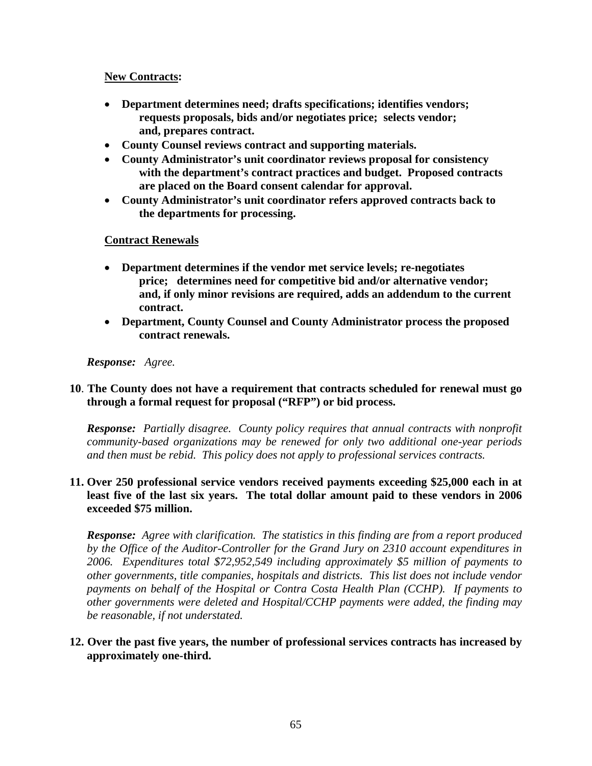**New Contracts:**

- **Department determines need; drafts specifications; identifies vendors; requests proposals, bids and/or negotiates price; selects vendor; and, prepares contract.**
- **County Counsel reviews contract and supporting materials.**
- **County Administrator's unit coordinator reviews proposal for consistency with the department's contract practices and budget. Proposed contracts are placed on the Board consent calendar for approval.**
- **County Administrator's unit coordinator refers approved contracts back to the departments for processing.**

**Contract Renewals**

- **Department determines if the vendor met service levels; re-negotiates price; determines need for competitive bid and/or alternative vendor; and, if only minor revisions are required, adds an addendum to the current contract.**
- **Department, County Counsel and County Administrator process the proposed contract renewals.**

***Response:*** *Agree.*

**10. The County does not have a requirement that contracts scheduled for renewal must go through a formal request for proposal ("RFP") or bid process.**

***Response:*** *Partially disagree. County policy requires that annual contracts with nonprofit community-based organizations may be renewed for only two additional one-year periods and then must be rebid. This policy does not apply to professional services contracts.*

**11. Over 250 professional service vendors received payments exceeding \$25,000 each in at least five of the last six years. The total dollar amount paid to these vendors in 2006 exceeded \$75 million.**

***Response:*** *Agree with clarification. The statistics in this finding are from a report produced by the Office of the Auditor-Controller for the Grand Jury on 2310 account expenditures in 2006. Expenditures total \$72,952,549 including approximately \$5 million of payments to other governments, title companies, hospitals and districts. This list does not include vendor payments on behalf of the Hospital or Contra Costa Health Plan (CCHP). If payments to other governments were deleted and Hospital/CCHP payments were added, the finding may be reasonable, if not understated.*

**12. Over the past five years, the number of professional services contracts has increased by approximately one-third.**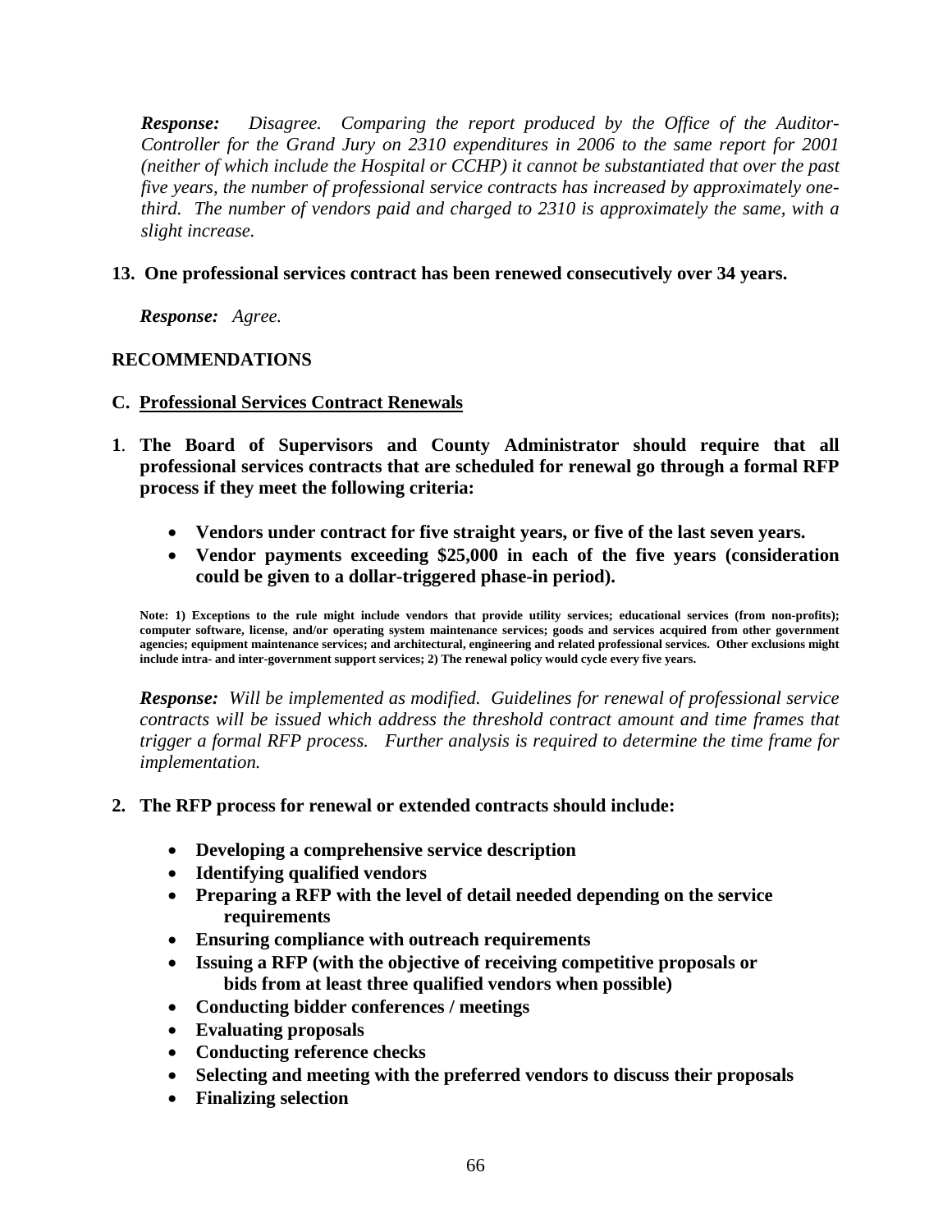***Response:*** *Disagree. Comparing the report produced by the Office of the Auditor-Controller for the Grand Jury on 2310 expenditures in 2006 to the same report for 2001 (neither of which include the Hospital or CCHP) it cannot be substantiated that over the past five years, the number of professional service contracts has increased by approximately one-third. The number of vendors paid and charged to 2310 is approximately the same, with a slight increase.*

**13. One professional services contract has been renewed consecutively over 34 years.**

***Response:*** *Agree.*

## RECOMMENDATIONS

### C. <u>Professional Services Contract Renewals</u>

**1. The Board of Supervisors and County Administrator should require that all professional services contracts that are scheduled for renewal go through a formal RFP process if they meet the following criteria:**

- **Vendors under contract for five straight years, or five of the last seven years.**
- **Vendor payments exceeding $25,000 in each of the five years (consideration could be given to a dollar-triggered phase-in period).**

**Note: 1) Exceptions to the rule might include vendors that provide utility services; educational services (from non-profits); computer software, license, and/or operating system maintenance services; goods and services acquired from other government agencies; equipment maintenance services; and architectural, engineering and related professional services. Other exclusions might include intra- and inter-government support services; 2) The renewal policy would cycle every five years.**

***Response:*** *Will be implemented as modified. Guidelines for renewal of professional service contracts will be issued which address the threshold contract amount and time frames that trigger a formal RFP process. Further analysis is required to determine the time frame for implementation.*

**2. The RFP process for renewal or extended contracts should include:**

- **Developing a comprehensive service description**
- **Identifying qualified vendors**
- **Preparing a RFP with the level of detail needed depending on the service requirements**
- **Ensuring compliance with outreach requirements**
- **Issuing a RFP (with the objective of receiving competitive proposals or bids from at least three qualified vendors when possible)**
- **Conducting bidder conferences / meetings**
- **Evaluating proposals**
- **Conducting reference checks**
- **Selecting and meeting with the preferred vendors to discuss their proposals**
- **Finalizing selection**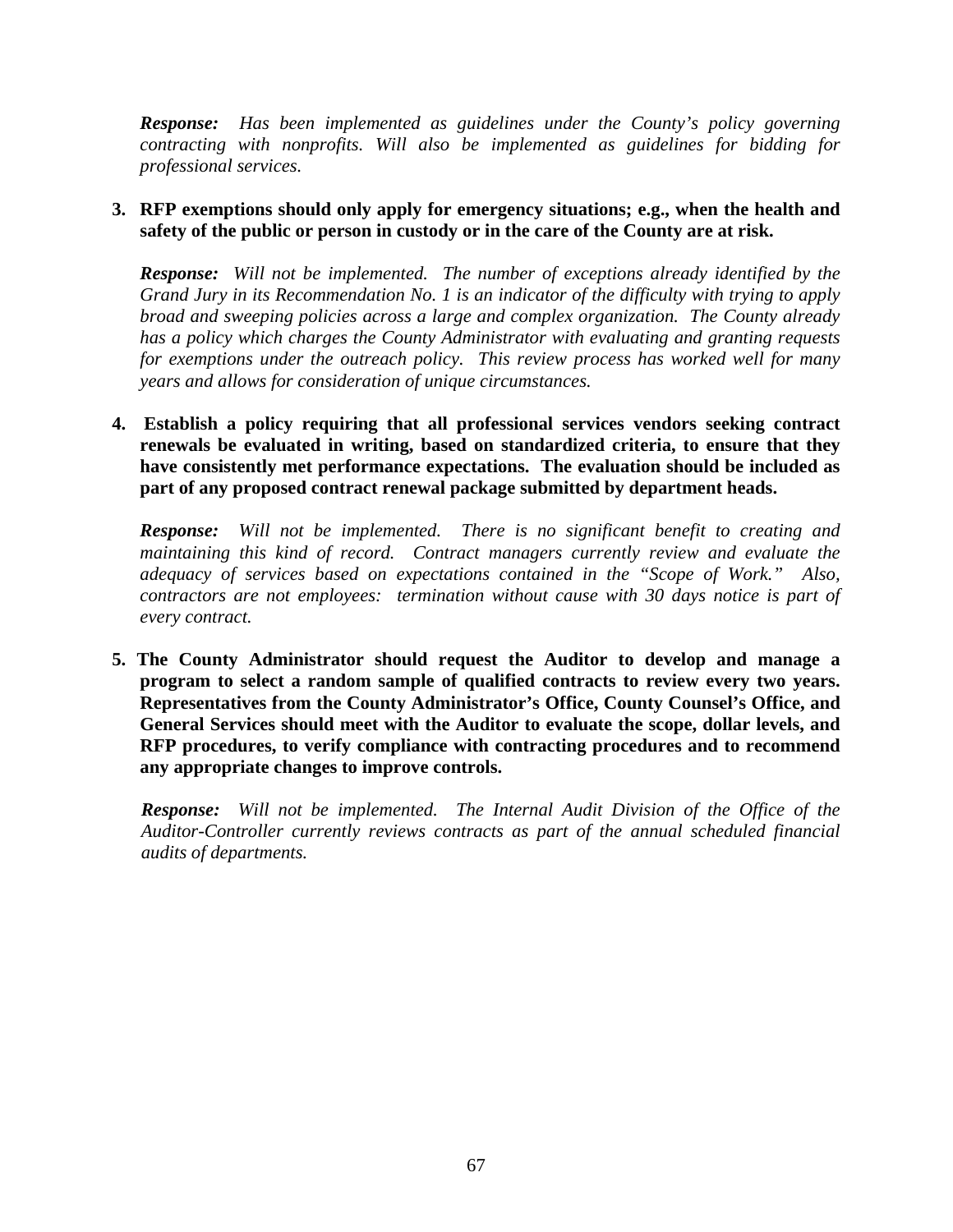***Response:*** *Has been implemented as guidelines under the County's policy governing contracting with nonprofits. Will also be implemented as guidelines for bidding for professional services.*

3. **RFP exemptions should only apply for emergency situations; e.g., when the health and safety of the public or person in custody or in the care of the County are at risk.**

   ***Response:*** *Will not be implemented. The number of exceptions already identified by the Grand Jury in its Recommendation No. 1 is an indicator of the difficulty with trying to apply broad and sweeping policies across a large and complex organization. The County already has a policy which charges the County Administrator with evaluating and granting requests for exemptions under the outreach policy. This review process has worked well for many years and allows for consideration of unique circumstances.*

4. **Establish a policy requiring that all professional services vendors seeking contract renewals be evaluated in writing, based on standardized criteria, to ensure that they have consistently met performance expectations. The evaluation should be included as part of any proposed contract renewal package submitted by department heads.**

   ***Response:*** *Will not be implemented. There is no significant benefit to creating and maintaining this kind of record. Contract managers currently review and evaluate the adequacy of services based on expectations contained in the "Scope of Work." Also, contractors are not employees: termination without cause with 30 days notice is part of every contract.*

5. **The County Administrator should request the Auditor to develop and manage a program to select a random sample of qualified contracts to review every two years. Representatives from the County Administrator's Office, County Counsel's Office, and General Services should meet with the Auditor to evaluate the scope, dollar levels, and RFP procedures, to verify compliance with contracting procedures and to recommend any appropriate changes to improve controls.**

   ***Response:*** *Will not be implemented. The Internal Audit Division of the Office of the Auditor-Controller currently reviews contracts as part of the annual scheduled financial audits of departments.*